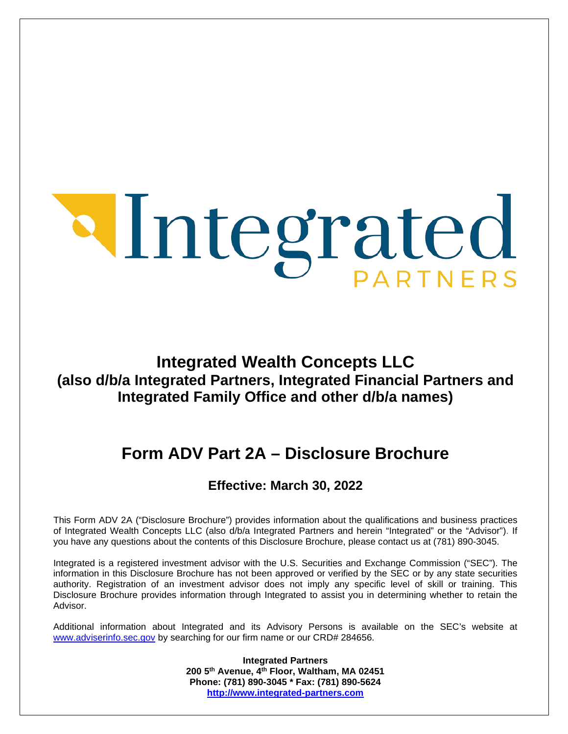Integrated
PARTNERS

# Integrated Wealth Concepts LLC
## (also d/b/a Integrated Partners, Integrated Financial Partners and Integrated Family Office and other d/b/a names)

# Form ADV Part 2A – Disclosure Brochure

### Effective: March 30, 2022

This Form ADV 2A ("Disclosure Brochure") provides information about the qualifications and business practices of Integrated Wealth Concepts LLC (also d/b/a Integrated Partners and herein "Integrated" or the "Advisor"). If you have any questions about the contents of this Disclosure Brochure, please contact us at (781) 890-3045.

Integrated is a registered investment advisor with the U.S. Securities and Exchange Commission ("SEC"). The information in this Disclosure Brochure has not been approved or verified by the SEC or by any state securities authority. Registration of an investment advisor does not imply any specific level of skill or training. This Disclosure Brochure provides information through Integrated to assist you in determining whether to retain the Advisor.

Additional information about Integrated and its Advisory Persons is available on the SEC's website at www.adviserinfo.sec.gov by searching for our firm name or our CRD# 284656.

**Integrated Partners**
**200 5th Avenue, 4th Floor, Waltham, MA 02451**
**Phone: (781) 890-3045 * Fax: (781) 890-5624**
**http://www.integrated-partners.com**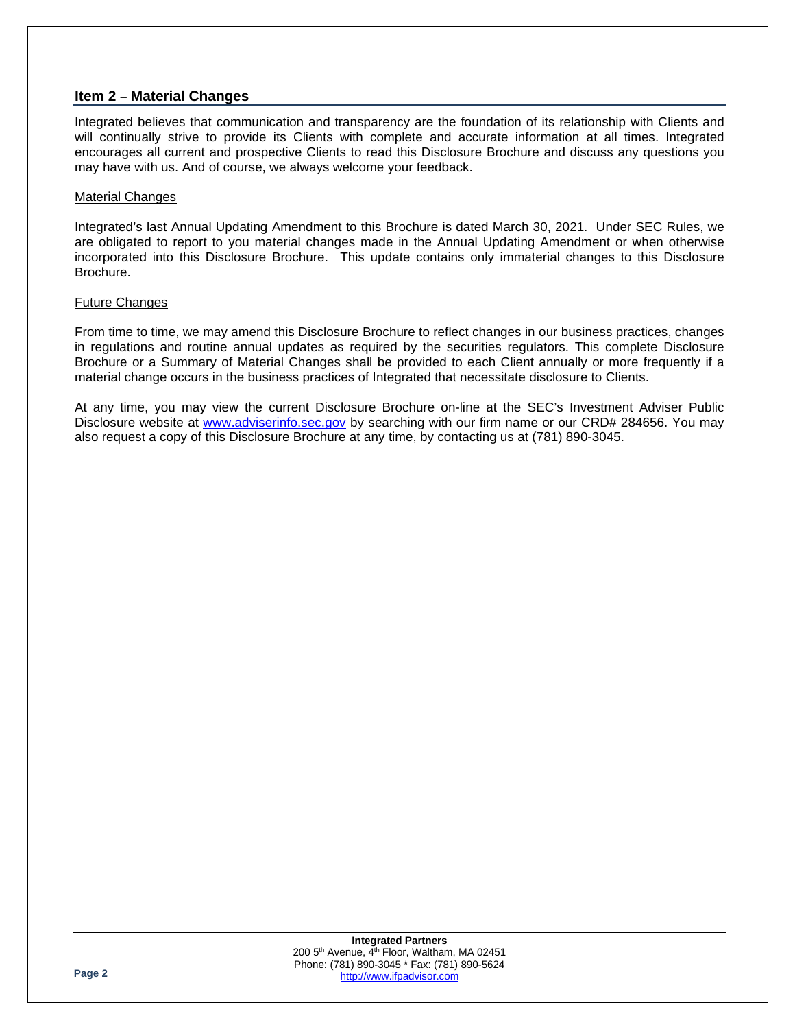## Item 2 – Material Changes

Integrated believes that communication and transparency are the foundation of its relationship with Clients and will continually strive to provide its Clients with complete and accurate information at all times. Integrated encourages all current and prospective Clients to read this Disclosure Brochure and discuss any questions you may have with us. And of course, we always welcome your feedback.

### Material Changes

Integrated's last Annual Updating Amendment to this Brochure is dated March 30, 2021. Under SEC Rules, we are obligated to report to you material changes made in the Annual Updating Amendment or when otherwise incorporated into this Disclosure Brochure. This update contains only immaterial changes to this Disclosure Brochure.

### Future Changes

From time to time, we may amend this Disclosure Brochure to reflect changes in our business practices, changes in regulations and routine annual updates as required by the securities regulators. This complete Disclosure Brochure or a Summary of Material Changes shall be provided to each Client annually or more frequently if a material change occurs in the business practices of Integrated that necessitate disclosure to Clients.

At any time, you may view the current Disclosure Brochure on-line at the SEC's Investment Adviser Public Disclosure website at www.adviserinfo.sec.gov by searching with our firm name or our CRD# 284656. You may also request a copy of this Disclosure Brochure at any time, by contacting us at (781) 890-3045.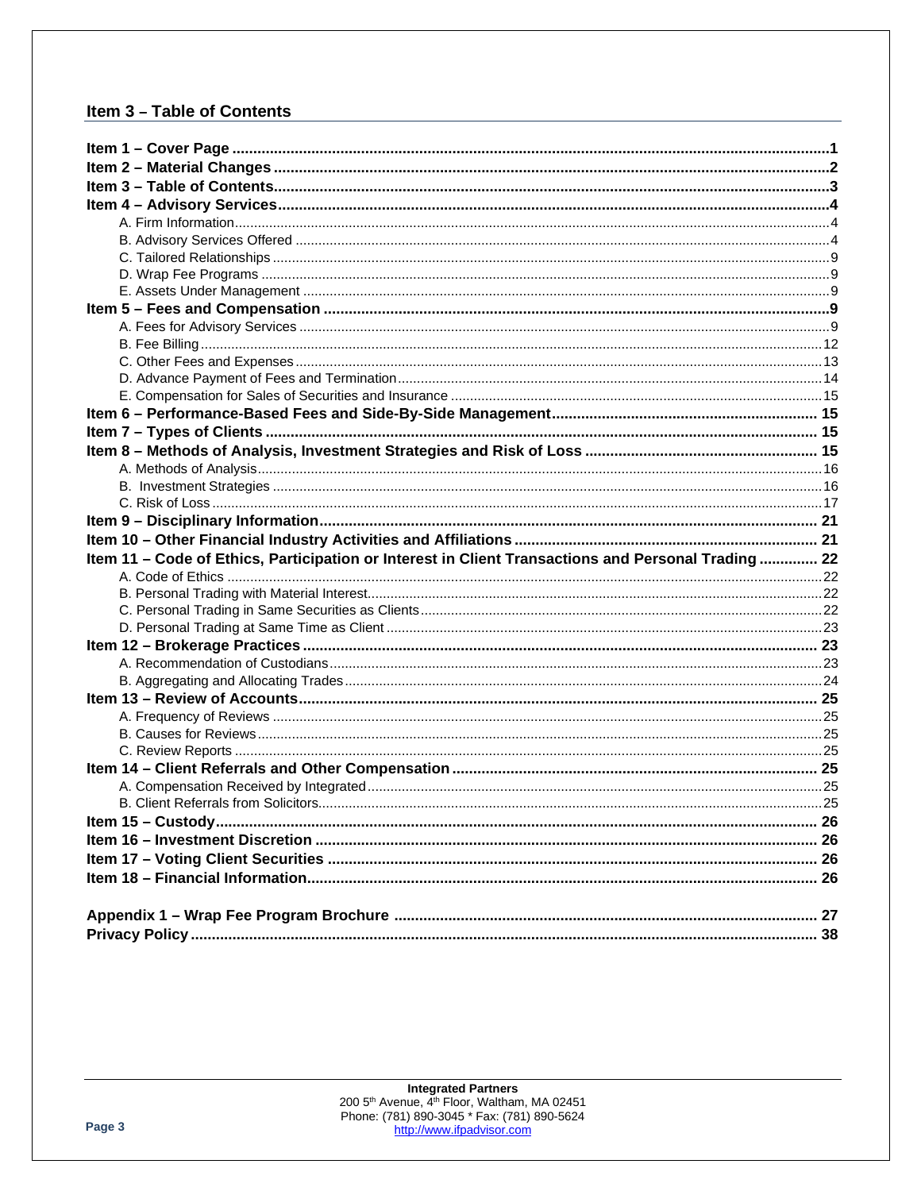## Item 3 – Table of Contents

**Item 1 – Cover Page** .......... 1
**Item 2 – Material Changes** .......... 2
**Item 3 – Table of Contents** .......... 3
**Item 4 – Advisory Services** .......... 4
- A. Firm Information .......... 4
- B. Advisory Services Offered .......... 4
- C. Tailored Relationships .......... 9
- D. Wrap Fee Programs .......... 9
- E. Assets Under Management .......... 9

**Item 5 – Fees and Compensation** .......... 9
- A. Fees for Advisory Services .......... 9
- B. Fee Billing .......... 12
- C. Other Fees and Expenses .......... 13
- D. Advance Payment of Fees and Termination .......... 14
- E. Compensation for Sales of Securities and Insurance .......... 15

**Item 6 – Performance-Based Fees and Side-By-Side Management** .......... 15
**Item 7 – Types of Clients** .......... 15
**Item 8 – Methods of Analysis, Investment Strategies and Risk of Loss** .......... 15
- A. Methods of Analysis .......... 16
- B. Investment Strategies .......... 16
- C. Risk of Loss .......... 17

**Item 9 – Disciplinary Information** .......... 21
**Item 10 – Other Financial Industry Activities and Affiliations** .......... 21
**Item 11 – Code of Ethics, Participation or Interest in Client Transactions and Personal Trading** .......... 22
- A. Code of Ethics .......... 22
- B. Personal Trading with Material Interest .......... 22
- C. Personal Trading in Same Securities as Clients .......... 22
- D. Personal Trading at Same Time as Client .......... 23

**Item 12 – Brokerage Practices** .......... 23
- A. Recommendation of Custodians .......... 23
- B. Aggregating and Allocating Trades .......... 24

**Item 13 – Review of Accounts** .......... 25
- A. Frequency of Reviews .......... 25
- B. Causes for Reviews .......... 25
- C. Review Reports .......... 25

**Item 14 – Client Referrals and Other Compensation** .......... 25
- A. Compensation Received by Integrated .......... 25
- B. Client Referrals from Solicitors .......... 25

**Item 15 – Custody** .......... 26
**Item 16 – Investment Discretion** .......... 26
**Item 17 – Voting Client Securities** .......... 26
**Item 18 – Financial Information** .......... 26

**Appendix 1 – Wrap Fee Program Brochure** .......... 27
**Privacy Policy** .......... 38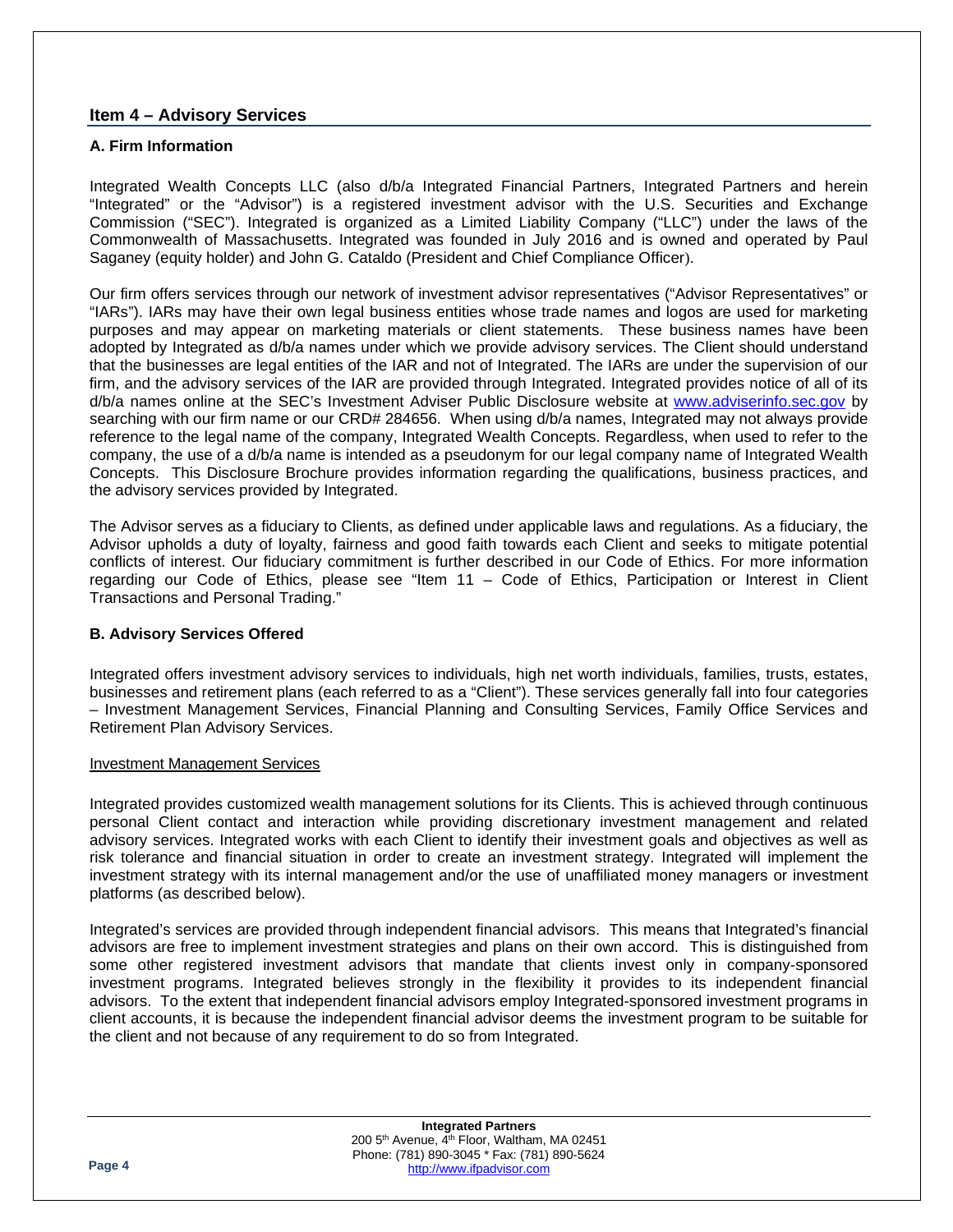## Item 4 – Advisory Services

### A. Firm Information

Integrated Wealth Concepts LLC (also d/b/a Integrated Financial Partners, Integrated Partners and herein "Integrated" or the "Advisor") is a registered investment advisor with the U.S. Securities and Exchange Commission ("SEC"). Integrated is organized as a Limited Liability Company ("LLC") under the laws of the Commonwealth of Massachusetts. Integrated was founded in July 2016 and is owned and operated by Paul Saganey (equity holder) and John G. Cataldo (President and Chief Compliance Officer).

Our firm offers services through our network of investment advisor representatives ("Advisor Representatives" or "IARs"). IARs may have their own legal business entities whose trade names and logos are used for marketing purposes and may appear on marketing materials or client statements. These business names have been adopted by Integrated as d/b/a names under which we provide advisory services. The Client should understand that the businesses are legal entities of the IAR and not of Integrated. The IARs are under the supervision of our firm, and the advisory services of the IAR are provided through Integrated. Integrated provides notice of all of its d/b/a names online at the SEC's Investment Adviser Public Disclosure website at [www.adviserinfo.sec.gov](http://www.adviserinfo.sec.gov) by searching with our firm name or our CRD# 284656. When using d/b/a names, Integrated may not always provide reference to the legal name of the company, Integrated Wealth Concepts. Regardless, when used to refer to the company, the use of a d/b/a name is intended as a pseudonym for our legal company name of Integrated Wealth Concepts. This Disclosure Brochure provides information regarding the qualifications, business practices, and the advisory services provided by Integrated.

The Advisor serves as a fiduciary to Clients, as defined under applicable laws and regulations. As a fiduciary, the Advisor upholds a duty of loyalty, fairness and good faith towards each Client and seeks to mitigate potential conflicts of interest. Our fiduciary commitment is further described in our Code of Ethics. For more information regarding our Code of Ethics, please see "Item 11 – Code of Ethics, Participation or Interest in Client Transactions and Personal Trading."

### B. Advisory Services Offered

Integrated offers investment advisory services to individuals, high net worth individuals, families, trusts, estates, businesses and retirement plans (each referred to as a "Client"). These services generally fall into four categories – Investment Management Services, Financial Planning and Consulting Services, Family Office Services and Retirement Plan Advisory Services.

<u>Investment Management Services</u>

Integrated provides customized wealth management solutions for its Clients. This is achieved through continuous personal Client contact and interaction while providing discretionary investment management and related advisory services. Integrated works with each Client to identify their investment goals and objectives as well as risk tolerance and financial situation in order to create an investment strategy. Integrated will implement the investment strategy with its internal management and/or the use of unaffiliated money managers or investment platforms (as described below).

Integrated's services are provided through independent financial advisors. This means that Integrated's financial advisors are free to implement investment strategies and plans on their own accord. This is distinguished from some other registered investment advisors that mandate that clients invest only in company-sponsored investment programs. Integrated believes strongly in the flexibility it provides to its independent financial advisors. To the extent that independent financial advisors employ Integrated-sponsored investment programs in client accounts, it is because the independent financial advisor deems the investment program to be suitable for the client and not because of any requirement to do so from Integrated.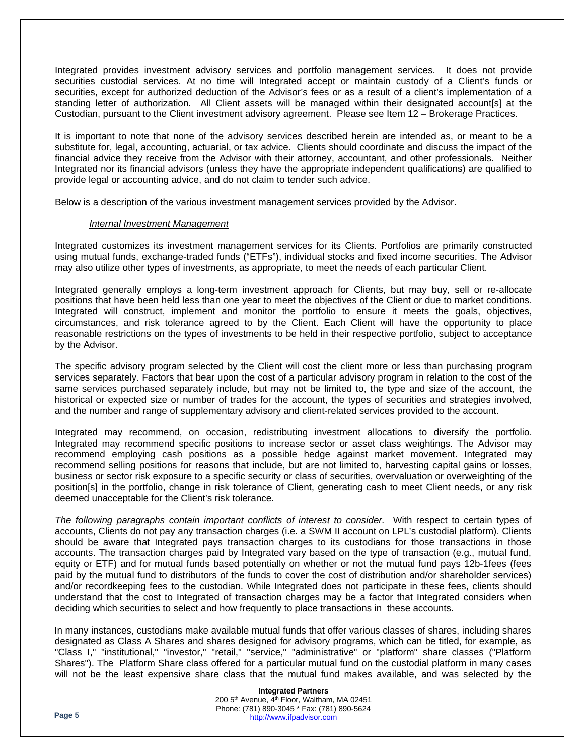Integrated provides investment advisory services and portfolio management services. It does not provide securities custodial services. At no time will Integrated accept or maintain custody of a Client's funds or securities, except for authorized deduction of the Advisor's fees or as a result of a client's implementation of a standing letter of authorization. All Client assets will be managed within their designated account[s] at the Custodian, pursuant to the Client investment advisory agreement. Please see Item 12 – Brokerage Practices.

It is important to note that none of the advisory services described herein are intended as, or meant to be a substitute for, legal, accounting, actuarial, or tax advice. Clients should coordinate and discuss the impact of the financial advice they receive from the Advisor with their attorney, accountant, and other professionals. Neither Integrated nor its financial advisors (unless they have the appropriate independent qualifications) are qualified to provide legal or accounting advice, and do not claim to tender such advice.

Below is a description of the various investment management services provided by the Advisor.

*Internal Investment Management*

Integrated customizes its investment management services for its Clients. Portfolios are primarily constructed using mutual funds, exchange-traded funds ("ETFs"), individual stocks and fixed income securities. The Advisor may also utilize other types of investments, as appropriate, to meet the needs of each particular Client.

Integrated generally employs a long-term investment approach for Clients, but may buy, sell or re-allocate positions that have been held less than one year to meet the objectives of the Client or due to market conditions. Integrated will construct, implement and monitor the portfolio to ensure it meets the goals, objectives, circumstances, and risk tolerance agreed to by the Client. Each Client will have the opportunity to place reasonable restrictions on the types of investments to be held in their respective portfolio, subject to acceptance by the Advisor.

The specific advisory program selected by the Client will cost the client more or less than purchasing program services separately. Factors that bear upon the cost of a particular advisory program in relation to the cost of the same services purchased separately include, but may not be limited to, the type and size of the account, the historical or expected size or number of trades for the account, the types of securities and strategies involved, and the number and range of supplementary advisory and client-related services provided to the account.

Integrated may recommend, on occasion, redistributing investment allocations to diversify the portfolio. Integrated may recommend specific positions to increase sector or asset class weightings. The Advisor may recommend employing cash positions as a possible hedge against market movement. Integrated may recommend selling positions for reasons that include, but are not limited to, harvesting capital gains or losses, business or sector risk exposure to a specific security or class of securities, overvaluation or overweighting of the position[s] in the portfolio, change in risk tolerance of Client, generating cash to meet Client needs, or any risk deemed unacceptable for the Client's risk tolerance.

*The following paragraphs contain important conflicts of interest to consider.* With respect to certain types of accounts, Clients do not pay any transaction charges (i.e. a SWM II account on LPL's custodial platform). Clients should be aware that Integrated pays transaction charges to its custodians for those transactions in those accounts. The transaction charges paid by Integrated vary based on the type of transaction (e.g., mutual fund, equity or ETF) and for mutual funds based potentially on whether or not the mutual fund pays 12b-1fees (fees paid by the mutual fund to distributors of the funds to cover the cost of distribution and/or shareholder services) and/or recordkeeping fees to the custodian. While Integrated does not participate in these fees, clients should understand that the cost to Integrated of transaction charges may be a factor that Integrated considers when deciding which securities to select and how frequently to place transactions in these accounts.

In many instances, custodians make available mutual funds that offer various classes of shares, including shares designated as Class A Shares and shares designed for advisory programs, which can be titled, for example, as "Class I," "institutional," "investor," "retail," "service," "administrative" or "platform" share classes ("Platform Shares"). The Platform Share class offered for a particular mutual fund on the custodial platform in many cases will not be the least expensive share class that the mutual fund makes available, and was selected by the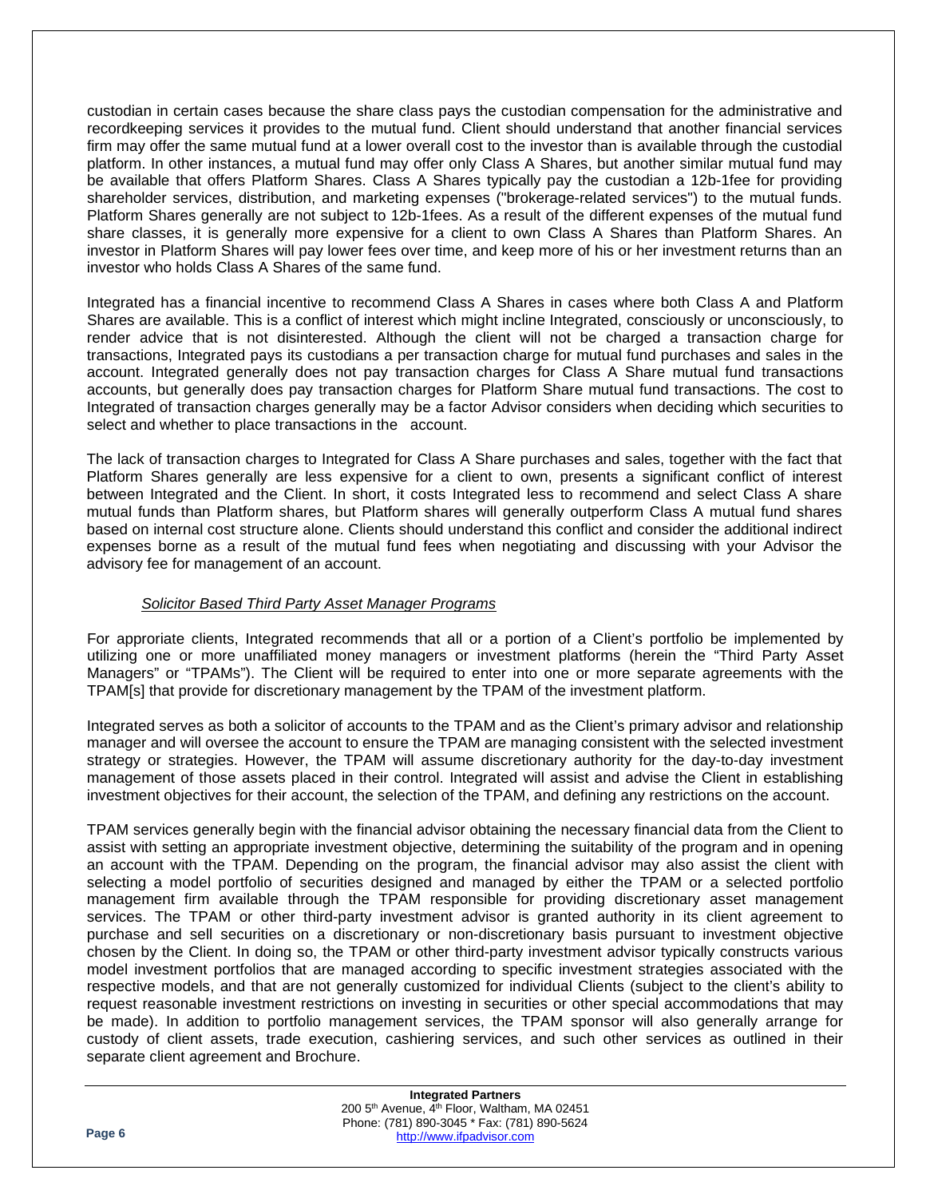custodian in certain cases because the share class pays the custodian compensation for the administrative and recordkeeping services it provides to the mutual fund. Client should understand that another financial services firm may offer the same mutual fund at a lower overall cost to the investor than is available through the custodial platform. In other instances, a mutual fund may offer only Class A Shares, but another similar mutual fund may be available that offers Platform Shares. Class A Shares typically pay the custodian a 12b-1fee for providing shareholder services, distribution, and marketing expenses ("brokerage-related services") to the mutual funds. Platform Shares generally are not subject to 12b-1fees. As a result of the different expenses of the mutual fund share classes, it is generally more expensive for a client to own Class A Shares than Platform Shares. An investor in Platform Shares will pay lower fees over time, and keep more of his or her investment returns than an investor who holds Class A Shares of the same fund.

Integrated has a financial incentive to recommend Class A Shares in cases where both Class A and Platform Shares are available. This is a conflict of interest which might incline Integrated, consciously or unconsciously, to render advice that is not disinterested. Although the client will not be charged a transaction charge for transactions, Integrated pays its custodians a per transaction charge for mutual fund purchases and sales in the account. Integrated generally does not pay transaction charges for Class A Share mutual fund transactions accounts, but generally does pay transaction charges for Platform Share mutual fund transactions. The cost to Integrated of transaction charges generally may be a factor Advisor considers when deciding which securities to select and whether to place transactions in the account.

The lack of transaction charges to Integrated for Class A Share purchases and sales, together with the fact that Platform Shares generally are less expensive for a client to own, presents a significant conflict of interest between Integrated and the Client. In short, it costs Integrated less to recommend and select Class A share mutual funds than Platform shares, but Platform shares will generally outperform Class A mutual fund shares based on internal cost structure alone. Clients should understand this conflict and consider the additional indirect expenses borne as a result of the mutual fund fees when negotiating and discussing with your Advisor the advisory fee for management of an account.

*Solicitor Based Third Party Asset Manager Programs*

For approriate clients, Integrated recommends that all or a portion of a Client's portfolio be implemented by utilizing one or more unaffiliated money managers or investment platforms (herein the "Third Party Asset Managers" or "TPAMs"). The Client will be required to enter into one or more separate agreements with the TPAM[s] that provide for discretionary management by the TPAM of the investment platform.

Integrated serves as both a solicitor of accounts to the TPAM and as the Client's primary advisor and relationship manager and will oversee the account to ensure the TPAM are managing consistent with the selected investment strategy or strategies. However, the TPAM will assume discretionary authority for the day-to-day investment management of those assets placed in their control. Integrated will assist and advise the Client in establishing investment objectives for their account, the selection of the TPAM, and defining any restrictions on the account.

TPAM services generally begin with the financial advisor obtaining the necessary financial data from the Client to assist with setting an appropriate investment objective, determining the suitability of the program and in opening an account with the TPAM. Depending on the program, the financial advisor may also assist the client with selecting a model portfolio of securities designed and managed by either the TPAM or a selected portfolio management firm available through the TPAM responsible for providing discretionary asset management services. The TPAM or other third-party investment advisor is granted authority in its client agreement to purchase and sell securities on a discretionary or non-discretionary basis pursuant to investment objective chosen by the Client. In doing so, the TPAM or other third-party investment advisor typically constructs various model investment portfolios that are managed according to specific investment strategies associated with the respective models, and that are not generally customized for individual Clients (subject to the client's ability to request reasonable investment restrictions on investing in securities or other special accommodations that may be made). In addition to portfolio management services, the TPAM sponsor will also generally arrange for custody of client assets, trade execution, cashiering services, and such other services as outlined in their separate client agreement and Brochure.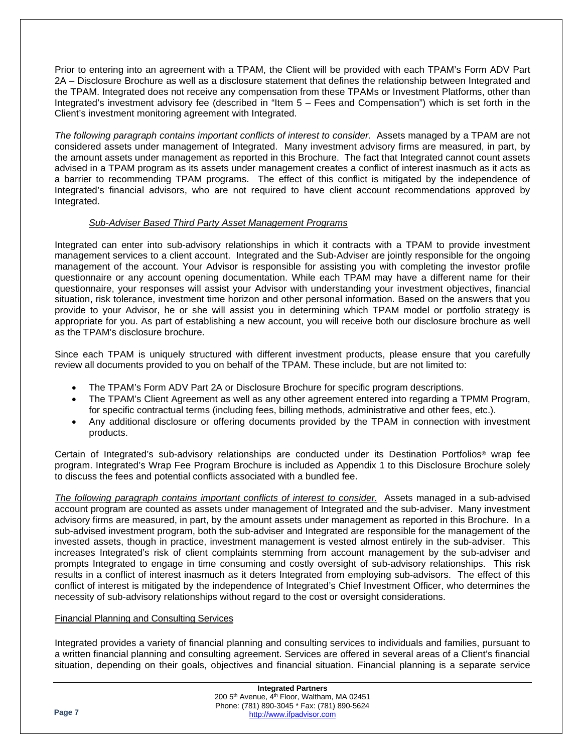Prior to entering into an agreement with a TPAM, the Client will be provided with each TPAM's Form ADV Part 2A – Disclosure Brochure as well as a disclosure statement that defines the relationship between Integrated and the TPAM. Integrated does not receive any compensation from these TPAMs or Investment Platforms, other than Integrated's investment advisory fee (described in "Item 5 – Fees and Compensation") which is set forth in the Client's investment monitoring agreement with Integrated.

*The following paragraph contains important conflicts of interest to consider.* Assets managed by a TPAM are not considered assets under management of Integrated. Many investment advisory firms are measured, in part, by the amount assets under management as reported in this Brochure. The fact that Integrated cannot count assets advised in a TPAM program as its assets under management creates a conflict of interest inasmuch as it acts as a barrier to recommending TPAM programs. The effect of this conflict is mitigated by the independence of Integrated's financial advisors, who are not required to have client account recommendations approved by Integrated.

*Sub-Adviser Based Third Party Asset Management Programs*

Integrated can enter into sub-advisory relationships in which it contracts with a TPAM to provide investment management services to a client account. Integrated and the Sub-Adviser are jointly responsible for the ongoing management of the account. Your Advisor is responsible for assisting you with completing the investor profile questionnaire or any account opening documentation. While each TPAM may have a different name for their questionnaire, your responses will assist your Advisor with understanding your investment objectives, financial situation, risk tolerance, investment time horizon and other personal information. Based on the answers that you provide to your Advisor, he or she will assist you in determining which TPAM model or portfolio strategy is appropriate for you. As part of establishing a new account, you will receive both our disclosure brochure as well as the TPAM's disclosure brochure.

Since each TPAM is uniquely structured with different investment products, please ensure that you carefully review all documents provided to you on behalf of the TPAM. These include, but are not limited to:

- The TPAM's Form ADV Part 2A or Disclosure Brochure for specific program descriptions.
- The TPAM's Client Agreement as well as any other agreement entered into regarding a TPMM Program, for specific contractual terms (including fees, billing methods, administrative and other fees, etc.).
- Any additional disclosure or offering documents provided by the TPAM in connection with investment products.

Certain of Integrated's sub-advisory relationships are conducted under its Destination Portfolios® wrap fee program. Integrated's Wrap Fee Program Brochure is included as Appendix 1 to this Disclosure Brochure solely to discuss the fees and potential conflicts associated with a bundled fee.

*The following paragraph contains important conflicts of interest to consider.* Assets managed in a sub-advised account program are counted as assets under management of Integrated and the sub-adviser. Many investment advisory firms are measured, in part, by the amount assets under management as reported in this Brochure. In a sub-advised investment program, both the sub-adviser and Integrated are responsible for the management of the invested assets, though in practice, investment management is vested almost entirely in the sub-adviser. This increases Integrated's risk of client complaints stemming from account management by the sub-adviser and prompts Integrated to engage in time consuming and costly oversight of sub-advisory relationships. This risk results in a conflict of interest inasmuch as it deters Integrated from employing sub-advisors. The effect of this conflict of interest is mitigated by the independence of Integrated's Chief Investment Officer, who determines the necessity of sub-advisory relationships without regard to the cost or oversight considerations.

Financial Planning and Consulting Services

Integrated provides a variety of financial planning and consulting services to individuals and families, pursuant to a written financial planning and consulting agreement. Services are offered in several areas of a Client's financial situation, depending on their goals, objectives and financial situation. Financial planning is a separate service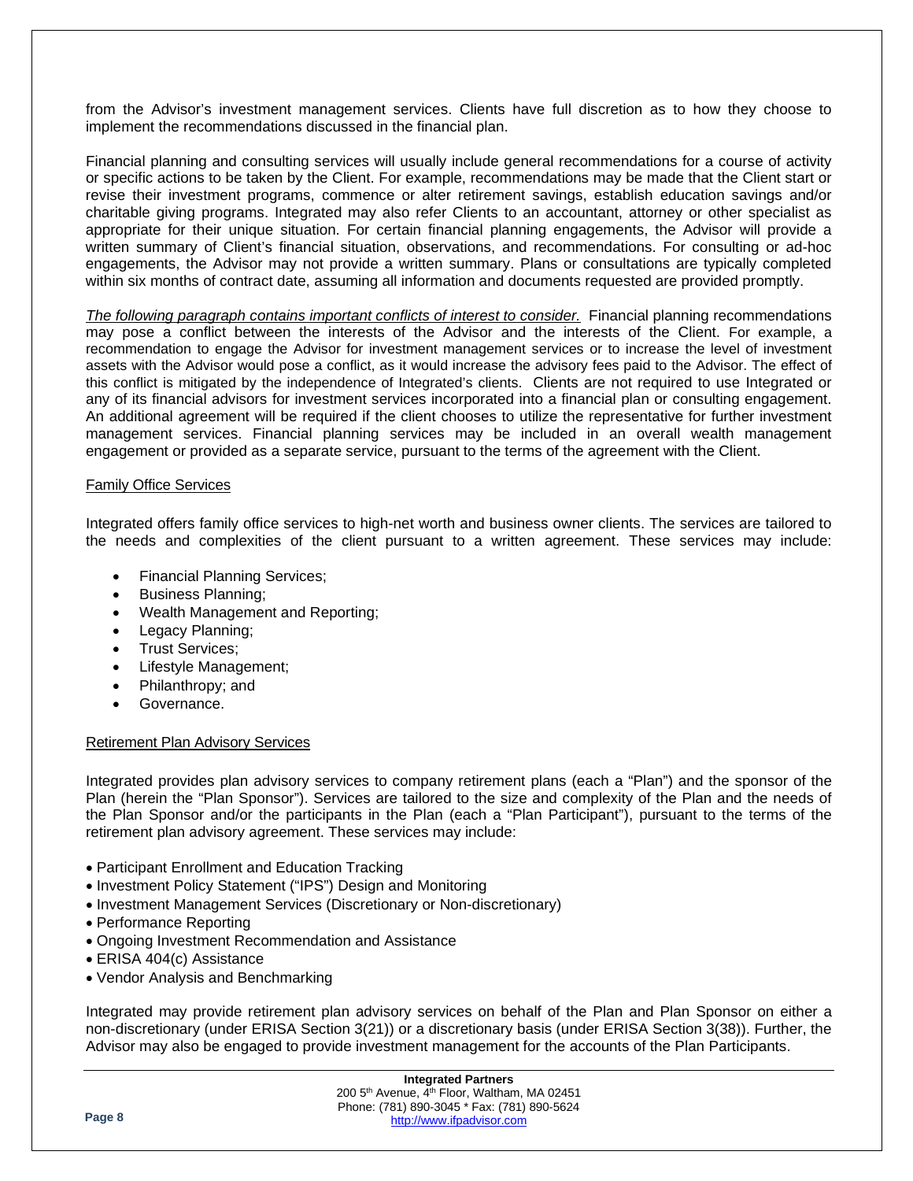from the Advisor's investment management services. Clients have full discretion as to how they choose to implement the recommendations discussed in the financial plan.

Financial planning and consulting services will usually include general recommendations for a course of activity or specific actions to be taken by the Client. For example, recommendations may be made that the Client start or revise their investment programs, commence or alter retirement savings, establish education savings and/or charitable giving programs. Integrated may also refer Clients to an accountant, attorney or other specialist as appropriate for their unique situation. For certain financial planning engagements, the Advisor will provide a written summary of Client's financial situation, observations, and recommendations. For consulting or ad-hoc engagements, the Advisor may not provide a written summary. Plans or consultations are typically completed within six months of contract date, assuming all information and documents requested are provided promptly.

*The following paragraph contains important conflicts of interest to consider.* Financial planning recommendations may pose a conflict between the interests of the Advisor and the interests of the Client. For example, a recommendation to engage the Advisor for investment management services or to increase the level of investment assets with the Advisor would pose a conflict, as it would increase the advisory fees paid to the Advisor. The effect of this conflict is mitigated by the independence of Integrated's clients. Clients are not required to use Integrated or any of its financial advisors for investment services incorporated into a financial plan or consulting engagement. An additional agreement will be required if the client chooses to utilize the representative for further investment management services. Financial planning services may be included in an overall wealth management engagement or provided as a separate service, pursuant to the terms of the agreement with the Client.

#### Family Office Services

Integrated offers family office services to high-net worth and business owner clients. The services are tailored to the needs and complexities of the client pursuant to a written agreement. These services may include:

- Financial Planning Services;
- Business Planning;
- Wealth Management and Reporting;
- Legacy Planning;
- Trust Services;
- Lifestyle Management;
- Philanthropy; and
- Governance.

#### Retirement Plan Advisory Services

Integrated provides plan advisory services to company retirement plans (each a "Plan") and the sponsor of the Plan (herein the "Plan Sponsor"). Services are tailored to the size and complexity of the Plan and the needs of the Plan Sponsor and/or the participants in the Plan (each a "Plan Participant"), pursuant to the terms of the retirement plan advisory agreement. These services may include:

- Participant Enrollment and Education Tracking
- Investment Policy Statement ("IPS") Design and Monitoring
- Investment Management Services (Discretionary or Non-discretionary)
- Performance Reporting
- Ongoing Investment Recommendation and Assistance
- ERISA 404(c) Assistance
- Vendor Analysis and Benchmarking

Integrated may provide retirement plan advisory services on behalf of the Plan and Plan Sponsor on either a non-discretionary (under ERISA Section 3(21)) or a discretionary basis (under ERISA Section 3(38)). Further, the Advisor may also be engaged to provide investment management for the accounts of the Plan Participants.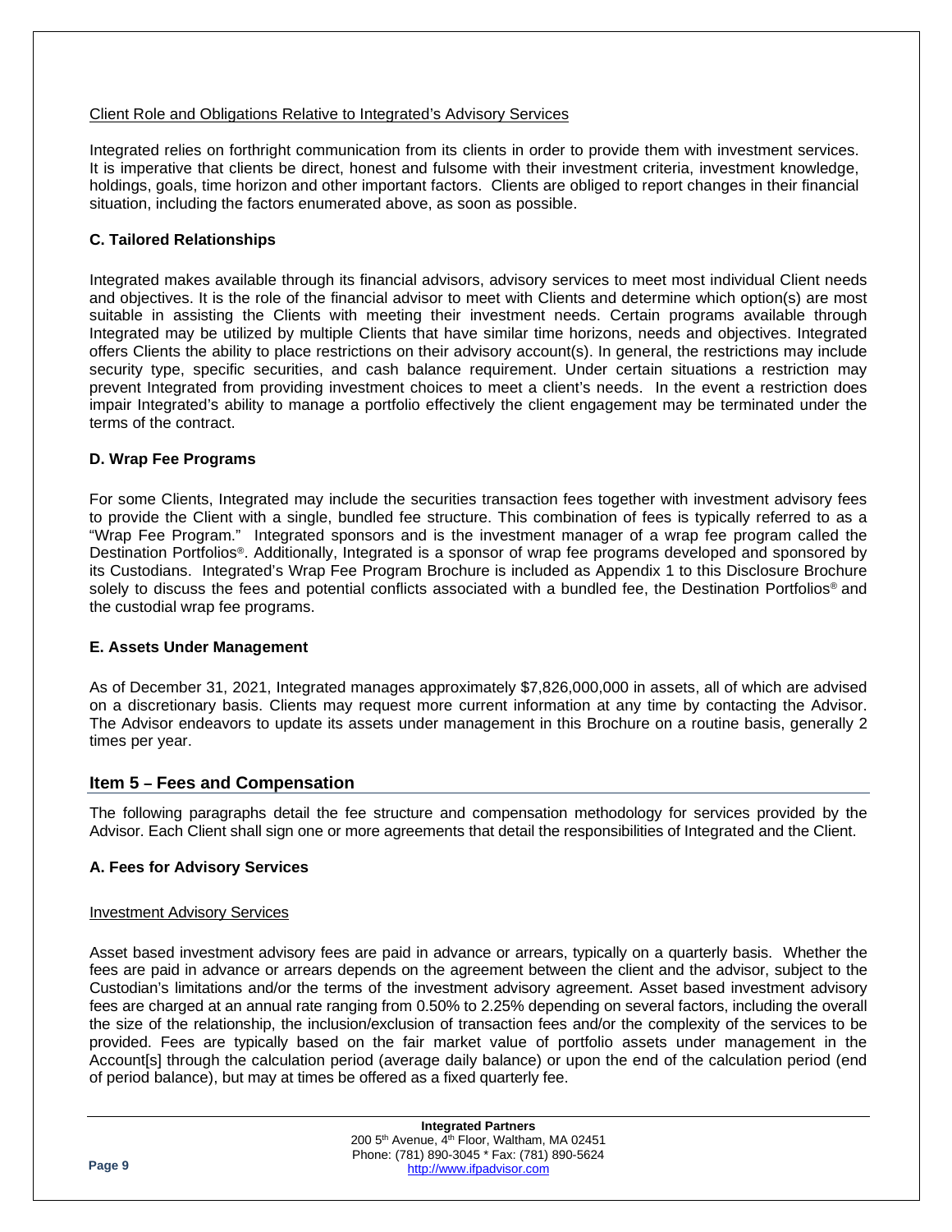Client Role and Obligations Relative to Integrated's Advisory Services

Integrated relies on forthright communication from its clients in order to provide them with investment services. It is imperative that clients be direct, honest and fulsome with their investment criteria, investment knowledge, holdings, goals, time horizon and other important factors. Clients are obliged to report changes in their financial situation, including the factors enumerated above, as soon as possible.

### C. Tailored Relationships

Integrated makes available through its financial advisors, advisory services to meet most individual Client needs and objectives. It is the role of the financial advisor to meet with Clients and determine which option(s) are most suitable in assisting the Clients with meeting their investment needs. Certain programs available through Integrated may be utilized by multiple Clients that have similar time horizons, needs and objectives. Integrated offers Clients the ability to place restrictions on their advisory account(s). In general, the restrictions may include security type, specific securities, and cash balance requirement. Under certain situations a restriction may prevent Integrated from providing investment choices to meet a client's needs. In the event a restriction does impair Integrated's ability to manage a portfolio effectively the client engagement may be terminated under the terms of the contract.

### D. Wrap Fee Programs

For some Clients, Integrated may include the securities transaction fees together with investment advisory fees to provide the Client with a single, bundled fee structure. This combination of fees is typically referred to as a "Wrap Fee Program." Integrated sponsors and is the investment manager of a wrap fee program called the Destination Portfolios®. Additionally, Integrated is a sponsor of wrap fee programs developed and sponsored by its Custodians. Integrated's Wrap Fee Program Brochure is included as Appendix 1 to this Disclosure Brochure solely to discuss the fees and potential conflicts associated with a bundled fee, the Destination Portfolios® and the custodial wrap fee programs.

### E. Assets Under Management

As of December 31, 2021, Integrated manages approximately $7,826,000,000 in assets, all of which are advised on a discretionary basis. Clients may request more current information at any time by contacting the Advisor. The Advisor endeavors to update its assets under management in this Brochure on a routine basis, generally 2 times per year.

## Item 5 – Fees and Compensation

The following paragraphs detail the fee structure and compensation methodology for services provided by the Advisor. Each Client shall sign one or more agreements that detail the responsibilities of Integrated and the Client.

### A. Fees for Advisory Services

Investment Advisory Services

Asset based investment advisory fees are paid in advance or arrears, typically on a quarterly basis. Whether the fees are paid in advance or arrears depends on the agreement between the client and the advisor, subject to the Custodian's limitations and/or the terms of the investment advisory agreement. Asset based investment advisory fees are charged at an annual rate ranging from 0.50% to 2.25% depending on several factors, including the overall the size of the relationship, the inclusion/exclusion of transaction fees and/or the complexity of the services to be provided. Fees are typically based on the fair market value of portfolio assets under management in the Account[s] through the calculation period (average daily balance) or upon the end of the calculation period (end of period balance), but may at times be offered as a fixed quarterly fee.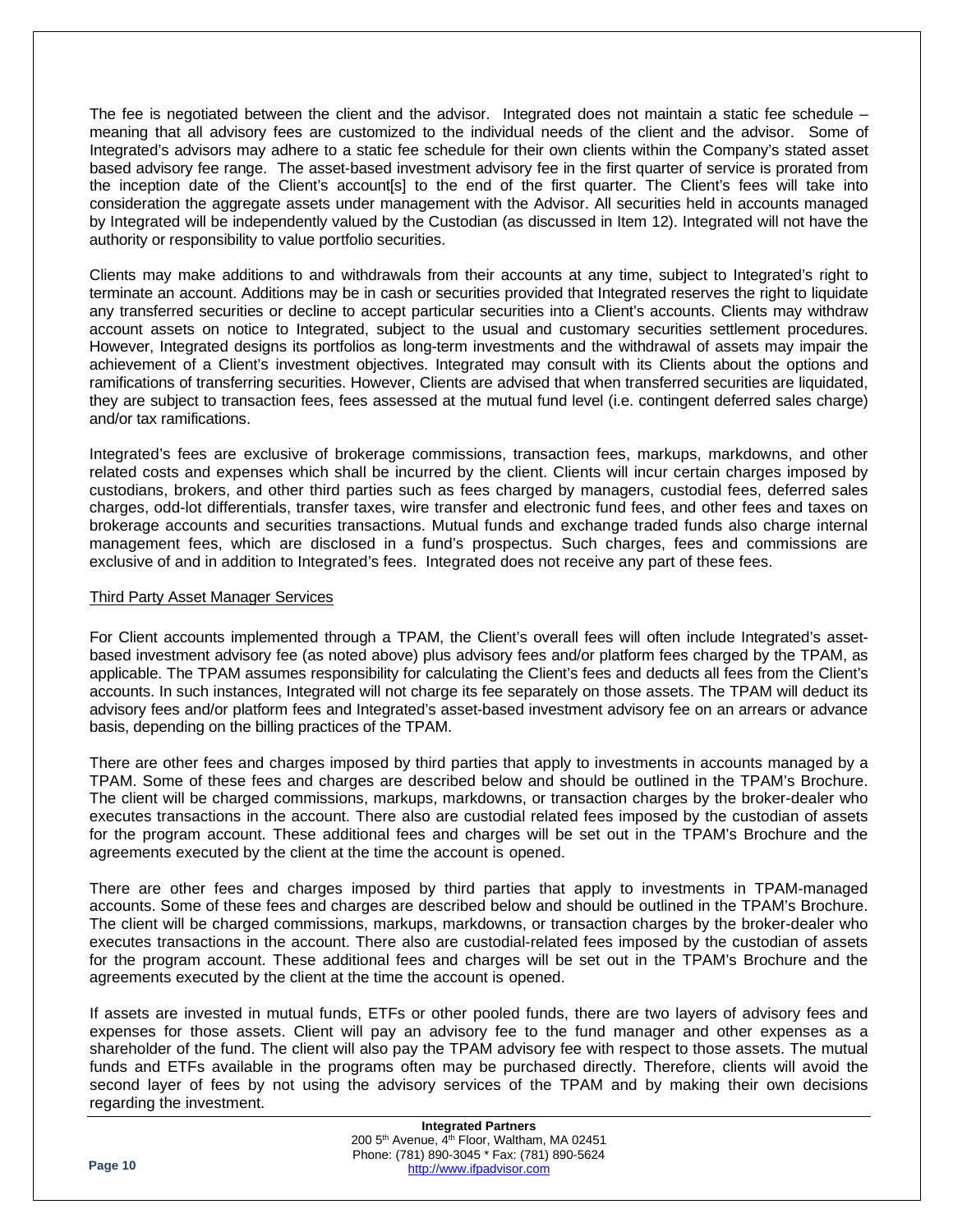The fee is negotiated between the client and the advisor. Integrated does not maintain a static fee schedule – meaning that all advisory fees are customized to the individual needs of the client and the advisor. Some of Integrated's advisors may adhere to a static fee schedule for their own clients within the Company's stated asset based advisory fee range. The asset-based investment advisory fee in the first quarter of service is prorated from the inception date of the Client's account[s] to the end of the first quarter. The Client's fees will take into consideration the aggregate assets under management with the Advisor. All securities held in accounts managed by Integrated will be independently valued by the Custodian (as discussed in Item 12). Integrated will not have the authority or responsibility to value portfolio securities.

Clients may make additions to and withdrawals from their accounts at any time, subject to Integrated's right to terminate an account. Additions may be in cash or securities provided that Integrated reserves the right to liquidate any transferred securities or decline to accept particular securities into a Client's accounts. Clients may withdraw account assets on notice to Integrated, subject to the usual and customary securities settlement procedures. However, Integrated designs its portfolios as long-term investments and the withdrawal of assets may impair the achievement of a Client's investment objectives. Integrated may consult with its Clients about the options and ramifications of transferring securities. However, Clients are advised that when transferred securities are liquidated, they are subject to transaction fees, fees assessed at the mutual fund level (i.e. contingent deferred sales charge) and/or tax ramifications.

Integrated's fees are exclusive of brokerage commissions, transaction fees, markups, markdowns, and other related costs and expenses which shall be incurred by the client. Clients will incur certain charges imposed by custodians, brokers, and other third parties such as fees charged by managers, custodial fees, deferred sales charges, odd-lot differentials, transfer taxes, wire transfer and electronic fund fees, and other fees and taxes on brokerage accounts and securities transactions. Mutual funds and exchange traded funds also charge internal management fees, which are disclosed in a fund's prospectus. Such charges, fees and commissions are exclusive of and in addition to Integrated's fees. Integrated does not receive any part of these fees.

Third Party Asset Manager Services

For Client accounts implemented through a TPAM, the Client's overall fees will often include Integrated's asset-based investment advisory fee (as noted above) plus advisory fees and/or platform fees charged by the TPAM, as applicable. The TPAM assumes responsibility for calculating the Client's fees and deducts all fees from the Client's accounts. In such instances, Integrated will not charge its fee separately on those assets. The TPAM will deduct its advisory fees and/or platform fees and Integrated's asset-based investment advisory fee on an arrears or advance basis, depending on the billing practices of the TPAM.

There are other fees and charges imposed by third parties that apply to investments in accounts managed by a TPAM. Some of these fees and charges are described below and should be outlined in the TPAM's Brochure. The client will be charged commissions, markups, markdowns, or transaction charges by the broker-dealer who executes transactions in the account. There also are custodial related fees imposed by the custodian of assets for the program account. These additional fees and charges will be set out in the TPAM's Brochure and the agreements executed by the client at the time the account is opened.

There are other fees and charges imposed by third parties that apply to investments in TPAM-managed accounts. Some of these fees and charges are described below and should be outlined in the TPAM's Brochure. The client will be charged commissions, markups, markdowns, or transaction charges by the broker-dealer who executes transactions in the account. There also are custodial-related fees imposed by the custodian of assets for the program account. These additional fees and charges will be set out in the TPAM's Brochure and the agreements executed by the client at the time the account is opened.

If assets are invested in mutual funds, ETFs or other pooled funds, there are two layers of advisory fees and expenses for those assets. Client will pay an advisory fee to the fund manager and other expenses as a shareholder of the fund. The client will also pay the TPAM advisory fee with respect to those assets. The mutual funds and ETFs available in the programs often may be purchased directly. Therefore, clients will avoid the second layer of fees by not using the advisory services of the TPAM and by making their own decisions regarding the investment.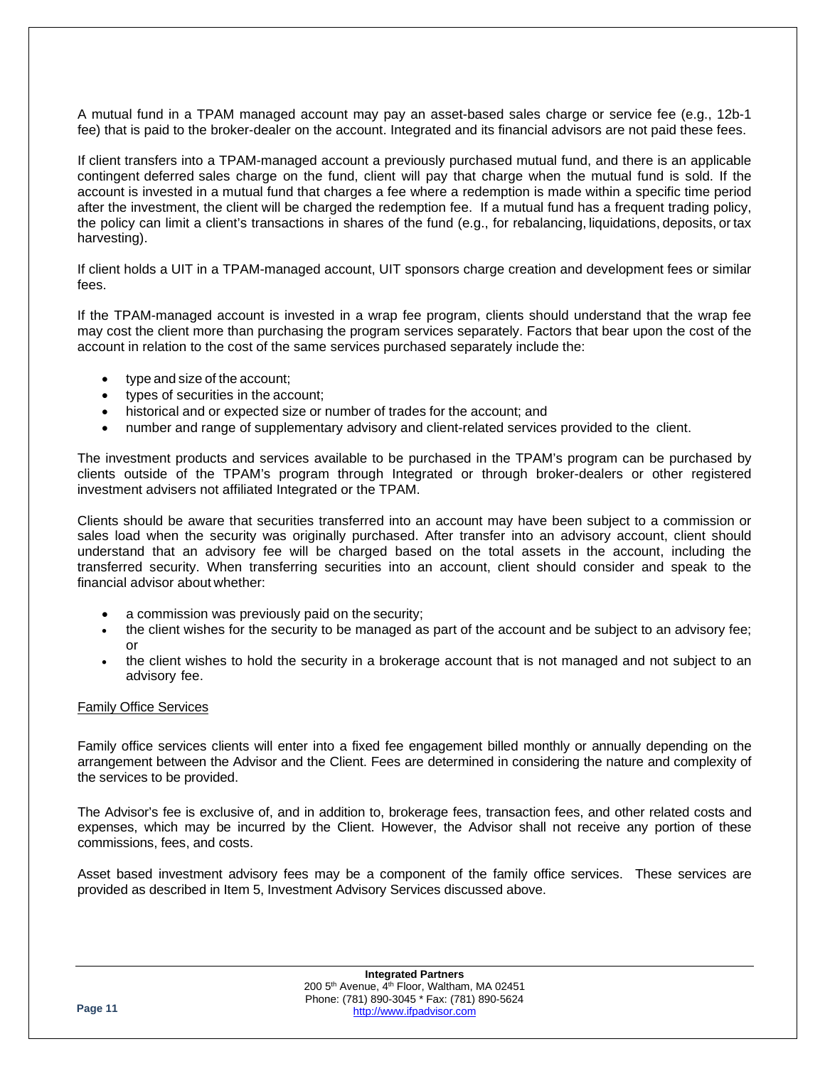A mutual fund in a TPAM managed account may pay an asset-based sales charge or service fee (e.g., 12b-1 fee) that is paid to the broker-dealer on the account. Integrated and its financial advisors are not paid these fees.

If client transfers into a TPAM-managed account a previously purchased mutual fund, and there is an applicable contingent deferred sales charge on the fund, client will pay that charge when the mutual fund is sold. If the account is invested in a mutual fund that charges a fee where a redemption is made within a specific time period after the investment, the client will be charged the redemption fee. If a mutual fund has a frequent trading policy, the policy can limit a client's transactions in shares of the fund (e.g., for rebalancing, liquidations, deposits, or tax harvesting).

If client holds a UIT in a TPAM-managed account, UIT sponsors charge creation and development fees or similar fees.

If the TPAM-managed account is invested in a wrap fee program, clients should understand that the wrap fee may cost the client more than purchasing the program services separately. Factors that bear upon the cost of the account in relation to the cost of the same services purchased separately include the:

- type and size of the account;
- types of securities in the account;
- historical and or expected size or number of trades for the account; and
- number and range of supplementary advisory and client-related services provided to the client.

The investment products and services available to be purchased in the TPAM's program can be purchased by clients outside of the TPAM's program through Integrated or through broker-dealers or other registered investment advisers not affiliated Integrated or the TPAM.

Clients should be aware that securities transferred into an account may have been subject to a commission or sales load when the security was originally purchased. After transfer into an advisory account, client should understand that an advisory fee will be charged based on the total assets in the account, including the transferred security. When transferring securities into an account, client should consider and speak to the financial advisor about whether:

- a commission was previously paid on the security;
- the client wishes for the security to be managed as part of the account and be subject to an advisory fee; or
- the client wishes to hold the security in a brokerage account that is not managed and not subject to an advisory fee.

<u>Family Office Services</u>

Family office services clients will enter into a fixed fee engagement billed monthly or annually depending on the arrangement between the Advisor and the Client. Fees are determined in considering the nature and complexity of the services to be provided.

The Advisor's fee is exclusive of, and in addition to, brokerage fees, transaction fees, and other related costs and expenses, which may be incurred by the Client. However, the Advisor shall not receive any portion of these commissions, fees, and costs.

Asset based investment advisory fees may be a component of the family office services. These services are provided as described in Item 5, Investment Advisory Services discussed above.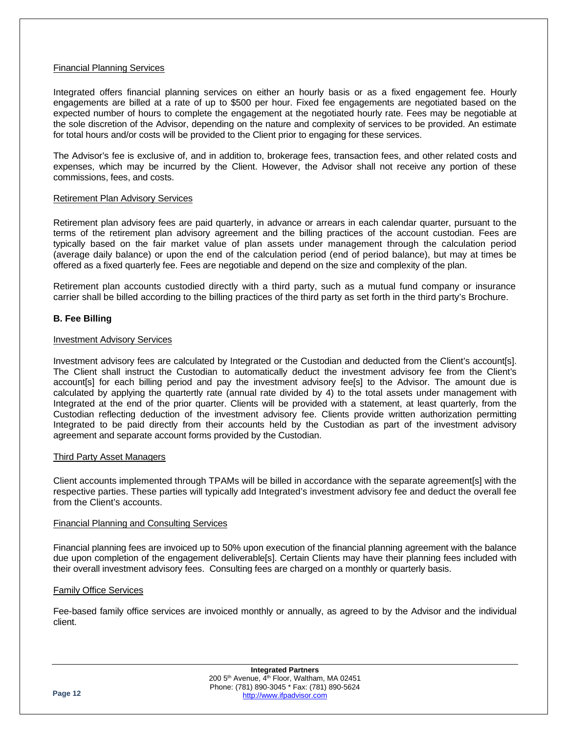Financial Planning Services

Integrated offers financial planning services on either an hourly basis or as a fixed engagement fee. Hourly engagements are billed at a rate of up to $500 per hour. Fixed fee engagements are negotiated based on the expected number of hours to complete the engagement at the negotiated hourly rate. Fees may be negotiable at the sole discretion of the Advisor, depending on the nature and complexity of services to be provided. An estimate for total hours and/or costs will be provided to the Client prior to engaging for these services.

The Advisor's fee is exclusive of, and in addition to, brokerage fees, transaction fees, and other related costs and expenses, which may be incurred by the Client. However, the Advisor shall not receive any portion of these commissions, fees, and costs.

Retirement Plan Advisory Services

Retirement plan advisory fees are paid quarterly, in advance or arrears in each calendar quarter, pursuant to the terms of the retirement plan advisory agreement and the billing practices of the account custodian. Fees are typically based on the fair market value of plan assets under management through the calculation period (average daily balance) or upon the end of the calculation period (end of period balance), but may at times be offered as a fixed quarterly fee. Fees are negotiable and depend on the size and complexity of the plan.

Retirement plan accounts custodied directly with a third party, such as a mutual fund company or insurance carrier shall be billed according to the billing practices of the third party as set forth in the third party's Brochure.

**B. Fee Billing**

Investment Advisory Services

Investment advisory fees are calculated by Integrated or the Custodian and deducted from the Client's account[s]. The Client shall instruct the Custodian to automatically deduct the investment advisory fee from the Client's account[s] for each billing period and pay the investment advisory fee[s] to the Advisor. The amount due is calculated by applying the quartertly rate (annual rate divided by 4) to the total assets under management with Integrated at the end of the prior quarter. Clients will be provided with a statement, at least quarterly, from the Custodian reflecting deduction of the investment advisory fee. Clients provide written authorization permitting Integrated to be paid directly from their accounts held by the Custodian as part of the investment advisory agreement and separate account forms provided by the Custodian.

Third Party Asset Managers

Client accounts implemented through TPAMs will be billed in accordance with the separate agreement[s] with the respective parties. These parties will typically add Integrated's investment advisory fee and deduct the overall fee from the Client's accounts.

Financial Planning and Consulting Services

Financial planning fees are invoiced up to 50% upon execution of the financial planning agreement with the balance due upon completion of the engagement deliverable[s]. Certain Clients may have their planning fees included with their overall investment advisory fees. Consulting fees are charged on a monthly or quarterly basis.

Family Office Services

Fee-based family office services are invoiced monthly or annually, as agreed to by the Advisor and the individual client.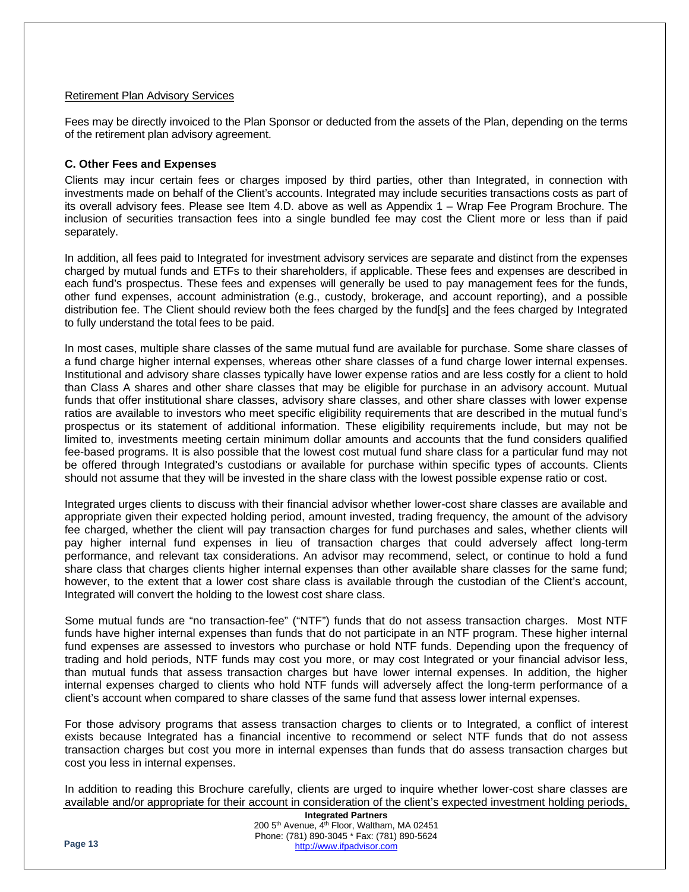Retirement Plan Advisory Services

Fees may be directly invoiced to the Plan Sponsor or deducted from the assets of the Plan, depending on the terms of the retirement plan advisory agreement.

**C. Other Fees and Expenses**

Clients may incur certain fees or charges imposed by third parties, other than Integrated, in connection with investments made on behalf of the Client's accounts. Integrated may include securities transactions costs as part of its overall advisory fees. Please see Item 4.D. above as well as Appendix 1 – Wrap Fee Program Brochure. The inclusion of securities transaction fees into a single bundled fee may cost the Client more or less than if paid separately.

In addition, all fees paid to Integrated for investment advisory services are separate and distinct from the expenses charged by mutual funds and ETFs to their shareholders, if applicable. These fees and expenses are described in each fund's prospectus. These fees and expenses will generally be used to pay management fees for the funds, other fund expenses, account administration (e.g., custody, brokerage, and account reporting), and a possible distribution fee. The Client should review both the fees charged by the fund[s] and the fees charged by Integrated to fully understand the total fees to be paid.

In most cases, multiple share classes of the same mutual fund are available for purchase. Some share classes of a fund charge higher internal expenses, whereas other share classes of a fund charge lower internal expenses. Institutional and advisory share classes typically have lower expense ratios and are less costly for a client to hold than Class A shares and other share classes that may be eligible for purchase in an advisory account. Mutual funds that offer institutional share classes, advisory share classes, and other share classes with lower expense ratios are available to investors who meet specific eligibility requirements that are described in the mutual fund's prospectus or its statement of additional information. These eligibility requirements include, but may not be limited to, investments meeting certain minimum dollar amounts and accounts that the fund considers qualified fee-based programs. It is also possible that the lowest cost mutual fund share class for a particular fund may not be offered through Integrated's custodians or available for purchase within specific types of accounts. Clients should not assume that they will be invested in the share class with the lowest possible expense ratio or cost.

Integrated urges clients to discuss with their financial advisor whether lower-cost share classes are available and appropriate given their expected holding period, amount invested, trading frequency, the amount of the advisory fee charged, whether the client will pay transaction charges for fund purchases and sales, whether clients will pay higher internal fund expenses in lieu of transaction charges that could adversely affect long-term performance, and relevant tax considerations. An advisor may recommend, select, or continue to hold a fund share class that charges clients higher internal expenses than other available share classes for the same fund; however, to the extent that a lower cost share class is available through the custodian of the Client's account, Integrated will convert the holding to the lowest cost share class.

Some mutual funds are "no transaction-fee" ("NTF") funds that do not assess transaction charges. Most NTF funds have higher internal expenses than funds that do not participate in an NTF program. These higher internal fund expenses are assessed to investors who purchase or hold NTF funds. Depending upon the frequency of trading and hold periods, NTF funds may cost you more, or may cost Integrated or your financial advisor less, than mutual funds that assess transaction charges but have lower internal expenses. In addition, the higher internal expenses charged to clients who hold NTF funds will adversely affect the long-term performance of a client's account when compared to share classes of the same fund that assess lower internal expenses.

For those advisory programs that assess transaction charges to clients or to Integrated, a conflict of interest exists because Integrated has a financial incentive to recommend or select NTF funds that do not assess transaction charges but cost you more in internal expenses than funds that do assess transaction charges but cost you less in internal expenses.

In addition to reading this Brochure carefully, clients are urged to inquire whether lower-cost share classes are available and/or appropriate for their account in consideration of the client's expected investment holding periods,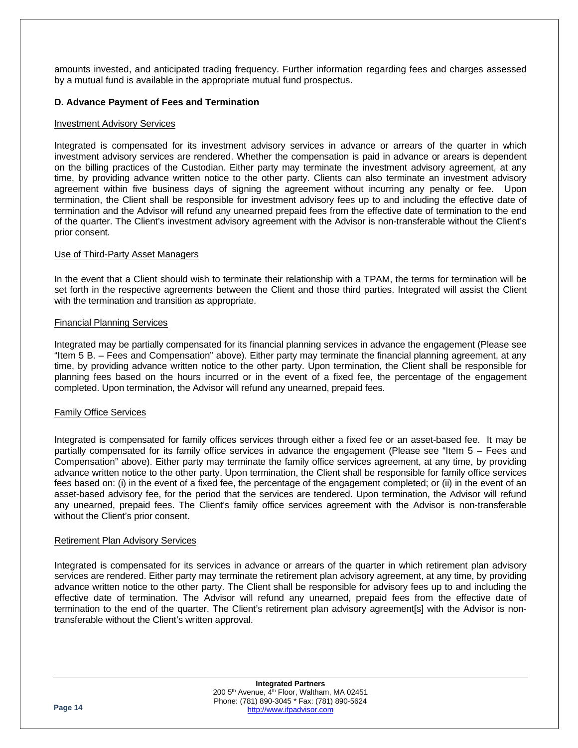amounts invested, and anticipated trading frequency. Further information regarding fees and charges assessed by a mutual fund is available in the appropriate mutual fund prospectus.

### D. Advance Payment of Fees and Termination

<u>Investment Advisory Services</u>

Integrated is compensated for its investment advisory services in advance or arrears of the quarter in which investment advisory services are rendered. Whether the compensation is paid in advance or arears is dependent on the billing practices of the Custodian. Either party may terminate the investment advisory agreement, at any time, by providing advance written notice to the other party. Clients can also terminate an investment advisory agreement within five business days of signing the agreement without incurring any penalty or fee. Upon termination, the Client shall be responsible for investment advisory fees up to and including the effective date of termination and the Advisor will refund any unearned prepaid fees from the effective date of termination to the end of the quarter. The Client's investment advisory agreement with the Advisor is non-transferable without the Client's prior consent.

<u>Use of Third-Party Asset Managers</u>

In the event that a Client should wish to terminate their relationship with a TPAM, the terms for termination will be set forth in the respective agreements between the Client and those third parties. Integrated will assist the Client with the termination and transition as appropriate.

<u>Financial Planning Services</u>

Integrated may be partially compensated for its financial planning services in advance the engagement (Please see "Item 5 B. – Fees and Compensation" above). Either party may terminate the financial planning agreement, at any time, by providing advance written notice to the other party. Upon termination, the Client shall be responsible for planning fees based on the hours incurred or in the event of a fixed fee, the percentage of the engagement completed. Upon termination, the Advisor will refund any unearned, prepaid fees.

<u>Family Office Services</u>

Integrated is compensated for family offices services through either a fixed fee or an asset-based fee. It may be partially compensated for its family office services in advance the engagement (Please see "Item 5 – Fees and Compensation" above). Either party may terminate the family office services agreement, at any time, by providing advance written notice to the other party. Upon termination, the Client shall be responsible for family office services fees based on: (i) in the event of a fixed fee, the percentage of the engagement completed; or (ii) in the event of an asset-based advisory fee, for the period that the services are tendered. Upon termination, the Advisor will refund any unearned, prepaid fees. The Client's family office services agreement with the Advisor is non-transferable without the Client's prior consent.

<u>Retirement Plan Advisory Services</u>

Integrated is compensated for its services in advance or arrears of the quarter in which retirement plan advisory services are rendered. Either party may terminate the retirement plan advisory agreement, at any time, by providing advance written notice to the other party. The Client shall be responsible for advisory fees up to and including the effective date of termination. The Advisor will refund any unearned, prepaid fees from the effective date of termination to the end of the quarter. The Client's retirement plan advisory agreement[s] with the Advisor is non-transferable without the Client's written approval.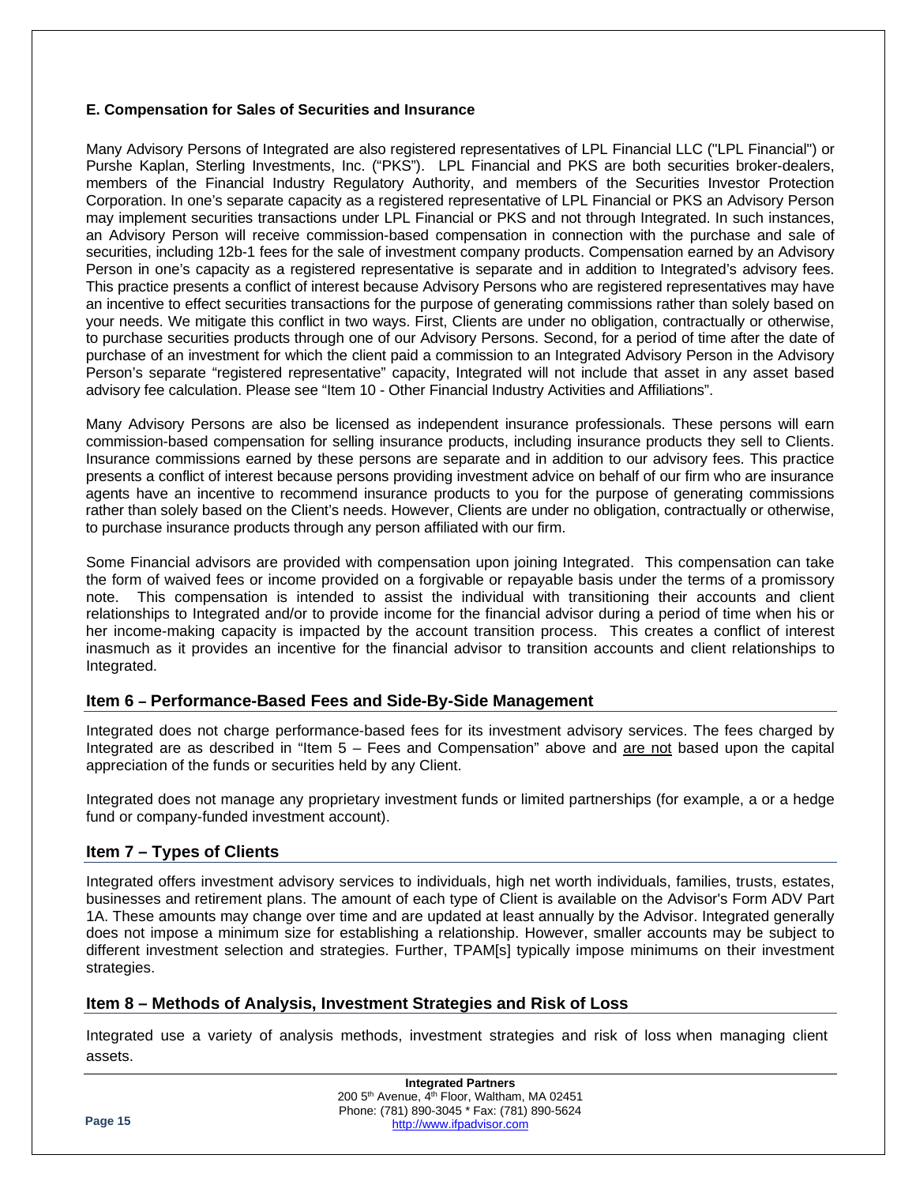### E. Compensation for Sales of Securities and Insurance

Many Advisory Persons of Integrated are also registered representatives of LPL Financial LLC ("LPL Financial") or Purshe Kaplan, Sterling Investments, Inc. ("PKS"). LPL Financial and PKS are both securities broker-dealers, members of the Financial Industry Regulatory Authority, and members of the Securities Investor Protection Corporation. In one's separate capacity as a registered representative of LPL Financial or PKS an Advisory Person may implement securities transactions under LPL Financial or PKS and not through Integrated. In such instances, an Advisory Person will receive commission-based compensation in connection with the purchase and sale of securities, including 12b-1 fees for the sale of investment company products. Compensation earned by an Advisory Person in one's capacity as a registered representative is separate and in addition to Integrated's advisory fees. This practice presents a conflict of interest because Advisory Persons who are registered representatives may have an incentive to effect securities transactions for the purpose of generating commissions rather than solely based on your needs. We mitigate this conflict in two ways. First, Clients are under no obligation, contractually or otherwise, to purchase securities products through one of our Advisory Persons. Second, for a period of time after the date of purchase of an investment for which the client paid a commission to an Integrated Advisory Person in the Advisory Person's separate "registered representative" capacity, Integrated will not include that asset in any asset based advisory fee calculation. Please see "Item 10 - Other Financial Industry Activities and Affiliations".

Many Advisory Persons are also be licensed as independent insurance professionals. These persons will earn commission-based compensation for selling insurance products, including insurance products they sell to Clients. Insurance commissions earned by these persons are separate and in addition to our advisory fees. This practice presents a conflict of interest because persons providing investment advice on behalf of our firm who are insurance agents have an incentive to recommend insurance products to you for the purpose of generating commissions rather than solely based on the Client's needs. However, Clients are under no obligation, contractually or otherwise, to purchase insurance products through any person affiliated with our firm.

Some Financial advisors are provided with compensation upon joining Integrated. This compensation can take the form of waived fees or income provided on a forgivable or repayable basis under the terms of a promissory note. This compensation is intended to assist the individual with transitioning their accounts and client relationships to Integrated and/or to provide income for the financial advisor during a period of time when his or her income-making capacity is impacted by the account transition process. This creates a conflict of interest inasmuch as it provides an incentive for the financial advisor to transition accounts and client relationships to Integrated.

## Item 6 – Performance-Based Fees and Side-By-Side Management

Integrated does not charge performance-based fees for its investment advisory services. The fees charged by Integrated are as described in "Item 5 – Fees and Compensation" above and are not based upon the capital appreciation of the funds or securities held by any Client.

Integrated does not manage any proprietary investment funds or limited partnerships (for example, a or a hedge fund or company-funded investment account).

## Item 7 – Types of Clients

Integrated offers investment advisory services to individuals, high net worth individuals, families, trusts, estates, businesses and retirement plans. The amount of each type of Client is available on the Advisor's Form ADV Part 1A. These amounts may change over time and are updated at least annually by the Advisor. Integrated generally does not impose a minimum size for establishing a relationship. However, smaller accounts may be subject to different investment selection and strategies. Further, TPAM[s] typically impose minimums on their investment strategies.

## Item 8 – Methods of Analysis, Investment Strategies and Risk of Loss

Integrated use a variety of analysis methods, investment strategies and risk of loss when managing client assets.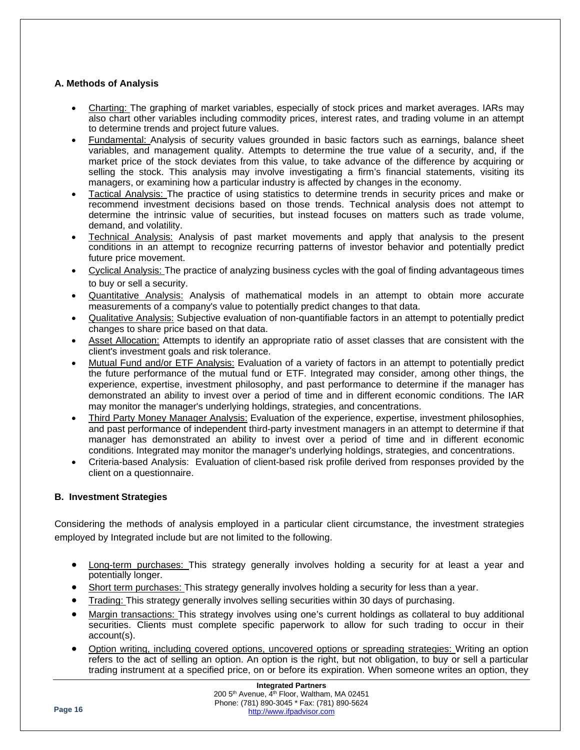### A. Methods of Analysis

- Charting: The graphing of market variables, especially of stock prices and market averages. IARs may also chart other variables including commodity prices, interest rates, and trading volume in an attempt to determine trends and project future values.
- Fundamental: Analysis of security values grounded in basic factors such as earnings, balance sheet variables, and management quality. Attempts to determine the true value of a security, and, if the market price of the stock deviates from this value, to take advance of the difference by acquiring or selling the stock. This analysis may involve investigating a firm's financial statements, visiting its managers, or examining how a particular industry is affected by changes in the economy.
- Tactical Analysis: The practice of using statistics to determine trends in security prices and make or recommend investment decisions based on those trends. Technical analysis does not attempt to determine the intrinsic value of securities, but instead focuses on matters such as trade volume, demand, and volatility.
- Technical Analysis: Analysis of past market movements and apply that analysis to the present conditions in an attempt to recognize recurring patterns of investor behavior and potentially predict future price movement.
- Cyclical Analysis: The practice of analyzing business cycles with the goal of finding advantageous times to buy or sell a security.
- Quantitative Analysis: Analysis of mathematical models in an attempt to obtain more accurate measurements of a company's value to potentially predict changes to that data.
- Qualitative Analysis: Subjective evaluation of non-quantifiable factors in an attempt to potentially predict changes to share price based on that data.
- Asset Allocation: Attempts to identify an appropriate ratio of asset classes that are consistent with the client's investment goals and risk tolerance.
- Mutual Fund and/or ETF Analysis: Evaluation of a variety of factors in an attempt to potentially predict the future performance of the mutual fund or ETF. Integrated may consider, among other things, the experience, expertise, investment philosophy, and past performance to determine if the manager has demonstrated an ability to invest over a period of time and in different economic conditions. The IAR may monitor the manager's underlying holdings, strategies, and concentrations.
- Third Party Money Manager Analysis: Evaluation of the experience, expertise, investment philosophies, and past performance of independent third-party investment managers in an attempt to determine if that manager has demonstrated an ability to invest over a period of time and in different economic conditions. Integrated may monitor the manager's underlying holdings, strategies, and concentrations.
- Criteria-based Analysis: Evaluation of client-based risk profile derived from responses provided by the client on a questionnaire.

### B. Investment Strategies

Considering the methods of analysis employed in a particular client circumstance, the investment strategies employed by Integrated include but are not limited to the following.

- Long-term purchases: This strategy generally involves holding a security for at least a year and potentially longer.
- Short term purchases: This strategy generally involves holding a security for less than a year.
- Trading: This strategy generally involves selling securities within 30 days of purchasing.
- Margin transactions: This strategy involves using one's current holdings as collateral to buy additional securities. Clients must complete specific paperwork to allow for such trading to occur in their account(s).
- Option writing, including covered options, uncovered options or spreading strategies: Writing an option refers to the act of selling an option. An option is the right, but not obligation, to buy or sell a particular trading instrument at a specified price, on or before its expiration. When someone writes an option, they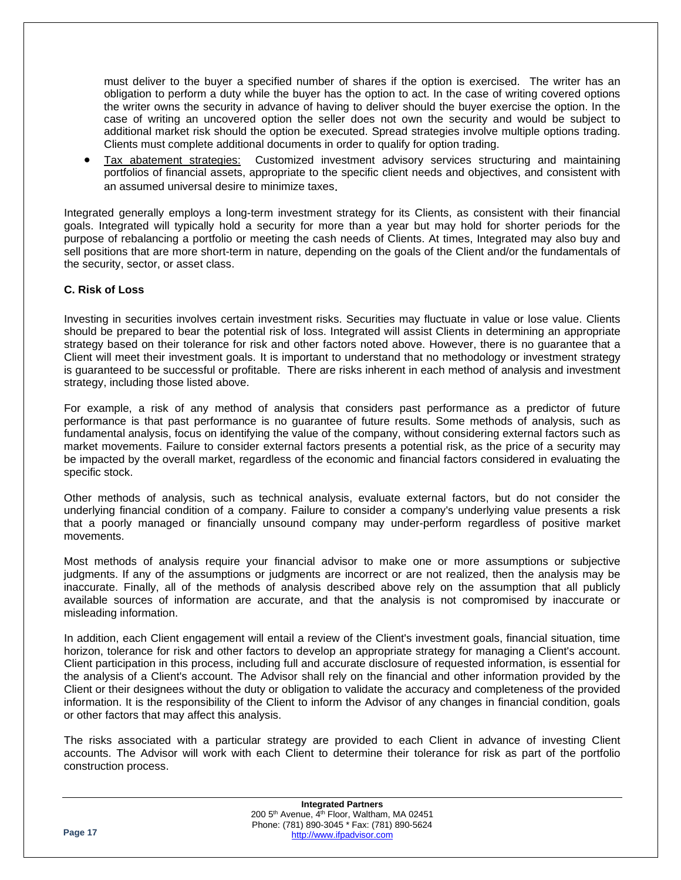must deliver to the buyer a specified number of shares if the option is exercised. The writer has an obligation to perform a duty while the buyer has the option to act. In the case of writing covered options the writer owns the security in advance of having to deliver should the buyer exercise the option. In the case of writing an uncovered option the seller does not own the security and would be subject to additional market risk should the option be executed. Spread strategies involve multiple options trading. Clients must complete additional documents in order to qualify for option trading.

- Tax abatement strategies: Customized investment advisory services structuring and maintaining portfolios of financial assets, appropriate to the specific client needs and objectives, and consistent with an assumed universal desire to minimize taxes.

Integrated generally employs a long-term investment strategy for its Clients, as consistent with their financial goals. Integrated will typically hold a security for more than a year but may hold for shorter periods for the purpose of rebalancing a portfolio or meeting the cash needs of Clients. At times, Integrated may also buy and sell positions that are more short-term in nature, depending on the goals of the Client and/or the fundamentals of the security, sector, or asset class.

**C. Risk of Loss**

Investing in securities involves certain investment risks. Securities may fluctuate in value or lose value. Clients should be prepared to bear the potential risk of loss. Integrated will assist Clients in determining an appropriate strategy based on their tolerance for risk and other factors noted above. However, there is no guarantee that a Client will meet their investment goals. It is important to understand that no methodology or investment strategy is guaranteed to be successful or profitable. There are risks inherent in each method of analysis and investment strategy, including those listed above.

For example, a risk of any method of analysis that considers past performance as a predictor of future performance is that past performance is no guarantee of future results. Some methods of analysis, such as fundamental analysis, focus on identifying the value of the company, without considering external factors such as market movements. Failure to consider external factors presents a potential risk, as the price of a security may be impacted by the overall market, regardless of the economic and financial factors considered in evaluating the specific stock.

Other methods of analysis, such as technical analysis, evaluate external factors, but do not consider the underlying financial condition of a company. Failure to consider a company's underlying value presents a risk that a poorly managed or financially unsound company may under-perform regardless of positive market movements.

Most methods of analysis require your financial advisor to make one or more assumptions or subjective judgments. If any of the assumptions or judgments are incorrect or are not realized, then the analysis may be inaccurate. Finally, all of the methods of analysis described above rely on the assumption that all publicly available sources of information are accurate, and that the analysis is not compromised by inaccurate or misleading information.

In addition, each Client engagement will entail a review of the Client's investment goals, financial situation, time horizon, tolerance for risk and other factors to develop an appropriate strategy for managing a Client's account. Client participation in this process, including full and accurate disclosure of requested information, is essential for the analysis of a Client's account. The Advisor shall rely on the financial and other information provided by the Client or their designees without the duty or obligation to validate the accuracy and completeness of the provided information. It is the responsibility of the Client to inform the Advisor of any changes in financial condition, goals or other factors that may affect this analysis.

The risks associated with a particular strategy are provided to each Client in advance of investing Client accounts. The Advisor will work with each Client to determine their tolerance for risk as part of the portfolio construction process.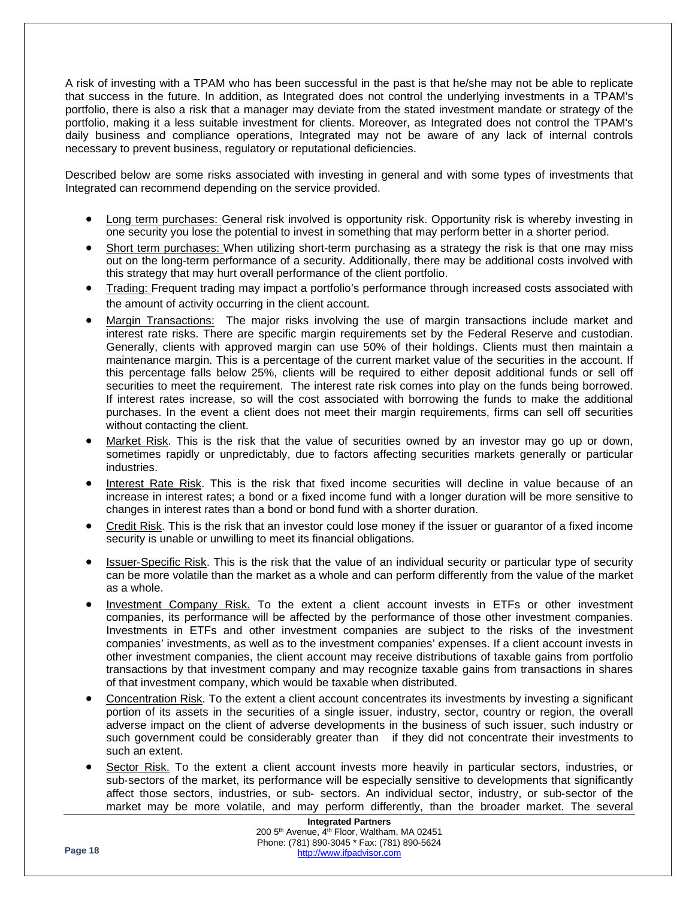A risk of investing with a TPAM who has been successful in the past is that he/she may not be able to replicate that success in the future. In addition, as Integrated does not control the underlying investments in a TPAM's portfolio, there is also a risk that a manager may deviate from the stated investment mandate or strategy of the portfolio, making it a less suitable investment for clients. Moreover, as Integrated does not control the TPAM's daily business and compliance operations, Integrated may not be aware of any lack of internal controls necessary to prevent business, regulatory or reputational deficiencies.

Described below are some risks associated with investing in general and with some types of investments that Integrated can recommend depending on the service provided.

- Long term purchases: General risk involved is opportunity risk. Opportunity risk is whereby investing in one security you lose the potential to invest in something that may perform better in a shorter period.
- Short term purchases: When utilizing short-term purchasing as a strategy the risk is that one may miss out on the long-term performance of a security. Additionally, there may be additional costs involved with this strategy that may hurt overall performance of the client portfolio.
- Trading: Frequent trading may impact a portfolio's performance through increased costs associated with the amount of activity occurring in the client account.
- Margin Transactions: The major risks involving the use of margin transactions include market and interest rate risks. There are specific margin requirements set by the Federal Reserve and custodian. Generally, clients with approved margin can use 50% of their holdings. Clients must then maintain a maintenance margin. This is a percentage of the current market value of the securities in the account. If this percentage falls below 25%, clients will be required to either deposit additional funds or sell off securities to meet the requirement. The interest rate risk comes into play on the funds being borrowed. If interest rates increase, so will the cost associated with borrowing the funds to make the additional purchases. In the event a client does not meet their margin requirements, firms can sell off securities without contacting the client.
- Market Risk. This is the risk that the value of securities owned by an investor may go up or down, sometimes rapidly or unpredictably, due to factors affecting securities markets generally or particular industries.
- Interest Rate Risk. This is the risk that fixed income securities will decline in value because of an increase in interest rates; a bond or a fixed income fund with a longer duration will be more sensitive to changes in interest rates than a bond or bond fund with a shorter duration.
- Credit Risk. This is the risk that an investor could lose money if the issuer or guarantor of a fixed income security is unable or unwilling to meet its financial obligations.
- Issuer-Specific Risk. This is the risk that the value of an individual security or particular type of security can be more volatile than the market as a whole and can perform differently from the value of the market as a whole.
- Investment Company Risk. To the extent a client account invests in ETFs or other investment companies, its performance will be affected by the performance of those other investment companies. Investments in ETFs and other investment companies are subject to the risks of the investment companies' investments, as well as to the investment companies' expenses. If a client account invests in other investment companies, the client account may receive distributions of taxable gains from portfolio transactions by that investment company and may recognize taxable gains from transactions in shares of that investment company, which would be taxable when distributed.
- Concentration Risk. To the extent a client account concentrates its investments by investing a significant portion of its assets in the securities of a single issuer, industry, sector, country or region, the overall adverse impact on the client of adverse developments in the business of such issuer, such industry or such government could be considerably greater than if they did not concentrate their investments to such an extent.
- Sector Risk. To the extent a client account invests more heavily in particular sectors, industries, or sub-sectors of the market, its performance will be especially sensitive to developments that significantly affect those sectors, industries, or sub- sectors. An individual sector, industry, or sub-sector of the market may be more volatile, and may perform differently, than the broader market. The several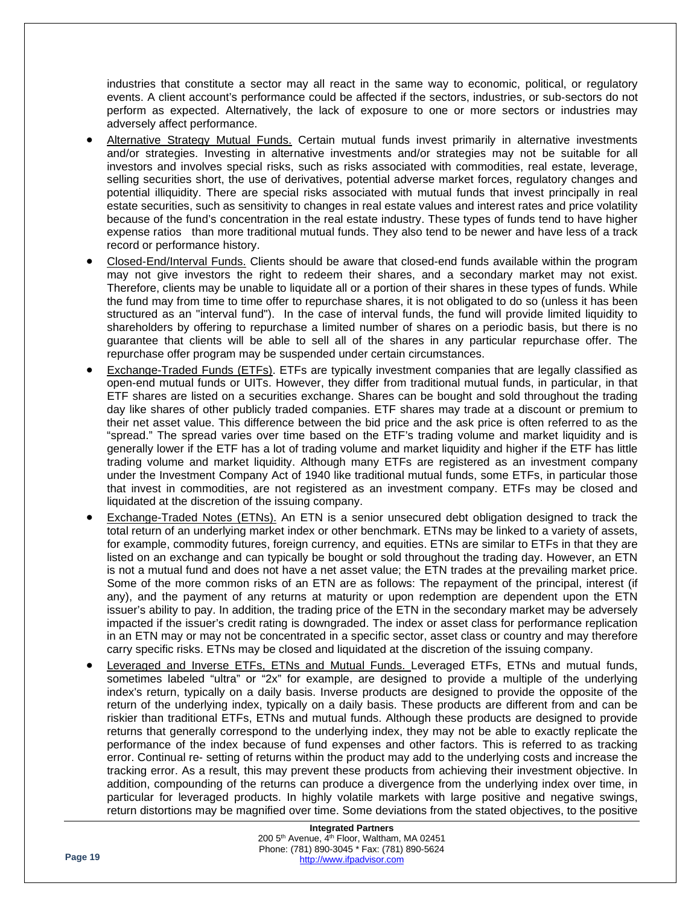industries that constitute a sector may all react in the same way to economic, political, or regulatory events. A client account's performance could be affected if the sectors, industries, or sub-sectors do not perform as expected. Alternatively, the lack of exposure to one or more sectors or industries may adversely affect performance.

- Alternative Strategy Mutual Funds. Certain mutual funds invest primarily in alternative investments and/or strategies. Investing in alternative investments and/or strategies may not be suitable for all investors and involves special risks, such as risks associated with commodities, real estate, leverage, selling securities short, the use of derivatives, potential adverse market forces, regulatory changes and potential illiquidity. There are special risks associated with mutual funds that invest principally in real estate securities, such as sensitivity to changes in real estate values and interest rates and price volatility because of the fund's concentration in the real estate industry. These types of funds tend to have higher expense ratios than more traditional mutual funds. They also tend to be newer and have less of a track record or performance history.
- Closed-End/Interval Funds. Clients should be aware that closed-end funds available within the program may not give investors the right to redeem their shares, and a secondary market may not exist. Therefore, clients may be unable to liquidate all or a portion of their shares in these types of funds. While the fund may from time to time offer to repurchase shares, it is not obligated to do so (unless it has been structured as an "interval fund"). In the case of interval funds, the fund will provide limited liquidity to shareholders by offering to repurchase a limited number of shares on a periodic basis, but there is no guarantee that clients will be able to sell all of the shares in any particular repurchase offer. The repurchase offer program may be suspended under certain circumstances.
- Exchange-Traded Funds (ETFs). ETFs are typically investment companies that are legally classified as open-end mutual funds or UITs. However, they differ from traditional mutual funds, in particular, in that ETF shares are listed on a securities exchange. Shares can be bought and sold throughout the trading day like shares of other publicly traded companies. ETF shares may trade at a discount or premium to their net asset value. This difference between the bid price and the ask price is often referred to as the "spread." The spread varies over time based on the ETF's trading volume and market liquidity and is generally lower if the ETF has a lot of trading volume and market liquidity and higher if the ETF has little trading volume and market liquidity. Although many ETFs are registered as an investment company under the Investment Company Act of 1940 like traditional mutual funds, some ETFs, in particular those that invest in commodities, are not registered as an investment company. ETFs may be closed and liquidated at the discretion of the issuing company.
- Exchange-Traded Notes (ETNs). An ETN is a senior unsecured debt obligation designed to track the total return of an underlying market index or other benchmark. ETNs may be linked to a variety of assets, for example, commodity futures, foreign currency, and equities. ETNs are similar to ETFs in that they are listed on an exchange and can typically be bought or sold throughout the trading day. However, an ETN is not a mutual fund and does not have a net asset value; the ETN trades at the prevailing market price. Some of the more common risks of an ETN are as follows: The repayment of the principal, interest (if any), and the payment of any returns at maturity or upon redemption are dependent upon the ETN issuer's ability to pay. In addition, the trading price of the ETN in the secondary market may be adversely impacted if the issuer's credit rating is downgraded. The index or asset class for performance replication in an ETN may or may not be concentrated in a specific sector, asset class or country and may therefore carry specific risks. ETNs may be closed and liquidated at the discretion of the issuing company.
- Leveraged and Inverse ETFs, ETNs and Mutual Funds. Leveraged ETFs, ETNs and mutual funds, sometimes labeled "ultra" or "2x" for example, are designed to provide a multiple of the underlying index's return, typically on a daily basis. Inverse products are designed to provide the opposite of the return of the underlying index, typically on a daily basis. These products are different from and can be riskier than traditional ETFs, ETNs and mutual funds. Although these products are designed to provide returns that generally correspond to the underlying index, they may not be able to exactly replicate the performance of the index because of fund expenses and other factors. This is referred to as tracking error. Continual re- setting of returns within the product may add to the underlying costs and increase the tracking error. As a result, this may prevent these products from achieving their investment objective. In addition, compounding of the returns can produce a divergence from the underlying index over time, in particular for leveraged products. In highly volatile markets with large positive and negative swings, return distortions may be magnified over time. Some deviations from the stated objectives, to the positive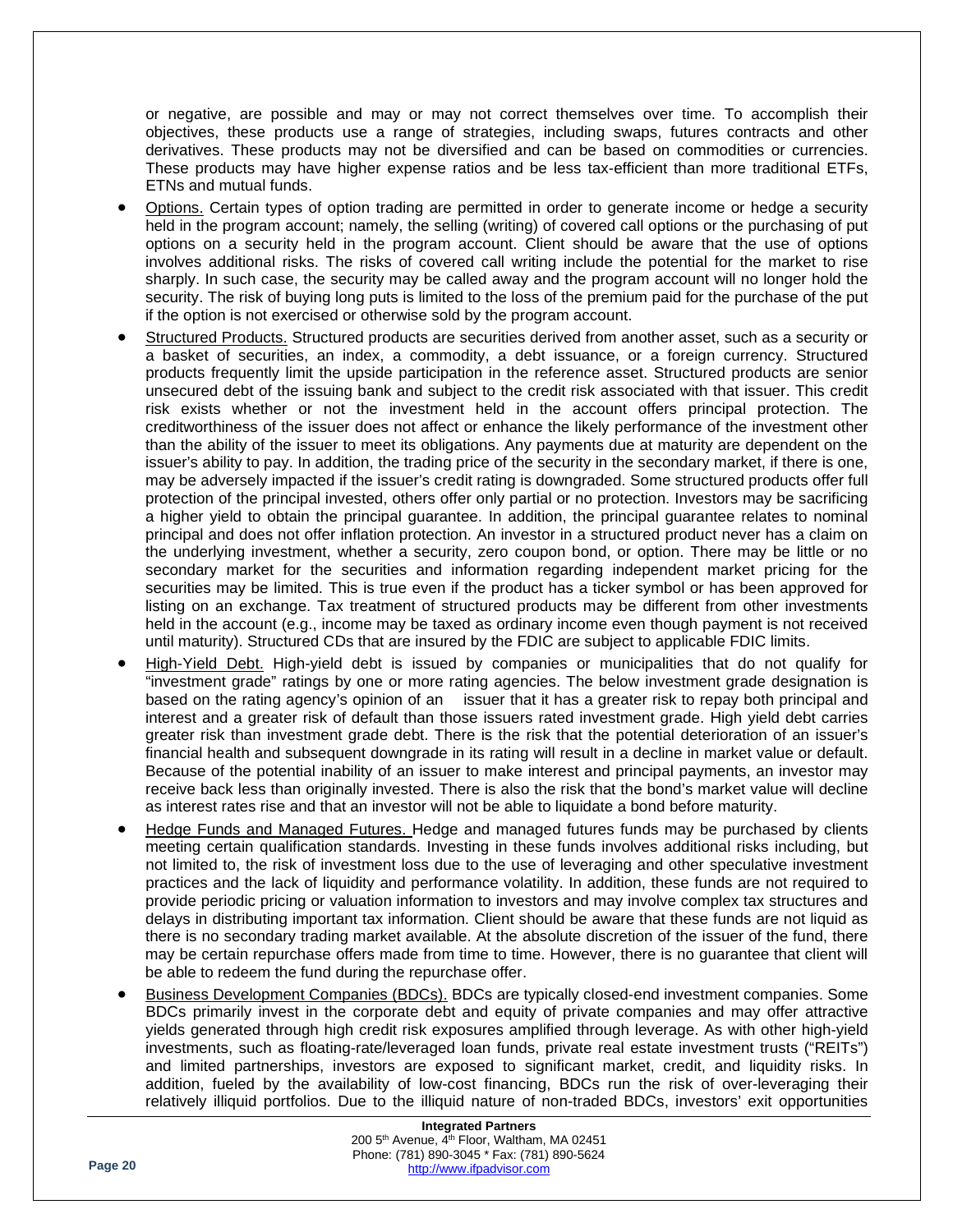or negative, are possible and may or may not correct themselves over time. To accomplish their objectives, these products use a range of strategies, including swaps, futures contracts and other derivatives. These products may not be diversified and can be based on commodities or currencies. These products may have higher expense ratios and be less tax-efficient than more traditional ETFs, ETNs and mutual funds.

- Options. Certain types of option trading are permitted in order to generate income or hedge a security held in the program account; namely, the selling (writing) of covered call options or the purchasing of put options on a security held in the program account. Client should be aware that the use of options involves additional risks. The risks of covered call writing include the potential for the market to rise sharply. In such case, the security may be called away and the program account will no longer hold the security. The risk of buying long puts is limited to the loss of the premium paid for the purchase of the put if the option is not exercised or otherwise sold by the program account.
- Structured Products. Structured products are securities derived from another asset, such as a security or a basket of securities, an index, a commodity, a debt issuance, or a foreign currency. Structured products frequently limit the upside participation in the reference asset. Structured products are senior unsecured debt of the issuing bank and subject to the credit risk associated with that issuer. This credit risk exists whether or not the investment held in the account offers principal protection. The creditworthiness of the issuer does not affect or enhance the likely performance of the investment other than the ability of the issuer to meet its obligations. Any payments due at maturity are dependent on the issuer's ability to pay. In addition, the trading price of the security in the secondary market, if there is one, may be adversely impacted if the issuer's credit rating is downgraded. Some structured products offer full protection of the principal invested, others offer only partial or no protection. Investors may be sacrificing a higher yield to obtain the principal guarantee. In addition, the principal guarantee relates to nominal principal and does not offer inflation protection. An investor in a structured product never has a claim on the underlying investment, whether a security, zero coupon bond, or option. There may be little or no secondary market for the securities and information regarding independent market pricing for the securities may be limited. This is true even if the product has a ticker symbol or has been approved for listing on an exchange. Tax treatment of structured products may be different from other investments held in the account (e.g., income may be taxed as ordinary income even though payment is not received until maturity). Structured CDs that are insured by the FDIC are subject to applicable FDIC limits.
- High-Yield Debt. High-yield debt is issued by companies or municipalities that do not qualify for "investment grade" ratings by one or more rating agencies. The below investment grade designation is based on the rating agency's opinion of an issuer that it has a greater risk to repay both principal and interest and a greater risk of default than those issuers rated investment grade. High yield debt carries greater risk than investment grade debt. There is the risk that the potential deterioration of an issuer's financial health and subsequent downgrade in its rating will result in a decline in market value or default. Because of the potential inability of an issuer to make interest and principal payments, an investor may receive back less than originally invested. There is also the risk that the bond's market value will decline as interest rates rise and that an investor will not be able to liquidate a bond before maturity.
- Hedge Funds and Managed Futures. Hedge and managed futures funds may be purchased by clients meeting certain qualification standards. Investing in these funds involves additional risks including, but not limited to, the risk of investment loss due to the use of leveraging and other speculative investment practices and the lack of liquidity and performance volatility. In addition, these funds are not required to provide periodic pricing or valuation information to investors and may involve complex tax structures and delays in distributing important tax information. Client should be aware that these funds are not liquid as there is no secondary trading market available. At the absolute discretion of the issuer of the fund, there may be certain repurchase offers made from time to time. However, there is no guarantee that client will be able to redeem the fund during the repurchase offer.
- Business Development Companies (BDCs). BDCs are typically closed-end investment companies. Some BDCs primarily invest in the corporate debt and equity of private companies and may offer attractive yields generated through high credit risk exposures amplified through leverage. As with other high-yield investments, such as floating-rate/leveraged loan funds, private real estate investment trusts ("REITs") and limited partnerships, investors are exposed to significant market, credit, and liquidity risks. In addition, fueled by the availability of low-cost financing, BDCs run the risk of over-leveraging their relatively illiquid portfolios. Due to the illiquid nature of non-traded BDCs, investors' exit opportunities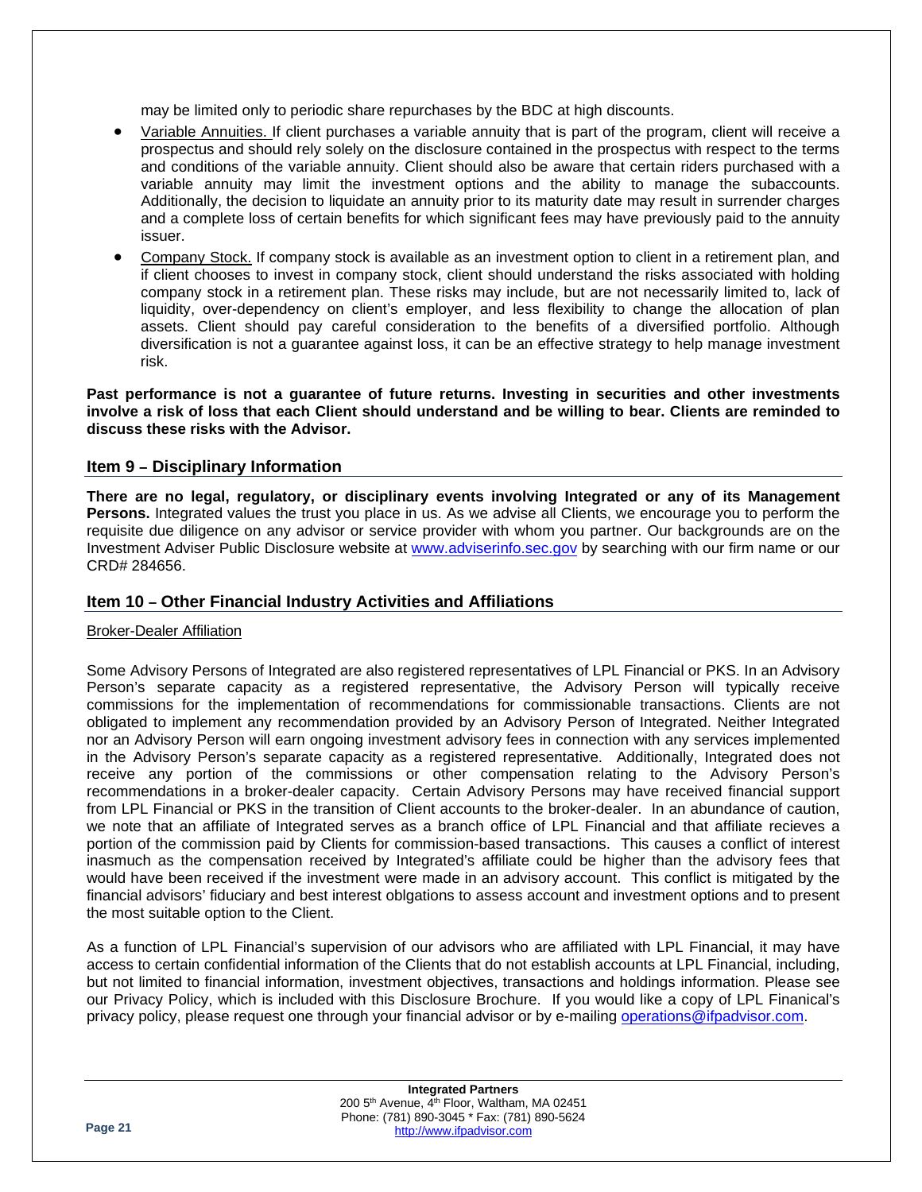may be limited only to periodic share repurchases by the BDC at high discounts.

- Variable Annuities. If client purchases a variable annuity that is part of the program, client will receive a prospectus and should rely solely on the disclosure contained in the prospectus with respect to the terms and conditions of the variable annuity. Client should also be aware that certain riders purchased with a variable annuity may limit the investment options and the ability to manage the subaccounts. Additionally, the decision to liquidate an annuity prior to its maturity date may result in surrender charges and a complete loss of certain benefits for which significant fees may have previously paid to the annuity issuer.
- Company Stock. If company stock is available as an investment option to client in a retirement plan, and if client chooses to invest in company stock, client should understand the risks associated with holding company stock in a retirement plan. These risks may include, but are not necessarily limited to, lack of liquidity, over-dependency on client's employer, and less flexibility to change the allocation of plan assets. Client should pay careful consideration to the benefits of a diversified portfolio. Although diversification is not a guarantee against loss, it can be an effective strategy to help manage investment risk.

**Past performance is not a guarantee of future returns. Investing in securities and other investments involve a risk of loss that each Client should understand and be willing to bear. Clients are reminded to discuss these risks with the Advisor.**

## Item 9 – Disciplinary Information

**There are no legal, regulatory, or disciplinary events involving Integrated or any of its Management Persons.** Integrated values the trust you place in us. As we advise all Clients, we encourage you to perform the requisite due diligence on any advisor or service provider with whom you partner. Our backgrounds are on the Investment Adviser Public Disclosure website at www.adviserinfo.sec.gov by searching with our firm name or our CRD# 284656.

## Item 10 – Other Financial Industry Activities and Affiliations

Broker-Dealer Affiliation

Some Advisory Persons of Integrated are also registered representatives of LPL Financial or PKS. In an Advisory Person's separate capacity as a registered representative, the Advisory Person will typically receive commissions for the implementation of recommendations for commissionable transactions. Clients are not obligated to implement any recommendation provided by an Advisory Person of Integrated. Neither Integrated nor an Advisory Person will earn ongoing investment advisory fees in connection with any services implemented in the Advisory Person's separate capacity as a registered representative. Additionally, Integrated does not receive any portion of the commissions or other compensation relating to the Advisory Person's recommendations in a broker-dealer capacity. Certain Advisory Persons may have received financial support from LPL Financial or PKS in the transition of Client accounts to the broker-dealer. In an abundance of caution, we note that an affiliate of Integrated serves as a branch office of LPL Financial and that affiliate recieves a portion of the commission paid by Clients for commission-based transactions. This causes a conflict of interest inasmuch as the compensation received by Integrated's affiliate could be higher than the advisory fees that would have been received if the investment were made in an advisory account. This conflict is mitigated by the financial advisors' fiduciary and best interest oblgations to assess account and investment options and to present the most suitable option to the Client.

As a function of LPL Financial's supervision of our advisors who are affiliated with LPL Financial, it may have access to certain confidential information of the Clients that do not establish accounts at LPL Financial, including, but not limited to financial information, investment objectives, transactions and holdings information. Please see our Privacy Policy, which is included with this Disclosure Brochure. If you would like a copy of LPL Finanical's privacy policy, please request one through your financial advisor or by e-mailing operations@ifpadvisor.com.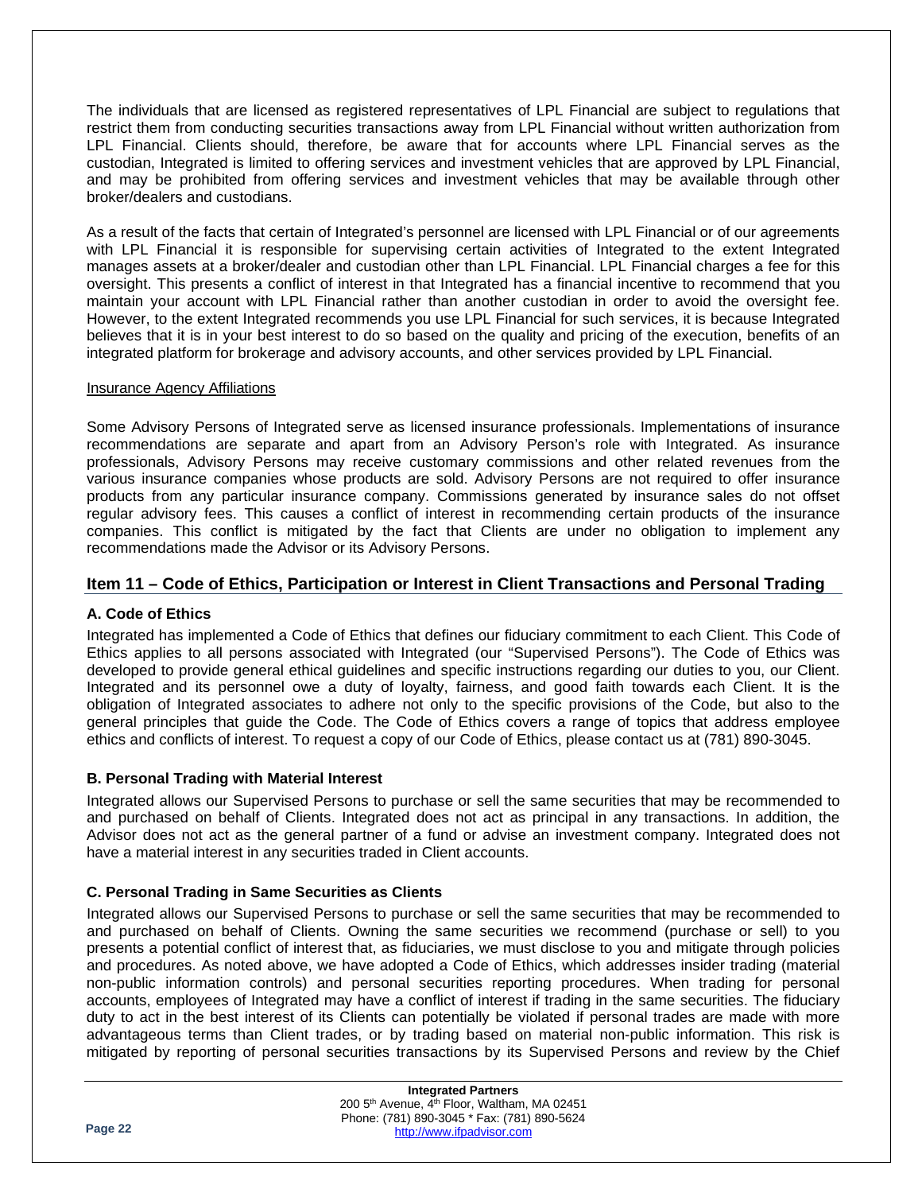The individuals that are licensed as registered representatives of LPL Financial are subject to regulations that restrict them from conducting securities transactions away from LPL Financial without written authorization from LPL Financial. Clients should, therefore, be aware that for accounts where LPL Financial serves as the custodian, Integrated is limited to offering services and investment vehicles that are approved by LPL Financial, and may be prohibited from offering services and investment vehicles that may be available through other broker/dealers and custodians.

As a result of the facts that certain of Integrated's personnel are licensed with LPL Financial or of our agreements with LPL Financial it is responsible for supervising certain activities of Integrated to the extent Integrated manages assets at a broker/dealer and custodian other than LPL Financial. LPL Financial charges a fee for this oversight. This presents a conflict of interest in that Integrated has a financial incentive to recommend that you maintain your account with LPL Financial rather than another custodian in order to avoid the oversight fee. However, to the extent Integrated recommends you use LPL Financial for such services, it is because Integrated believes that it is in your best interest to do so based on the quality and pricing of the execution, benefits of an integrated platform for brokerage and advisory accounts, and other services provided by LPL Financial.

Insurance Agency Affiliations

Some Advisory Persons of Integrated serve as licensed insurance professionals. Implementations of insurance recommendations are separate and apart from an Advisory Person's role with Integrated. As insurance professionals, Advisory Persons may receive customary commissions and other related revenues from the various insurance companies whose products are sold. Advisory Persons are not required to offer insurance products from any particular insurance company. Commissions generated by insurance sales do not offset regular advisory fees. This causes a conflict of interest in recommending certain products of the insurance companies. This conflict is mitigated by the fact that Clients are under no obligation to implement any recommendations made the Advisor or its Advisory Persons.

## Item 11 – Code of Ethics, Participation or Interest in Client Transactions and Personal Trading

### A. Code of Ethics

Integrated has implemented a Code of Ethics that defines our fiduciary commitment to each Client. This Code of Ethics applies to all persons associated with Integrated (our "Supervised Persons"). The Code of Ethics was developed to provide general ethical guidelines and specific instructions regarding our duties to you, our Client. Integrated and its personnel owe a duty of loyalty, fairness, and good faith towards each Client. It is the obligation of Integrated associates to adhere not only to the specific provisions of the Code, but also to the general principles that guide the Code. The Code of Ethics covers a range of topics that address employee ethics and conflicts of interest. To request a copy of our Code of Ethics, please contact us at (781) 890-3045.

### B. Personal Trading with Material Interest

Integrated allows our Supervised Persons to purchase or sell the same securities that may be recommended to and purchased on behalf of Clients. Integrated does not act as principal in any transactions. In addition, the Advisor does not act as the general partner of a fund or advise an investment company. Integrated does not have a material interest in any securities traded in Client accounts.

### C. Personal Trading in Same Securities as Clients

Integrated allows our Supervised Persons to purchase or sell the same securities that may be recommended to and purchased on behalf of Clients. Owning the same securities we recommend (purchase or sell) to you presents a potential conflict of interest that, as fiduciaries, we must disclose to you and mitigate through policies and procedures. As noted above, we have adopted a Code of Ethics, which addresses insider trading (material non-public information controls) and personal securities reporting procedures. When trading for personal accounts, employees of Integrated may have a conflict of interest if trading in the same securities. The fiduciary duty to act in the best interest of its Clients can potentially be violated if personal trades are made with more advantageous terms than Client trades, or by trading based on material non-public information. This risk is mitigated by reporting of personal securities transactions by its Supervised Persons and review by the Chief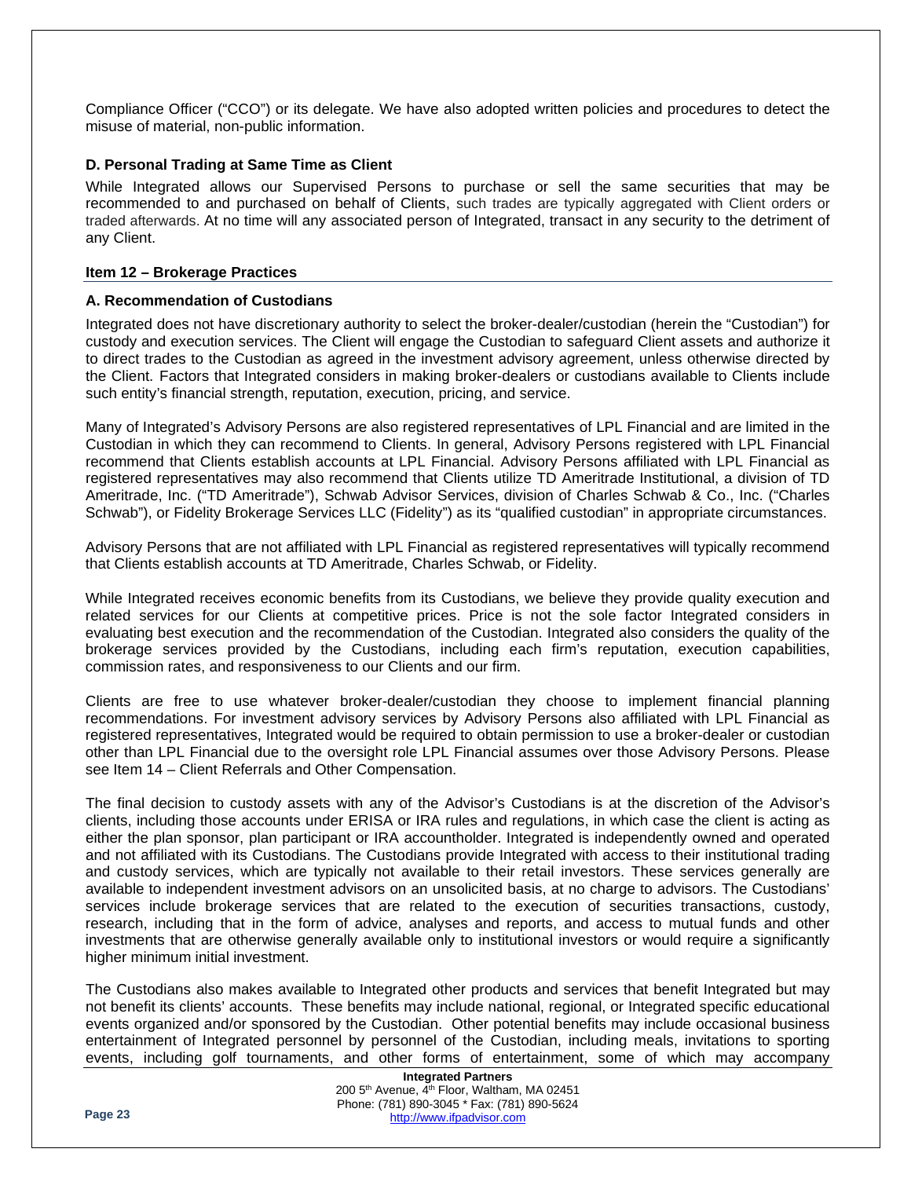Compliance Officer ("CCO") or its delegate. We have also adopted written policies and procedures to detect the misuse of material, non-public information.

### D. Personal Trading at Same Time as Client

While Integrated allows our Supervised Persons to purchase or sell the same securities that may be recommended to and purchased on behalf of Clients, such trades are typically aggregated with Client orders or traded afterwards. At no time will any associated person of Integrated, transact in any security to the detriment of any Client.

## Item 12 – Brokerage Practices

### A. Recommendation of Custodians

Integrated does not have discretionary authority to select the broker-dealer/custodian (herein the "Custodian") for custody and execution services. The Client will engage the Custodian to safeguard Client assets and authorize it to direct trades to the Custodian as agreed in the investment advisory agreement, unless otherwise directed by the Client. Factors that Integrated considers in making broker-dealers or custodians available to Clients include such entity's financial strength, reputation, execution, pricing, and service.

Many of Integrated's Advisory Persons are also registered representatives of LPL Financial and are limited in the Custodian in which they can recommend to Clients. In general, Advisory Persons registered with LPL Financial recommend that Clients establish accounts at LPL Financial. Advisory Persons affiliated with LPL Financial as registered representatives may also recommend that Clients utilize TD Ameritrade Institutional, a division of TD Ameritrade, Inc. ("TD Ameritrade"), Schwab Advisor Services, division of Charles Schwab & Co., Inc. ("Charles Schwab"), or Fidelity Brokerage Services LLC (Fidelity") as its "qualified custodian" in appropriate circumstances.

Advisory Persons that are not affiliated with LPL Financial as registered representatives will typically recommend that Clients establish accounts at TD Ameritrade, Charles Schwab, or Fidelity.

While Integrated receives economic benefits from its Custodians, we believe they provide quality execution and related services for our Clients at competitive prices. Price is not the sole factor Integrated considers in evaluating best execution and the recommendation of the Custodian. Integrated also considers the quality of the brokerage services provided by the Custodians, including each firm's reputation, execution capabilities, commission rates, and responsiveness to our Clients and our firm.

Clients are free to use whatever broker-dealer/custodian they choose to implement financial planning recommendations. For investment advisory services by Advisory Persons also affiliated with LPL Financial as registered representatives, Integrated would be required to obtain permission to use a broker-dealer or custodian other than LPL Financial due to the oversight role LPL Financial assumes over those Advisory Persons. Please see Item 14 – Client Referrals and Other Compensation.

The final decision to custody assets with any of the Advisor's Custodians is at the discretion of the Advisor's clients, including those accounts under ERISA or IRA rules and regulations, in which case the client is acting as either the plan sponsor, plan participant or IRA accountholder. Integrated is independently owned and operated and not affiliated with its Custodians. The Custodians provide Integrated with access to their institutional trading and custody services, which are typically not available to their retail investors. These services generally are available to independent investment advisors on an unsolicited basis, at no charge to advisors. The Custodians' services include brokerage services that are related to the execution of securities transactions, custody, research, including that in the form of advice, analyses and reports, and access to mutual funds and other investments that are otherwise generally available only to institutional investors or would require a significantly higher minimum initial investment.

The Custodians also makes available to Integrated other products and services that benefit Integrated but may not benefit its clients' accounts. These benefits may include national, regional, or Integrated specific educational events organized and/or sponsored by the Custodian. Other potential benefits may include occasional business entertainment of Integrated personnel by personnel of the Custodian, including meals, invitations to sporting events, including golf tournaments, and other forms of entertainment, some of which may accompany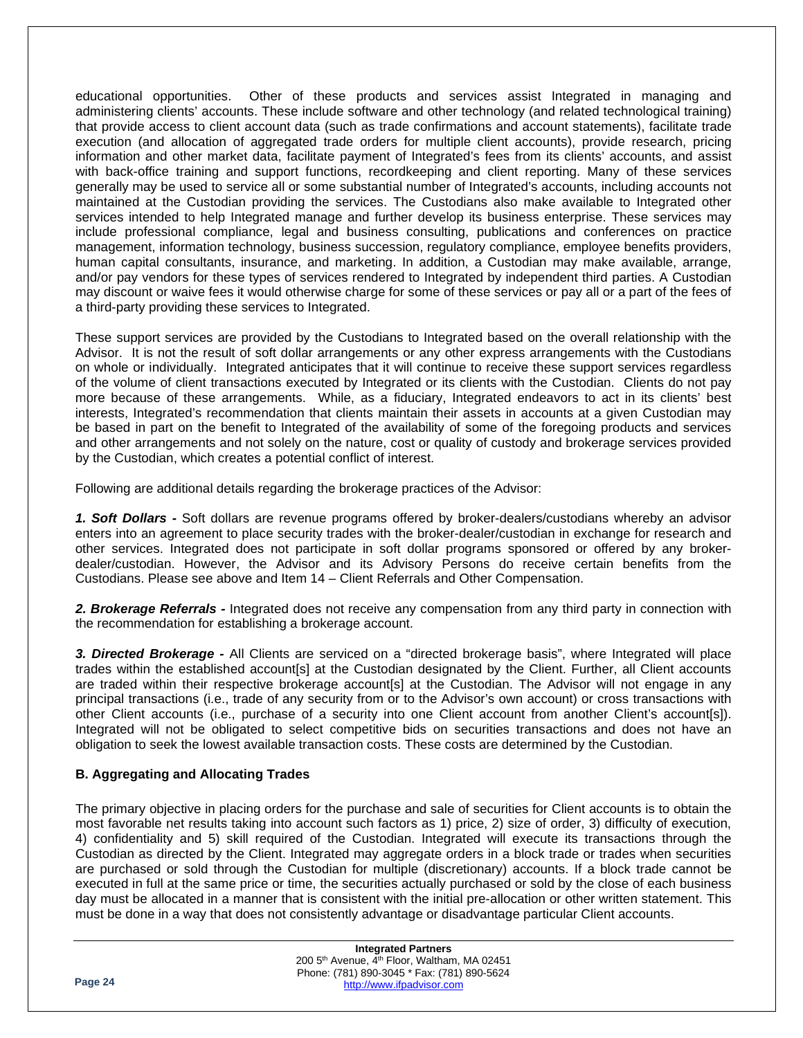educational opportunities. Other of these products and services assist Integrated in managing and administering clients' accounts. These include software and other technology (and related technological training) that provide access to client account data (such as trade confirmations and account statements), facilitate trade execution (and allocation of aggregated trade orders for multiple client accounts), provide research, pricing information and other market data, facilitate payment of Integrated's fees from its clients' accounts, and assist with back-office training and support functions, recordkeeping and client reporting. Many of these services generally may be used to service all or some substantial number of Integrated's accounts, including accounts not maintained at the Custodian providing the services. The Custodians also make available to Integrated other services intended to help Integrated manage and further develop its business enterprise. These services may include professional compliance, legal and business consulting, publications and conferences on practice management, information technology, business succession, regulatory compliance, employee benefits providers, human capital consultants, insurance, and marketing. In addition, a Custodian may make available, arrange, and/or pay vendors for these types of services rendered to Integrated by independent third parties. A Custodian may discount or waive fees it would otherwise charge for some of these services or pay all or a part of the fees of a third-party providing these services to Integrated.

These support services are provided by the Custodians to Integrated based on the overall relationship with the Advisor. It is not the result of soft dollar arrangements or any other express arrangements with the Custodians on whole or individually. Integrated anticipates that it will continue to receive these support services regardless of the volume of client transactions executed by Integrated or its clients with the Custodian. Clients do not pay more because of these arrangements. While, as a fiduciary, Integrated endeavors to act in its clients' best interests, Integrated's recommendation that clients maintain their assets in accounts at a given Custodian may be based in part on the benefit to Integrated of the availability of some of the foregoing products and services and other arrangements and not solely on the nature, cost or quality of custody and brokerage services provided by the Custodian, which creates a potential conflict of interest.

Following are additional details regarding the brokerage practices of the Advisor:

***1. Soft Dollars -*** Soft dollars are revenue programs offered by broker-dealers/custodians whereby an advisor enters into an agreement to place security trades with the broker-dealer/custodian in exchange for research and other services. Integrated does not participate in soft dollar programs sponsored or offered by any broker-dealer/custodian. However, the Advisor and its Advisory Persons do receive certain benefits from the Custodians. Please see above and Item 14 – Client Referrals and Other Compensation.

***2. Brokerage Referrals -*** Integrated does not receive any compensation from any third party in connection with the recommendation for establishing a brokerage account.

***3. Directed Brokerage -*** All Clients are serviced on a "directed brokerage basis", where Integrated will place trades within the established account[s] at the Custodian designated by the Client. Further, all Client accounts are traded within their respective brokerage account[s] at the Custodian. The Advisor will not engage in any principal transactions (i.e., trade of any security from or to the Advisor's own account) or cross transactions with other Client accounts (i.e., purchase of a security into one Client account from another Client's account[s]). Integrated will not be obligated to select competitive bids on securities transactions and does not have an obligation to seek the lowest available transaction costs. These costs are determined by the Custodian.

**B. Aggregating and Allocating Trades**

The primary objective in placing orders for the purchase and sale of securities for Client accounts is to obtain the most favorable net results taking into account such factors as 1) price, 2) size of order, 3) difficulty of execution, 4) confidentiality and 5) skill required of the Custodian. Integrated will execute its transactions through the Custodian as directed by the Client. Integrated may aggregate orders in a block trade or trades when securities are purchased or sold through the Custodian for multiple (discretionary) accounts. If a block trade cannot be executed in full at the same price or time, the securities actually purchased or sold by the close of each business day must be allocated in a manner that is consistent with the initial pre-allocation or other written statement. This must be done in a way that does not consistently advantage or disadvantage particular Client accounts.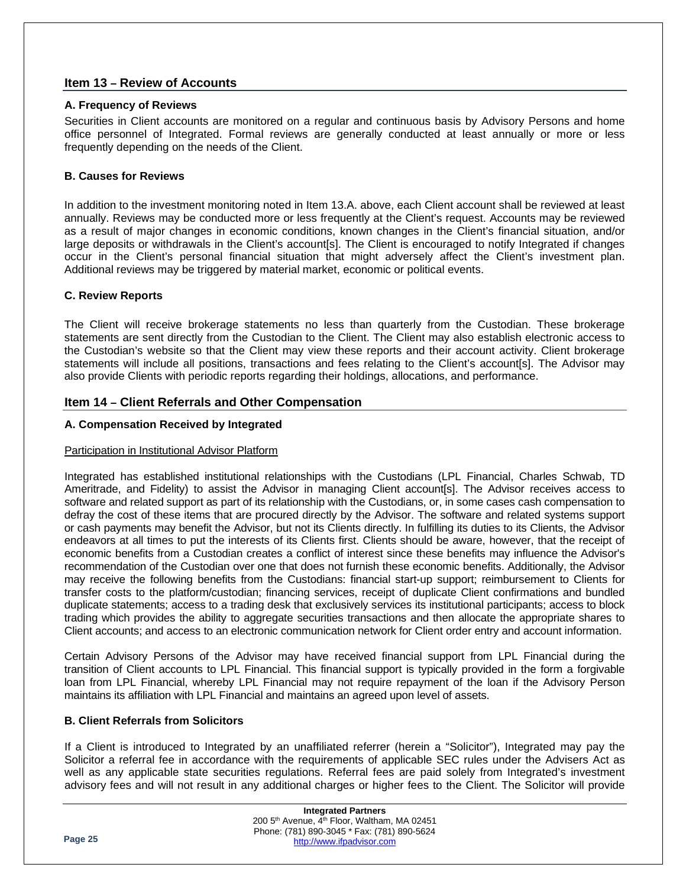## Item 13 – Review of Accounts

### A. Frequency of Reviews

Securities in Client accounts are monitored on a regular and continuous basis by Advisory Persons and home office personnel of Integrated. Formal reviews are generally conducted at least annually or more or less frequently depending on the needs of the Client.

### B. Causes for Reviews

In addition to the investment monitoring noted in Item 13.A. above, each Client account shall be reviewed at least annually. Reviews may be conducted more or less frequently at the Client's request. Accounts may be reviewed as a result of major changes in economic conditions, known changes in the Client's financial situation, and/or large deposits or withdrawals in the Client's account[s]. The Client is encouraged to notify Integrated if changes occur in the Client's personal financial situation that might adversely affect the Client's investment plan. Additional reviews may be triggered by material market, economic or political events.

### C. Review Reports

The Client will receive brokerage statements no less than quarterly from the Custodian. These brokerage statements are sent directly from the Custodian to the Client. The Client may also establish electronic access to the Custodian's website so that the Client may view these reports and their account activity. Client brokerage statements will include all positions, transactions and fees relating to the Client's account[s]. The Advisor may also provide Clients with periodic reports regarding their holdings, allocations, and performance.

## Item 14 – Client Referrals and Other Compensation

### A. Compensation Received by Integrated

Participation in Institutional Advisor Platform

Integrated has established institutional relationships with the Custodians (LPL Financial, Charles Schwab, TD Ameritrade, and Fidelity) to assist the Advisor in managing Client account[s]. The Advisor receives access to software and related support as part of its relationship with the Custodians, or, in some cases cash compensation to defray the cost of these items that are procured directly by the Advisor. The software and related systems support or cash payments may benefit the Advisor, but not its Clients directly. In fulfilling its duties to its Clients, the Advisor endeavors at all times to put the interests of its Clients first. Clients should be aware, however, that the receipt of economic benefits from a Custodian creates a conflict of interest since these benefits may influence the Advisor's recommendation of the Custodian over one that does not furnish these economic benefits. Additionally, the Advisor may receive the following benefits from the Custodians: financial start-up support; reimbursement to Clients for transfer costs to the platform/custodian; financing services, receipt of duplicate Client confirmations and bundled duplicate statements; access to a trading desk that exclusively services its institutional participants; access to block trading which provides the ability to aggregate securities transactions and then allocate the appropriate shares to Client accounts; and access to an electronic communication network for Client order entry and account information.

Certain Advisory Persons of the Advisor may have received financial support from LPL Financial during the transition of Client accounts to LPL Financial. This financial support is typically provided in the form a forgivable loan from LPL Financial, whereby LPL Financial may not require repayment of the loan if the Advisory Person maintains its affiliation with LPL Financial and maintains an agreed upon level of assets.

### B. Client Referrals from Solicitors

If a Client is introduced to Integrated by an unaffiliated referrer (herein a "Solicitor"), Integrated may pay the Solicitor a referral fee in accordance with the requirements of applicable SEC rules under the Advisers Act as well as any applicable state securities regulations. Referral fees are paid solely from Integrated's investment advisory fees and will not result in any additional charges or higher fees to the Client. The Solicitor will provide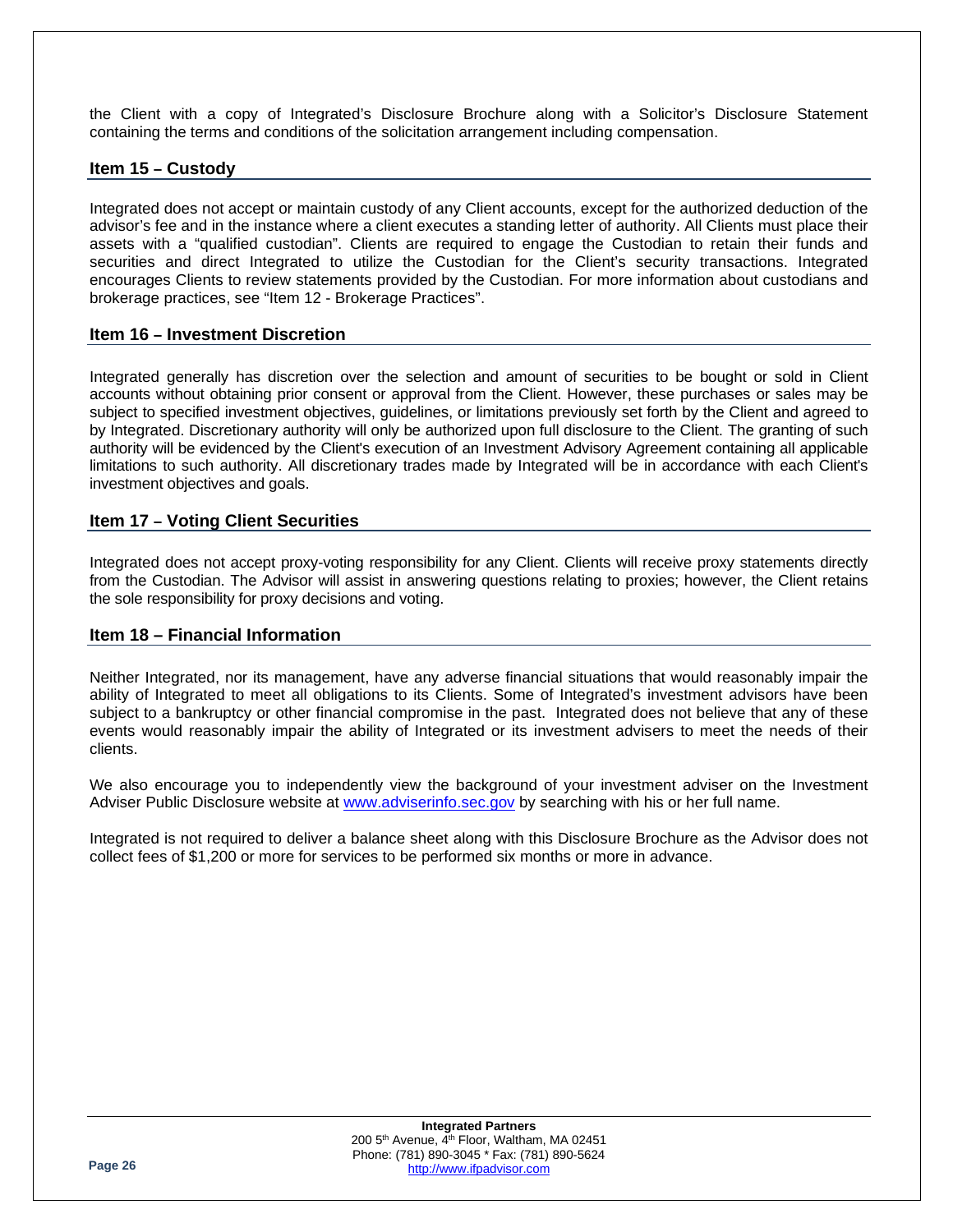the Client with a copy of Integrated's Disclosure Brochure along with a Solicitor's Disclosure Statement containing the terms and conditions of the solicitation arrangement including compensation.

## Item 15 – Custody

Integrated does not accept or maintain custody of any Client accounts, except for the authorized deduction of the advisor's fee and in the instance where a client executes a standing letter of authority. All Clients must place their assets with a "qualified custodian". Clients are required to engage the Custodian to retain their funds and securities and direct Integrated to utilize the Custodian for the Client's security transactions. Integrated encourages Clients to review statements provided by the Custodian. For more information about custodians and brokerage practices, see "Item 12 - Brokerage Practices".

## Item 16 – Investment Discretion

Integrated generally has discretion over the selection and amount of securities to be bought or sold in Client accounts without obtaining prior consent or approval from the Client. However, these purchases or sales may be subject to specified investment objectives, guidelines, or limitations previously set forth by the Client and agreed to by Integrated. Discretionary authority will only be authorized upon full disclosure to the Client. The granting of such authority will be evidenced by the Client's execution of an Investment Advisory Agreement containing all applicable limitations to such authority. All discretionary trades made by Integrated will be in accordance with each Client's investment objectives and goals.

## Item 17 – Voting Client Securities

Integrated does not accept proxy-voting responsibility for any Client. Clients will receive proxy statements directly from the Custodian. The Advisor will assist in answering questions relating to proxies; however, the Client retains the sole responsibility for proxy decisions and voting.

## Item 18 – Financial Information

Neither Integrated, nor its management, have any adverse financial situations that would reasonably impair the ability of Integrated to meet all obligations to its Clients. Some of Integrated's investment advisors have been subject to a bankruptcy or other financial compromise in the past. Integrated does not believe that any of these events would reasonably impair the ability of Integrated or its investment advisers to meet the needs of their clients.

We also encourage you to independently view the background of your investment adviser on the Investment Adviser Public Disclosure website at www.adviserinfo.sec.gov by searching with his or her full name.

Integrated is not required to deliver a balance sheet along with this Disclosure Brochure as the Advisor does not collect fees of $1,200 or more for services to be performed six months or more in advance.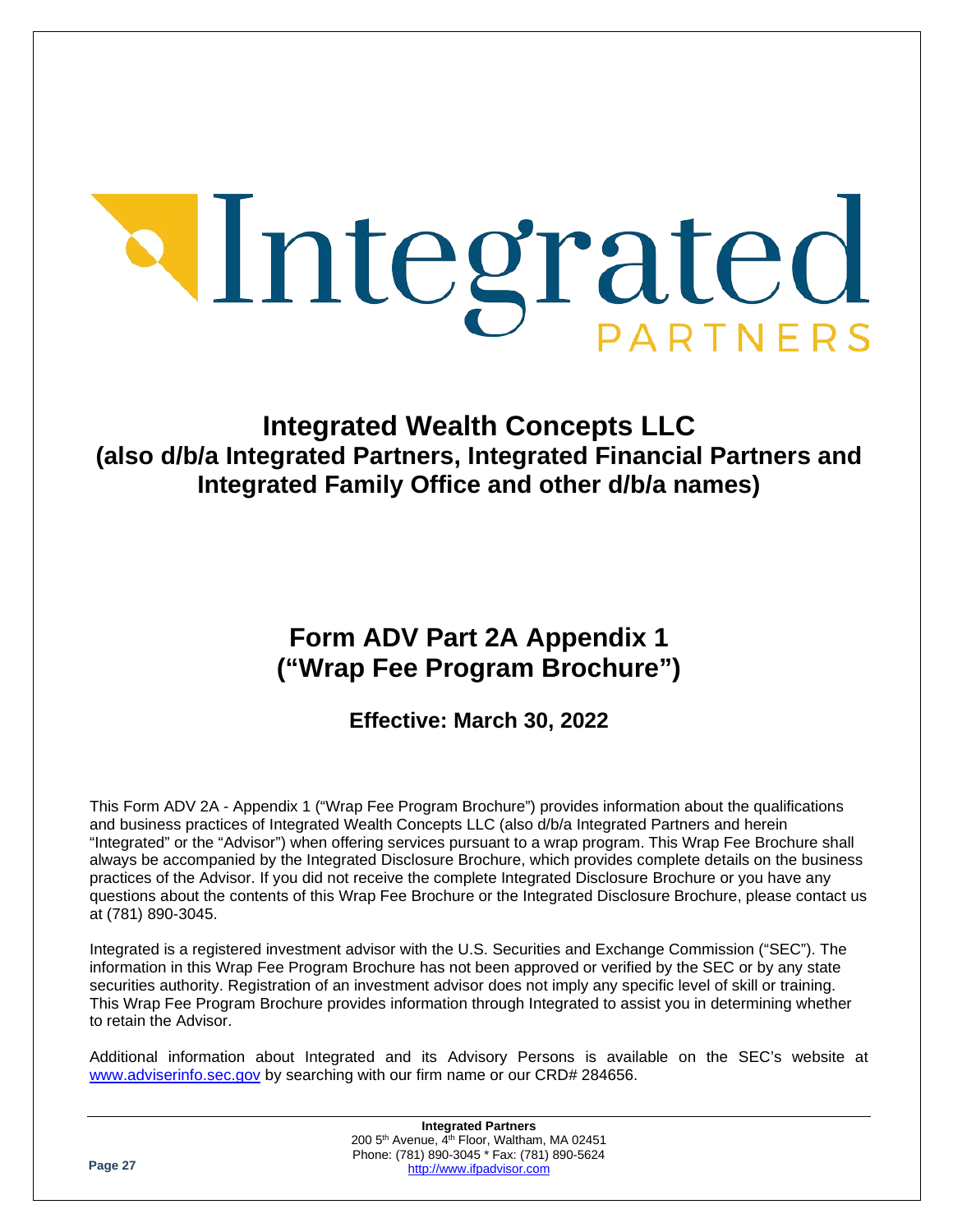# Integrated Wealth Concepts LLC
## (also d/b/a Integrated Partners, Integrated Financial Partners and Integrated Family Office and other d/b/a names)

# Form ADV Part 2A Appendix 1
# (“Wrap Fee Program Brochure”)

### Effective: March 30, 2022

This Form ADV 2A - Appendix 1 (“Wrap Fee Program Brochure”) provides information about the qualifications and business practices of Integrated Wealth Concepts LLC (also d/b/a Integrated Partners and herein “Integrated” or the “Advisor”) when offering services pursuant to a wrap program. This Wrap Fee Brochure shall always be accompanied by the Integrated Disclosure Brochure, which provides complete details on the business practices of the Advisor. If you did not receive the complete Integrated Disclosure Brochure or you have any questions about the contents of this Wrap Fee Brochure or the Integrated Disclosure Brochure, please contact us at (781) 890-3045.

Integrated is a registered investment advisor with the U.S. Securities and Exchange Commission (“SEC”). The information in this Wrap Fee Program Brochure has not been approved or verified by the SEC or by any state securities authority. Registration of an investment advisor does not imply any specific level of skill or training. This Wrap Fee Program Brochure provides information through Integrated to assist you in determining whether to retain the Advisor.

Additional information about Integrated and its Advisory Persons is available on the SEC’s website at www.adviserinfo.sec.gov by searching with our firm name or our CRD# 284656.

**Integrated Partners**
200 5th Avenue, 4th Floor, Waltham, MA 02451
Phone: (781) 890-3045 * Fax: (781) 890-5624
http://www.ifpadvisor.com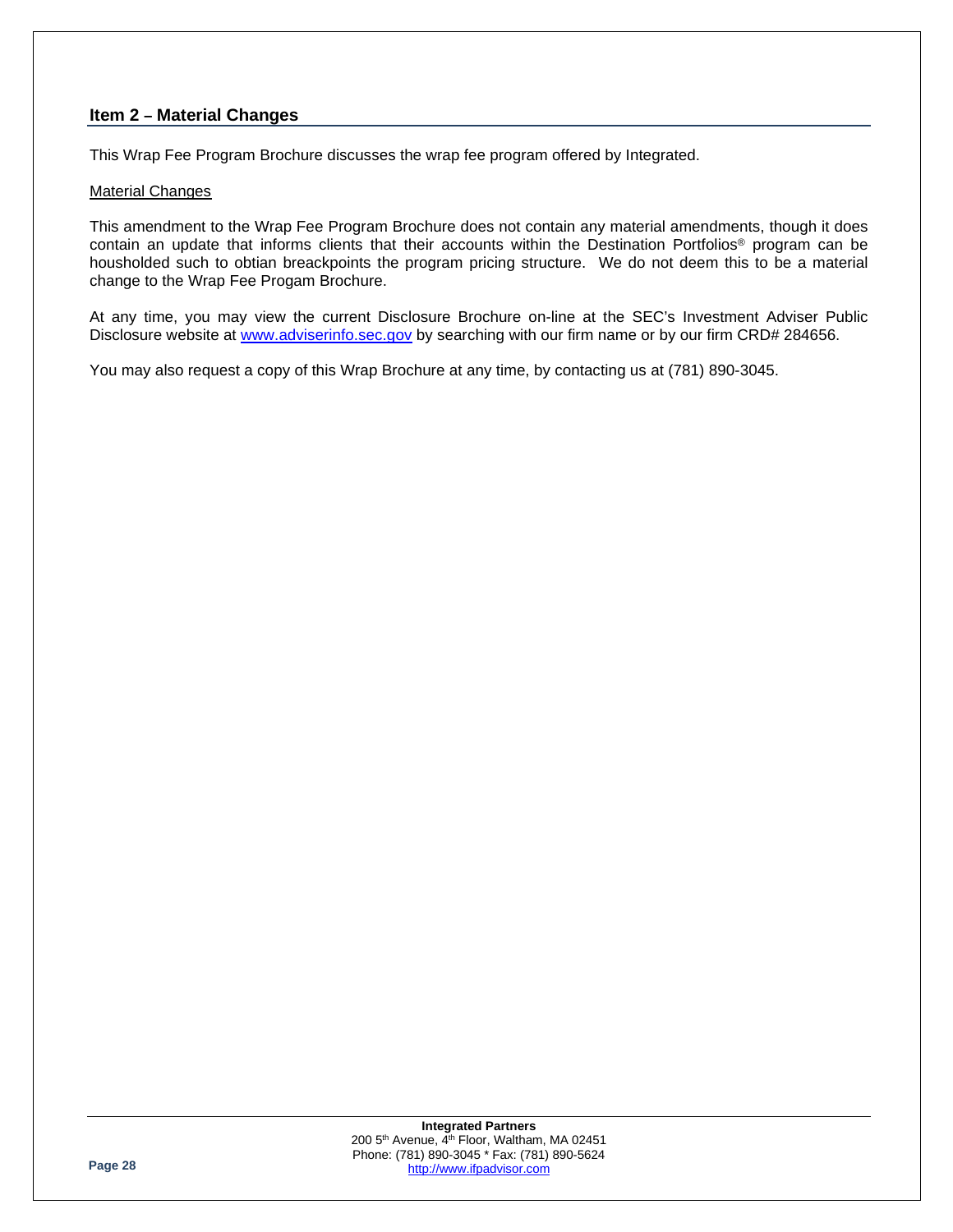## Item 2 – Material Changes

This Wrap Fee Program Brochure discusses the wrap fee program offered by Integrated.

Material Changes

This amendment to the Wrap Fee Program Brochure does not contain any material amendments, though it does contain an update that informs clients that their accounts within the Destination Portfolios® program can be housholded such to obtian breackpoints the program pricing structure. We do not deem this to be a material change to the Wrap Fee Progam Brochure.

At any time, you may view the current Disclosure Brochure on-line at the SEC's Investment Adviser Public Disclosure website at www.adviserinfo.sec.gov by searching with our firm name or by our firm CRD# 284656.

You may also request a copy of this Wrap Brochure at any time, by contacting us at (781) 890-3045.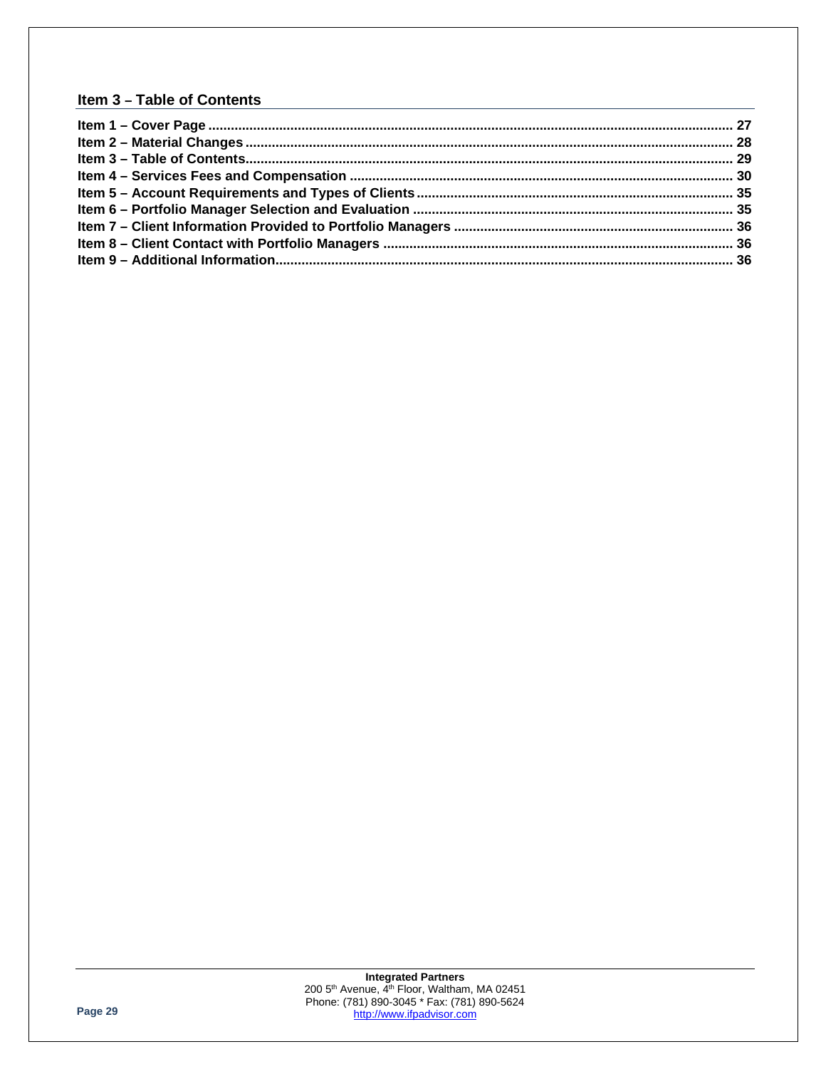## Item 3 – Table of Contents

**Item 1 – Cover Page** .......... 27
**Item 2 – Material Changes** .......... 28
**Item 3 – Table of Contents** .......... 29
**Item 4 – Services Fees and Compensation** .......... 30
**Item 5 – Account Requirements and Types of Clients** .......... 35
**Item 6 – Portfolio Manager Selection and Evaluation** .......... 35
**Item 7 – Client Information Provided to Portfolio Managers** .......... 36
**Item 8 – Client Contact with Portfolio Managers** .......... 36
**Item 9 – Additional Information** .......... 36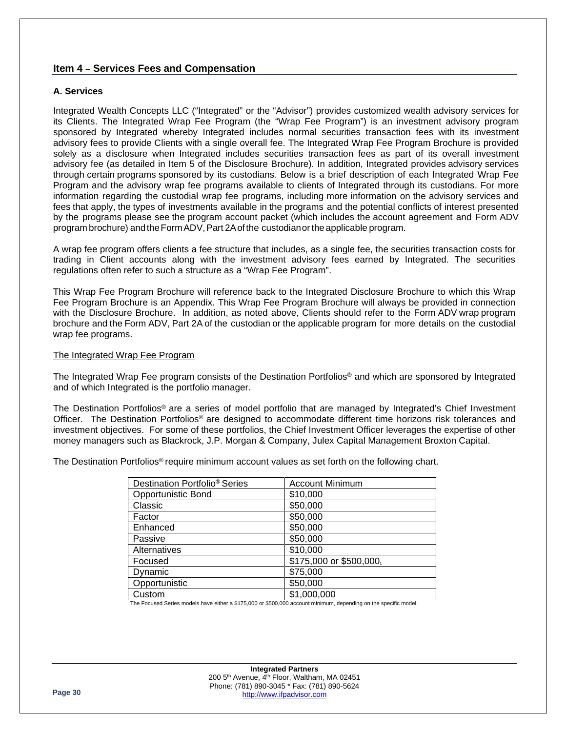## Item 4 – Services Fees and Compensation

### A. Services

Integrated Wealth Concepts LLC ("Integrated" or the "Advisor") provides customized wealth advisory services for its Clients. The Integrated Wrap Fee Program (the "Wrap Fee Program") is an investment advisory program sponsored by Integrated whereby Integrated includes normal securities transaction fees with its investment advisory fees to provide Clients with a single overall fee. The Integrated Wrap Fee Program Brochure is provided solely as a disclosure when Integrated includes securities transaction fees as part of its overall investment advisory fee (as detailed in Item 5 of the Disclosure Brochure). In addition, Integrated provides advisory services through certain programs sponsored by its custodians. Below is a brief description of each Integrated Wrap Fee Program and the advisory wrap fee programs available to clients of Integrated through its custodians. For more information regarding the custodial wrap fee programs, including more information on the advisory services and fees that apply, the types of investments available in the programs and the potential conflicts of interest presented by the programs please see the program account packet (which includes the account agreement and Form ADV program brochure) and the Form ADV, Part 2A of the custodian or the applicable program.

A wrap fee program offers clients a fee structure that includes, as a single fee, the securities transaction costs for trading in Client accounts along with the investment advisory fees earned by Integrated. The securities regulations often refer to such a structure as a "Wrap Fee Program".

This Wrap Fee Program Brochure will reference back to the Integrated Disclosure Brochure to which this Wrap Fee Program Brochure is an Appendix. This Wrap Fee Program Brochure will always be provided in connection with the Disclosure Brochure. In addition, as noted above, Clients should refer to the Form ADV wrap program brochure and the Form ADV, Part 2A of the custodian or the applicable program for more details on the custodial wrap fee programs.

The Integrated Wrap Fee Program

The Integrated Wrap Fee program consists of the Destination Portfolios® and which are sponsored by Integrated and of which Integrated is the portfolio manager.

The Destination Portfolios® are a series of model portfolio that are managed by Integrated's Chief Investment Officer. The Destination Portfolios® are designed to accommodate different time horizons risk tolerances and investment objectives. For some of these portfolios, the Chief Investment Officer leverages the expertise of other money managers such as Blackrock, J.P. Morgan & Company, Julex Capital Management Broxton Capital.

The Destination Portfolios® require minimum account values as set forth on the following chart.

| Destination Portfolio® Series | Account Minimum |
|---|---|
| Opportunistic Bond | $10,000 |
| Classic | $50,000 |
| Factor | $50,000 |
| Enhanced | $50,000 |
| Passive | $50,000 |
| Alternatives | $10,000 |
| Focused | $175,000 or $500,000[1] |
| Dynamic | $75,000 |
| Opportunistic | $50,000 |
| Custom | $1,000,000 |

The Focused Series models have either a $175,000 or $500,000 account minimum, depending on the specific model.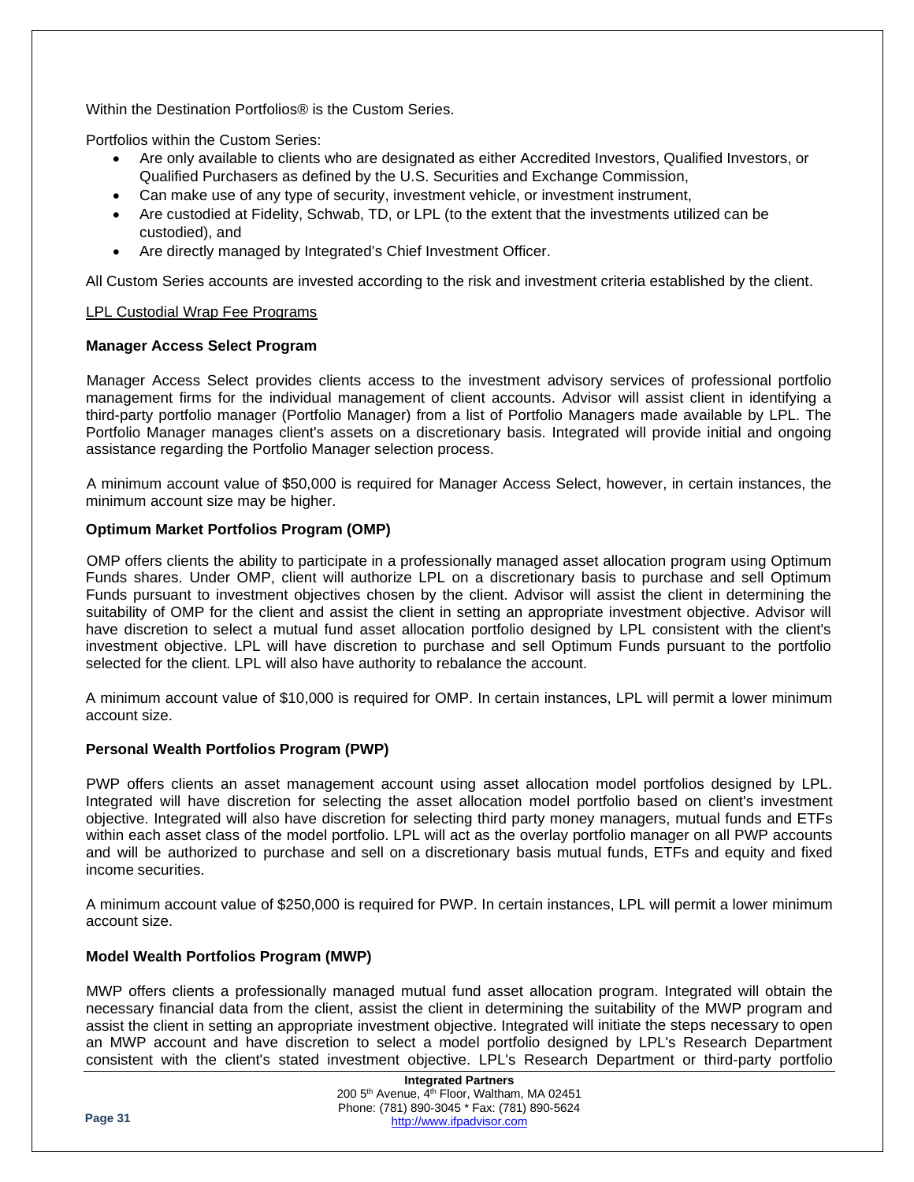Within the Destination Portfolios® is the Custom Series.

Portfolios within the Custom Series:

- Are only available to clients who are designated as either Accredited Investors, Qualified Investors, or Qualified Purchasers as defined by the U.S. Securities and Exchange Commission,
- Can make use of any type of security, investment vehicle, or investment instrument,
- Are custodied at Fidelity, Schwab, TD, or LPL (to the extent that the investments utilized can be custodied), and
- Are directly managed by Integrated's Chief Investment Officer.

All Custom Series accounts are invested according to the risk and investment criteria established by the client.

<u>LPL Custodial Wrap Fee Programs</u>

**Manager Access Select Program**

Manager Access Select provides clients access to the investment advisory services of professional portfolio management firms for the individual management of client accounts. Advisor will assist client in identifying a third-party portfolio manager (Portfolio Manager) from a list of Portfolio Managers made available by LPL. The Portfolio Manager manages client's assets on a discretionary basis. Integrated will provide initial and ongoing assistance regarding the Portfolio Manager selection process.

A minimum account value of $50,000 is required for Manager Access Select, however, in certain instances, the minimum account size may be higher.

**Optimum Market Portfolios Program (OMP)**

OMP offers clients the ability to participate in a professionally managed asset allocation program using Optimum Funds shares. Under OMP, client will authorize LPL on a discretionary basis to purchase and sell Optimum Funds pursuant to investment objectives chosen by the client. Advisor will assist the client in determining the suitability of OMP for the client and assist the client in setting an appropriate investment objective. Advisor will have discretion to select a mutual fund asset allocation portfolio designed by LPL consistent with the client's investment objective. LPL will have discretion to purchase and sell Optimum Funds pursuant to the portfolio selected for the client. LPL will also have authority to rebalance the account.

A minimum account value of $10,000 is required for OMP. In certain instances, LPL will permit a lower minimum account size.

**Personal Wealth Portfolios Program (PWP)**

PWP offers clients an asset management account using asset allocation model portfolios designed by LPL. Integrated will have discretion for selecting the asset allocation model portfolio based on client's investment objective. Integrated will also have discretion for selecting third party money managers, mutual funds and ETFs within each asset class of the model portfolio. LPL will act as the overlay portfolio manager on all PWP accounts and will be authorized to purchase and sell on a discretionary basis mutual funds, ETFs and equity and fixed income securities.

A minimum account value of $250,000 is required for PWP. In certain instances, LPL will permit a lower minimum account size.

**Model Wealth Portfolios Program (MWP)**

MWP offers clients a professionally managed mutual fund asset allocation program. Integrated will obtain the necessary financial data from the client, assist the client in determining the suitability of the MWP program and assist the client in setting an appropriate investment objective. Integrated will initiate the steps necessary to open an MWP account and have discretion to select a model portfolio designed by LPL's Research Department consistent with the client's stated investment objective. LPL's Research Department or third-party portfolio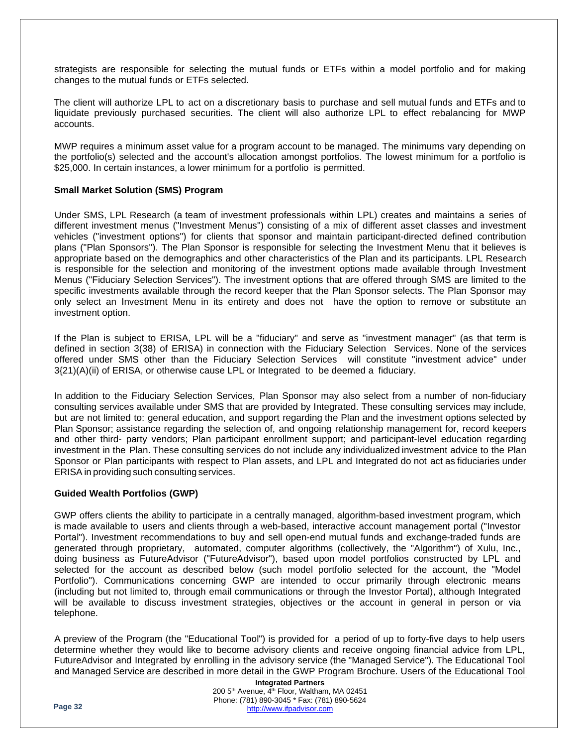strategists are responsible for selecting the mutual funds or ETFs within a model portfolio and for making changes to the mutual funds or ETFs selected.

The client will authorize LPL to act on a discretionary basis to purchase and sell mutual funds and ETFs and to liquidate previously purchased securities. The client will also authorize LPL to effect rebalancing for MWP accounts.

MWP requires a minimum asset value for a program account to be managed. The minimums vary depending on the portfolio(s) selected and the account's allocation amongst portfolios. The lowest minimum for a portfolio is $25,000. In certain instances, a lower minimum for a portfolio is permitted.

**Small Market Solution (SMS) Program**

Under SMS, LPL Research (a team of investment professionals within LPL) creates and maintains a series of different investment menus ("Investment Menus") consisting of a mix of different asset classes and investment vehicles ("investment options") for clients that sponsor and maintain participant-directed defined contribution plans ("Plan Sponsors"). The Plan Sponsor is responsible for selecting the Investment Menu that it believes is appropriate based on the demographics and other characteristics of the Plan and its participants. LPL Research is responsible for the selection and monitoring of the investment options made available through Investment Menus ("Fiduciary Selection Services"). The investment options that are offered through SMS are limited to the specific investments available through the record keeper that the Plan Sponsor selects. The Plan Sponsor may only select an Investment Menu in its entirety and does not have the option to remove or substitute an investment option.

If the Plan is subject to ERISA, LPL will be a "fiduciary" and serve as "investment manager" (as that term is defined in section 3(38) of ERISA) in connection with the Fiduciary Selection Services. None of the services offered under SMS other than the Fiduciary Selection Services will constitute "investment advice" under 3{21)(A)(ii) of ERISA, or otherwise cause LPL or Integrated to be deemed a fiduciary.

In addition to the Fiduciary Selection Services, Plan Sponsor may also select from a number of non-fiduciary consulting services available under SMS that are provided by Integrated. These consulting services may include, but are not limited to: general education, and support regarding the Plan and the investment options selected by Plan Sponsor; assistance regarding the selection of, and ongoing relationship management for, record keepers and other third- party vendors; Plan participant enrollment support; and participant-level education regarding investment in the Plan. These consulting services do not include any individualized investment advice to the Plan Sponsor or Plan participants with respect to Plan assets, and LPL and Integrated do not act as fiduciaries under ERISA in providing such consulting services.

**Guided Wealth Portfolios (GWP)**

GWP offers clients the ability to participate in a centrally managed, algorithm-based investment program, which is made available to users and clients through a web-based, interactive account management portal ("Investor Portal"). Investment recommendations to buy and sell open-end mutual funds and exchange-traded funds are generated through proprietary, automated, computer algorithms (collectively, the "Algorithm") of Xulu, Inc., doing business as FutureAdvisor ("FutureAdvisor"), based upon model portfolios constructed by LPL and selected for the account as described below (such model portfolio selected for the account, the "Model Portfolio"). Communications concerning GWP are intended to occur primarily through electronic means (including but not limited to, through email communications or through the Investor Portal), although Integrated will be available to discuss investment strategies, objectives or the account in general in person or via telephone.

A preview of the Program (the "Educational Tool") is provided for a period of up to forty-five days to help users determine whether they would like to become advisory clients and receive ongoing financial advice from LPL, FutureAdvisor and Integrated by enrolling in the advisory service (the "Managed Service"). The Educational Tool and Managed Service are described in more detail in the GWP Program Brochure. Users of the Educational Tool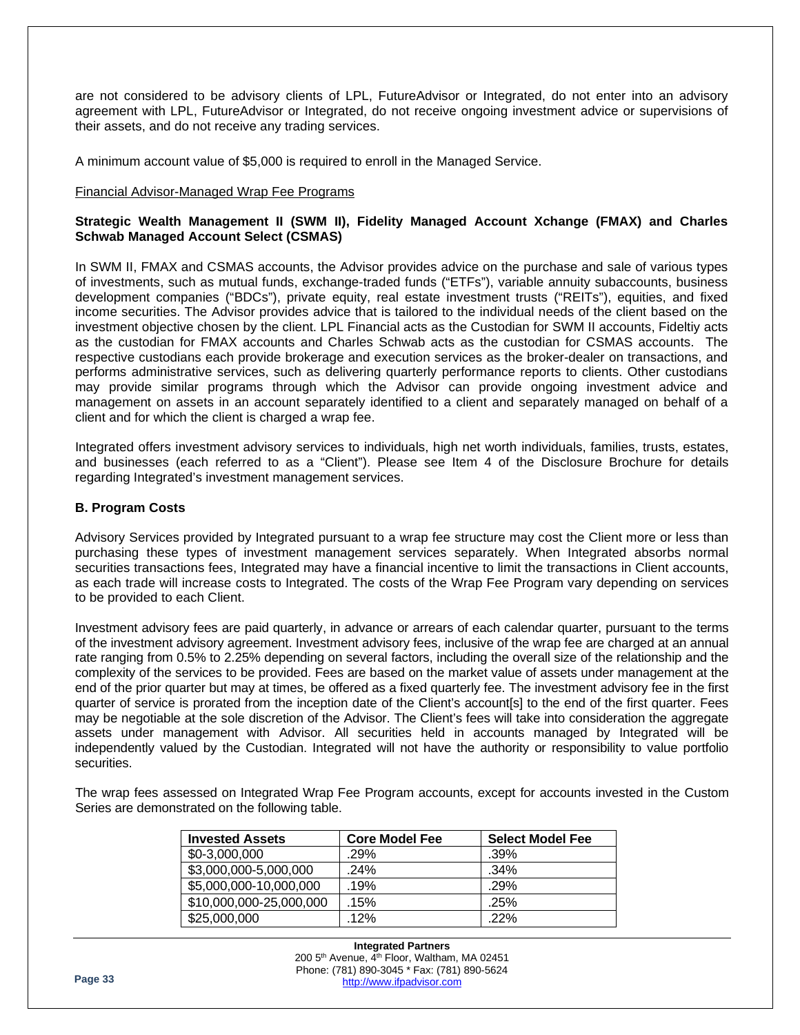are not considered to be advisory clients of LPL, FutureAdvisor or Integrated, do not enter into an advisory agreement with LPL, FutureAdvisor or Integrated, do not receive ongoing investment advice or supervisions of their assets, and do not receive any trading services.

A minimum account value of $5,000 is required to enroll in the Managed Service.

Financial Advisor-Managed Wrap Fee Programs

**Strategic Wealth Management II (SWM II), Fidelity Managed Account Xchange (FMAX) and Charles Schwab Managed Account Select (CSMAS)**

In SWM II, FMAX and CSMAS accounts, the Advisor provides advice on the purchase and sale of various types of investments, such as mutual funds, exchange-traded funds ("ETFs"), variable annuity subaccounts, business development companies ("BDCs"), private equity, real estate investment trusts ("REITs"), equities, and fixed income securities. The Advisor provides advice that is tailored to the individual needs of the client based on the investment objective chosen by the client. LPL Financial acts as the Custodian for SWM II accounts, Fideltiy acts as the custodian for FMAX accounts and Charles Schwab acts as the custodian for CSMAS accounts. The respective custodians each provide brokerage and execution services as the broker-dealer on transactions, and performs administrative services, such as delivering quarterly performance reports to clients. Other custodians may provide similar programs through which the Advisor can provide ongoing investment advice and management on assets in an account separately identified to a client and separately managed on behalf of a client and for which the client is charged a wrap fee.

Integrated offers investment advisory services to individuals, high net worth individuals, families, trusts, estates, and businesses (each referred to as a "Client"). Please see Item 4 of the Disclosure Brochure for details regarding Integrated's investment management services.

### B. Program Costs

Advisory Services provided by Integrated pursuant to a wrap fee structure may cost the Client more or less than purchasing these types of investment management services separately. When Integrated absorbs normal securities transactions fees, Integrated may have a financial incentive to limit the transactions in Client accounts, as each trade will increase costs to Integrated. The costs of the Wrap Fee Program vary depending on services to be provided to each Client.

Investment advisory fees are paid quarterly, in advance or arrears of each calendar quarter, pursuant to the terms of the investment advisory agreement. Investment advisory fees, inclusive of the wrap fee are charged at an annual rate ranging from 0.5% to 2.25% depending on several factors, including the overall size of the relationship and the complexity of the services to be provided. Fees are based on the market value of assets under management at the end of the prior quarter but may at times, be offered as a fixed quarterly fee. The investment advisory fee in the first quarter of service is prorated from the inception date of the Client's account[s] to the end of the first quarter. Fees may be negotiable at the sole discretion of the Advisor. The Client's fees will take into consideration the aggregate assets under management with Advisor. All securities held in accounts managed by Integrated will be independently valued by the Custodian. Integrated will not have the authority or responsibility to value portfolio securities.

The wrap fees assessed on Integrated Wrap Fee Program accounts, except for accounts invested in the Custom Series are demonstrated on the following table.

| Invested Assets | Core Model Fee | Select Model Fee |
|---|---|---|
| $0-3,000,000 | .29% | .39% |
| $3,000,000-5,000,000 | .24% | .34% |
| $5,000,000-10,000,000 | .19% | .29% |
| $10,000,000-25,000,000 | .15% | .25% |
| $25,000,000 | .12% | .22% |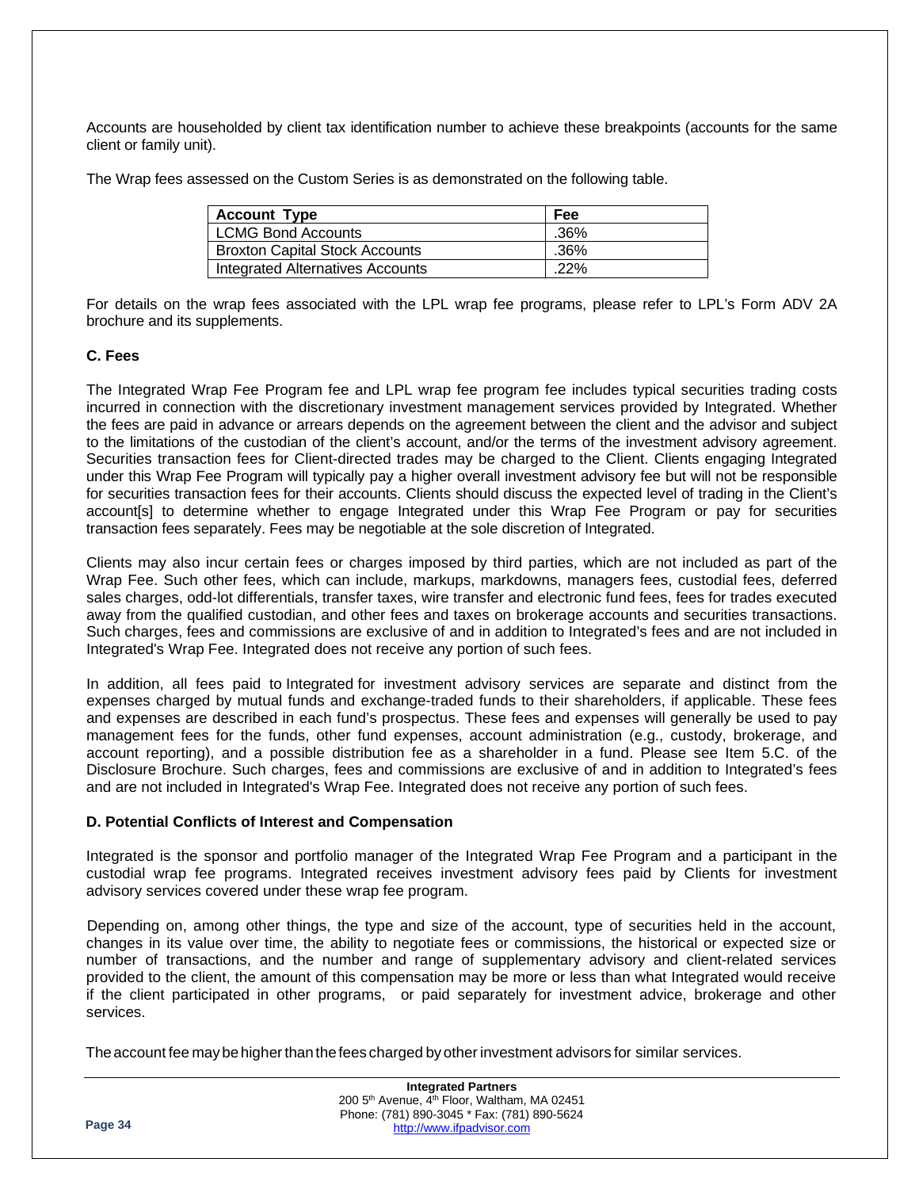Accounts are householded by client tax identification number to achieve these breakpoints (accounts for the same client or family unit).

The Wrap fees assessed on the Custom Series is as demonstrated on the following table.

| Account Type | Fee |
|---|---|
| LCMG Bond Accounts | .36% |
| Broxton Capital Stock Accounts | .36% |
| Integrated Alternatives Accounts | .22% |

For details on the wrap fees associated with the LPL wrap fee programs, please refer to LPL's Form ADV 2A brochure and its supplements.

**C. Fees**

The Integrated Wrap Fee Program fee and LPL wrap fee program fee includes typical securities trading costs incurred in connection with the discretionary investment management services provided by Integrated. Whether the fees are paid in advance or arrears depends on the agreement between the client and the advisor and subject to the limitations of the custodian of the client's account, and/or the terms of the investment advisory agreement. Securities transaction fees for Client-directed trades may be charged to the Client. Clients engaging Integrated under this Wrap Fee Program will typically pay a higher overall investment advisory fee but will not be responsible for securities transaction fees for their accounts. Clients should discuss the expected level of trading in the Client's account[s] to determine whether to engage Integrated under this Wrap Fee Program or pay for securities transaction fees separately. Fees may be negotiable at the sole discretion of Integrated.

Clients may also incur certain fees or charges imposed by third parties, which are not included as part of the Wrap Fee. Such other fees, which can include, markups, markdowns, managers fees, custodial fees, deferred sales charges, odd-lot differentials, transfer taxes, wire transfer and electronic fund fees, fees for trades executed away from the qualified custodian, and other fees and taxes on brokerage accounts and securities transactions. Such charges, fees and commissions are exclusive of and in addition to Integrated's fees and are not included in Integrated's Wrap Fee. Integrated does not receive any portion of such fees.

In addition, all fees paid to Integrated for investment advisory services are separate and distinct from the expenses charged by mutual funds and exchange-traded funds to their shareholders, if applicable. These fees and expenses are described in each fund's prospectus. These fees and expenses will generally be used to pay management fees for the funds, other fund expenses, account administration (e.g., custody, brokerage, and account reporting), and a possible distribution fee as a shareholder in a fund. Please see Item 5.C. of the Disclosure Brochure. Such charges, fees and commissions are exclusive of and in addition to Integrated's fees and are not included in Integrated's Wrap Fee. Integrated does not receive any portion of such fees.

**D. Potential Conflicts of Interest and Compensation**

Integrated is the sponsor and portfolio manager of the Integrated Wrap Fee Program and a participant in the custodial wrap fee programs. Integrated receives investment advisory fees paid by Clients for investment advisory services covered under these wrap fee program.

Depending on, among other things, the type and size of the account, type of securities held in the account, changes in its value over time, the ability to negotiate fees or commissions, the historical or expected size or number of transactions, and the number and range of supplementary advisory and client-related services provided to the client, the amount of this compensation may be more or less than what Integrated would receive if the client participated in other programs, or paid separately for investment advice, brokerage and other services.

The account fee may be higher than the fees charged by other investment advisors for similar services.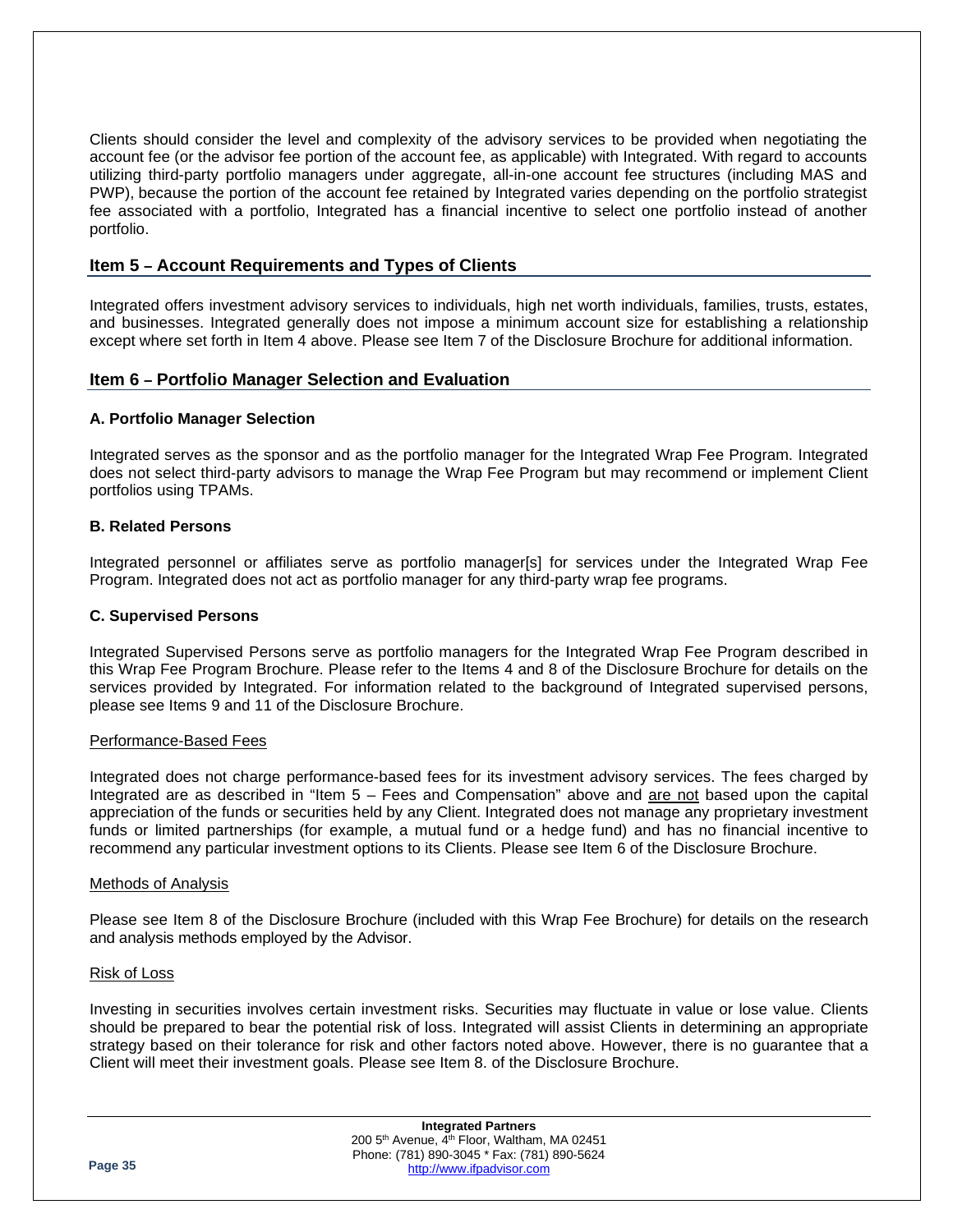Clients should consider the level and complexity of the advisory services to be provided when negotiating the account fee (or the advisor fee portion of the account fee, as applicable) with Integrated. With regard to accounts utilizing third-party portfolio managers under aggregate, all-in-one account fee structures (including MAS and PWP), because the portion of the account fee retained by Integrated varies depending on the portfolio strategist fee associated with a portfolio, Integrated has a financial incentive to select one portfolio instead of another portfolio.

## Item 5 – Account Requirements and Types of Clients

Integrated offers investment advisory services to individuals, high net worth individuals, families, trusts, estates, and businesses. Integrated generally does not impose a minimum account size for establishing a relationship except where set forth in Item 4 above. Please see Item 7 of the Disclosure Brochure for additional information.

## Item 6 – Portfolio Manager Selection and Evaluation

### A. Portfolio Manager Selection

Integrated serves as the sponsor and as the portfolio manager for the Integrated Wrap Fee Program. Integrated does not select third-party advisors to manage the Wrap Fee Program but may recommend or implement Client portfolios using TPAMs.

### B. Related Persons

Integrated personnel or affiliates serve as portfolio manager[s] for services under the Integrated Wrap Fee Program. Integrated does not act as portfolio manager for any third-party wrap fee programs.

### C. Supervised Persons

Integrated Supervised Persons serve as portfolio managers for the Integrated Wrap Fee Program described in this Wrap Fee Program Brochure. Please refer to the Items 4 and 8 of the Disclosure Brochure for details on the services provided by Integrated. For information related to the background of Integrated supervised persons, please see Items 9 and 11 of the Disclosure Brochure.

Performance-Based Fees

Integrated does not charge performance-based fees for its investment advisory services. The fees charged by Integrated are as described in "Item 5 – Fees and Compensation" above and are not based upon the capital appreciation of the funds or securities held by any Client. Integrated does not manage any proprietary investment funds or limited partnerships (for example, a mutual fund or a hedge fund) and has no financial incentive to recommend any particular investment options to its Clients. Please see Item 6 of the Disclosure Brochure.

Methods of Analysis

Please see Item 8 of the Disclosure Brochure (included with this Wrap Fee Brochure) for details on the research and analysis methods employed by the Advisor.

Risk of Loss

Investing in securities involves certain investment risks. Securities may fluctuate in value or lose value. Clients should be prepared to bear the potential risk of loss. Integrated will assist Clients in determining an appropriate strategy based on their tolerance for risk and other factors noted above. However, there is no guarantee that a Client will meet their investment goals. Please see Item 8. of the Disclosure Brochure.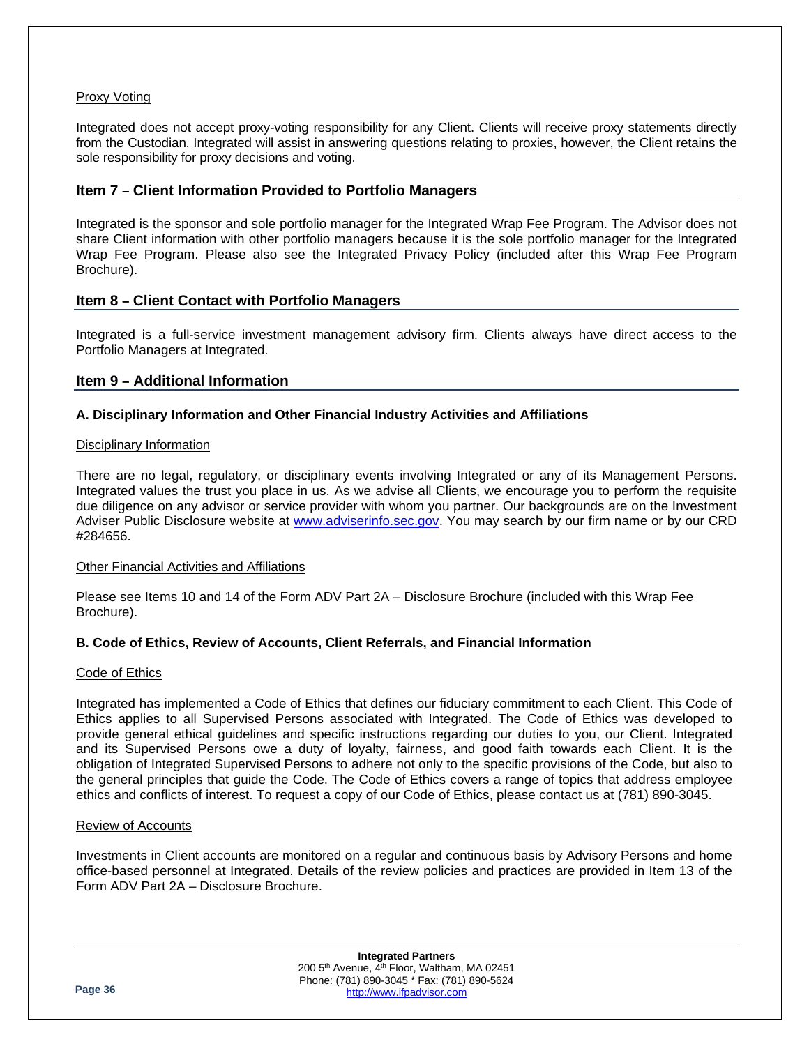<u>Proxy Voting</u>

Integrated does not accept proxy-voting responsibility for any Client. Clients will receive proxy statements directly from the Custodian. Integrated will assist in answering questions relating to proxies, however, the Client retains the sole responsibility for proxy decisions and voting.

## Item 7 – Client Information Provided to Portfolio Managers

Integrated is the sponsor and sole portfolio manager for the Integrated Wrap Fee Program. The Advisor does not share Client information with other portfolio managers because it is the sole portfolio manager for the Integrated Wrap Fee Program. Please also see the Integrated Privacy Policy (included after this Wrap Fee Program Brochure).

## Item 8 – Client Contact with Portfolio Managers

Integrated is a full-service investment management advisory firm. Clients always have direct access to the Portfolio Managers at Integrated.

## Item 9 – Additional Information

### A. Disciplinary Information and Other Financial Industry Activities and Affiliations

<u>Disciplinary Information</u>

There are no legal, regulatory, or disciplinary events involving Integrated or any of its Management Persons. Integrated values the trust you place in us. As we advise all Clients, we encourage you to perform the requisite due diligence on any advisor or service provider with whom you partner. Our backgrounds are on the Investment Adviser Public Disclosure website at [www.adviserinfo.sec.gov](http://www.adviserinfo.sec.gov). You may search by our firm name or by our CRD #284656.

<u>Other Financial Activities and Affiliations</u>

Please see Items 10 and 14 of the Form ADV Part 2A – Disclosure Brochure (included with this Wrap Fee Brochure).

### B. Code of Ethics, Review of Accounts, Client Referrals, and Financial Information

<u>Code of Ethics</u>

Integrated has implemented a Code of Ethics that defines our fiduciary commitment to each Client. This Code of Ethics applies to all Supervised Persons associated with Integrated. The Code of Ethics was developed to provide general ethical guidelines and specific instructions regarding our duties to you, our Client. Integrated and its Supervised Persons owe a duty of loyalty, fairness, and good faith towards each Client. It is the obligation of Integrated Supervised Persons to adhere not only to the specific provisions of the Code, but also to the general principles that guide the Code. The Code of Ethics covers a range of topics that address employee ethics and conflicts of interest. To request a copy of our Code of Ethics, please contact us at (781) 890-3045.

<u>Review of Accounts</u>

Investments in Client accounts are monitored on a regular and continuous basis by Advisory Persons and home office-based personnel at Integrated. Details of the review policies and practices are provided in Item 13 of the Form ADV Part 2A – Disclosure Brochure.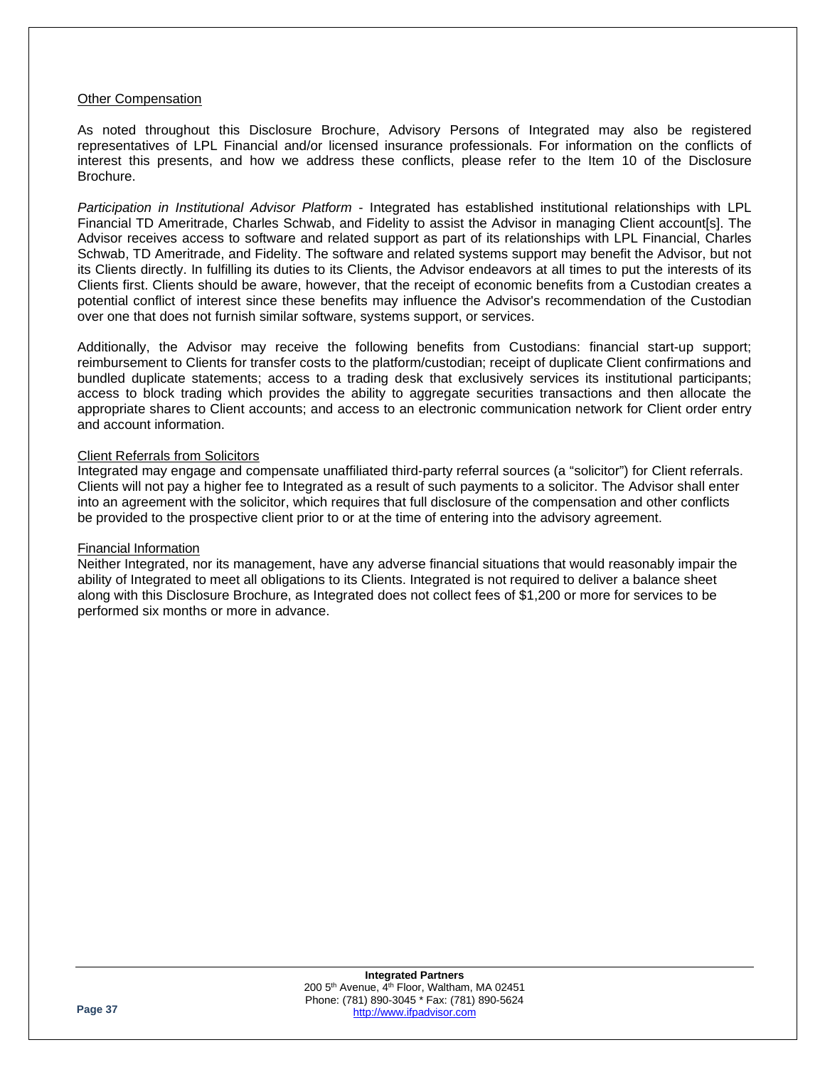Other Compensation

As noted throughout this Disclosure Brochure, Advisory Persons of Integrated may also be registered representatives of LPL Financial and/or licensed insurance professionals. For information on the conflicts of interest this presents, and how we address these conflicts, please refer to the Item 10 of the Disclosure Brochure.

*Participation in Institutional Advisor Platform* - Integrated has established institutional relationships with LPL Financial TD Ameritrade, Charles Schwab, and Fidelity to assist the Advisor in managing Client account[s]. The Advisor receives access to software and related support as part of its relationships with LPL Financial, Charles Schwab, TD Ameritrade, and Fidelity. The software and related systems support may benefit the Advisor, but not its Clients directly. In fulfilling its duties to its Clients, the Advisor endeavors at all times to put the interests of its Clients first. Clients should be aware, however, that the receipt of economic benefits from a Custodian creates a potential conflict of interest since these benefits may influence the Advisor's recommendation of the Custodian over one that does not furnish similar software, systems support, or services.

Additionally, the Advisor may receive the following benefits from Custodians: financial start-up support; reimbursement to Clients for transfer costs to the platform/custodian; receipt of duplicate Client confirmations and bundled duplicate statements; access to a trading desk that exclusively services its institutional participants; access to block trading which provides the ability to aggregate securities transactions and then allocate the appropriate shares to Client accounts; and access to an electronic communication network for Client order entry and account information.

Client Referrals from Solicitors

Integrated may engage and compensate unaffiliated third-party referral sources (a "solicitor") for Client referrals. Clients will not pay a higher fee to Integrated as a result of such payments to a solicitor. The Advisor shall enter into an agreement with the solicitor, which requires that full disclosure of the compensation and other conflicts be provided to the prospective client prior to or at the time of entering into the advisory agreement.

Financial Information

Neither Integrated, nor its management, have any adverse financial situations that would reasonably impair the ability of Integrated to meet all obligations to its Clients. Integrated is not required to deliver a balance sheet along with this Disclosure Brochure, as Integrated does not collect fees of $1,200 or more for services to be performed six months or more in advance.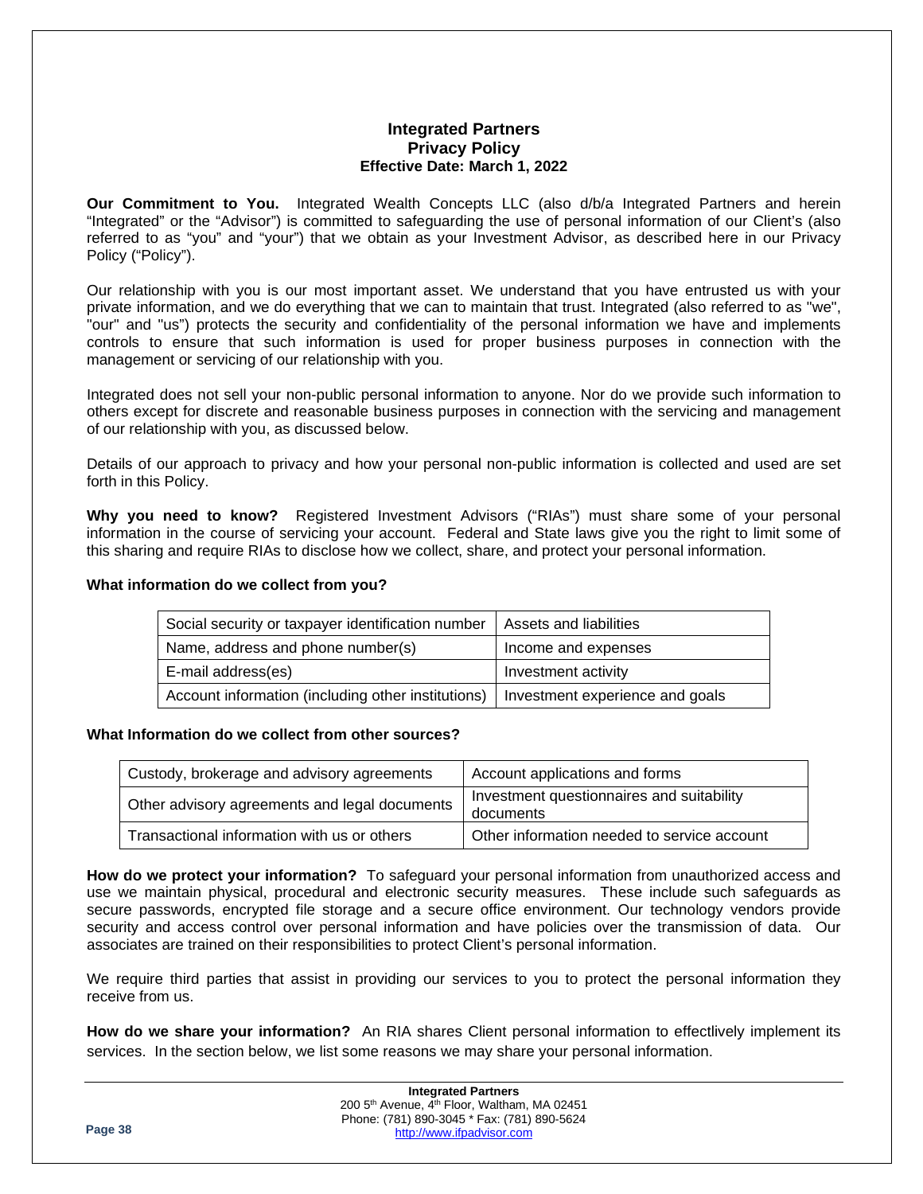# Integrated Partners
## Privacy Policy
### Effective Date: March 1, 2022

**Our Commitment to You.** Integrated Wealth Concepts LLC (also d/b/a Integrated Partners and herein "Integrated" or the "Advisor") is committed to safeguarding the use of personal information of our Client's (also referred to as "you" and "your") that we obtain as your Investment Advisor, as described here in our Privacy Policy ("Policy").

Our relationship with you is our most important asset. We understand that you have entrusted us with your private information, and we do everything that we can to maintain that trust. Integrated (also referred to as "we", "our" and "us") protects the security and confidentiality of the personal information we have and implements controls to ensure that such information is used for proper business purposes in connection with the management or servicing of our relationship with you.

Integrated does not sell your non-public personal information to anyone. Nor do we provide such information to others except for discrete and reasonable business purposes in connection with the servicing and management of our relationship with you, as discussed below.

Details of our approach to privacy and how your personal non-public information is collected and used are set forth in this Policy.

**Why you need to know?** Registered Investment Advisors ("RIAs") must share some of your personal information in the course of servicing your account. Federal and State laws give you the right to limit some of this sharing and require RIAs to disclose how we collect, share, and protect your personal information.

**What information do we collect from you?**

| | |
|---|---|
| Social security or taxpayer identification number | Assets and liabilities |
| Name, address and phone number(s) | Income and expenses |
| E-mail address(es) | Investment activity |
| Account information (including other institutions) | Investment experience and goals |

**What Information do we collect from other sources?**

| | |
|---|---|
| Custody, brokerage and advisory agreements | Account applications and forms |
| Other advisory agreements and legal documents | Investment questionnaires and suitability documents |
| Transactional information with us or others | Other information needed to service account |

**How do we protect your information?** To safeguard your personal information from unauthorized access and use we maintain physical, procedural and electronic security measures. These include such safeguards as secure passwords, encrypted file storage and a secure office environment. Our technology vendors provide security and access control over personal information and have policies over the transmission of data. Our associates are trained on their responsibilities to protect Client's personal information.

We require third parties that assist in providing our services to you to protect the personal information they receive from us.

**How do we share your information?** An RIA shares Client personal information to effectlively implement its services. In the section below, we list some reasons we may share your personal information.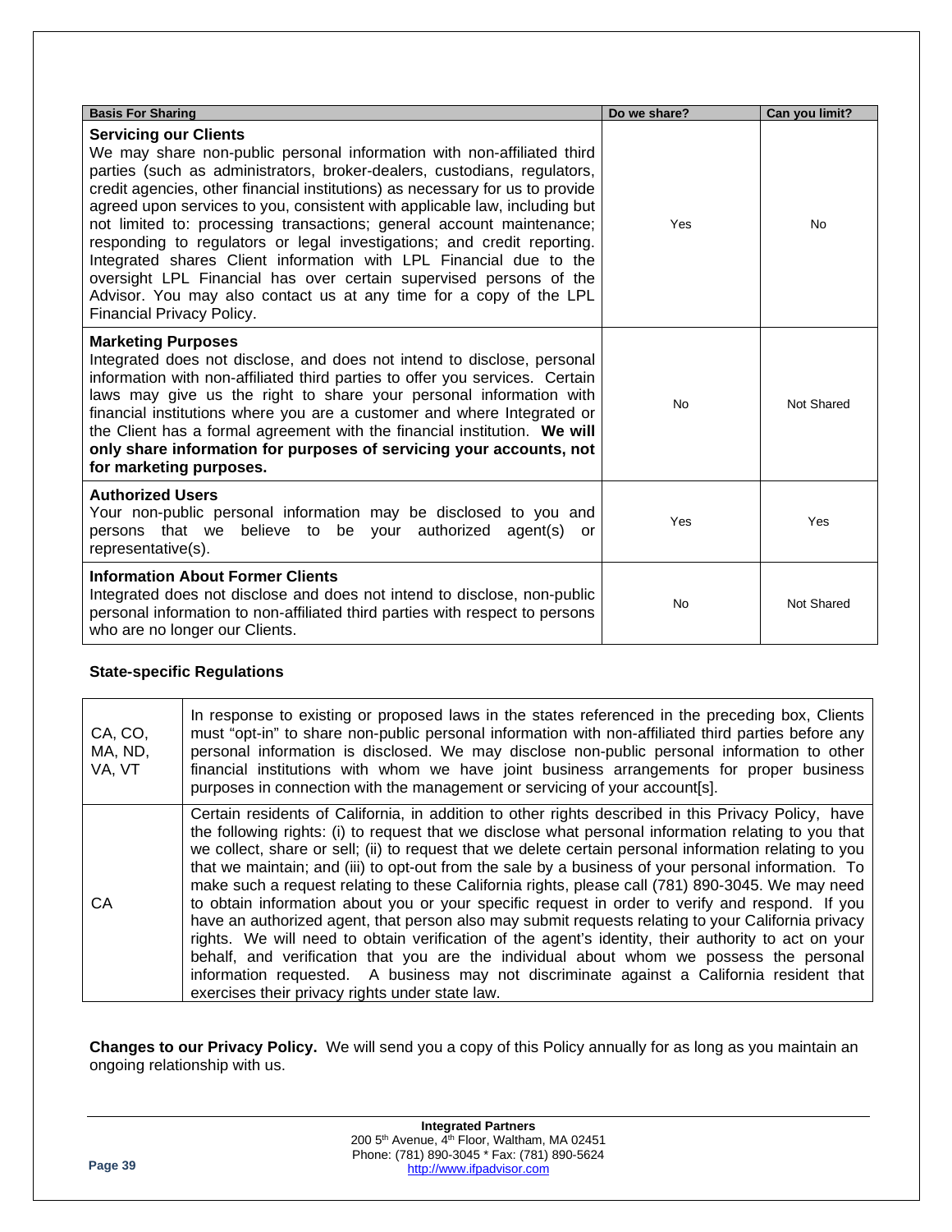| Basis For Sharing | Do we share? | Can you limit? |
| --- | --- | --- |
| **Servicing our Clients**<br>We may share non-public personal information with non-affiliated third parties (such as administrators, broker-dealers, custodians, regulators, credit agencies, other financial institutions) as necessary for us to provide agreed upon services to you, consistent with applicable law, including but not limited to: processing transactions; general account maintenance; responding to regulators or legal investigations; and credit reporting. Integrated shares Client information with LPL Financial due to the oversight LPL Financial has over certain supervised persons of the Advisor. You may also contact us at any time for a copy of the LPL Financial Privacy Policy. | Yes | No |
| **Marketing Purposes**<br>Integrated does not disclose, and does not intend to disclose, personal information with non-affiliated third parties to offer you services. Certain laws may give us the right to share your personal information with financial institutions where you are a customer and where Integrated or the Client has a formal agreement with the financial institution. **We will only share information for purposes of servicing your accounts, not for marketing purposes.** | No | Not Shared |
| **Authorized Users**<br>Your non-public personal information may be disclosed to you and persons that we believe to be your authorized agent(s) or representative(s). | Yes | Yes |
| **Information About Former Clients**<br>Integrated does not disclose and does not intend to disclose, non-public personal information to non-affiliated third parties with respect to persons who are no longer our Clients. | No | Not Shared |

**State-specific Regulations**

| | |
| --- | --- |
| CA, CO, MA, ND, VA, VT | In response to existing or proposed laws in the states referenced in the preceding box, Clients must "opt-in" to share non-public personal information with non-affiliated third parties before any personal information is disclosed. We may disclose non-public personal information to other financial institutions with whom we have joint business arrangements for proper business purposes in connection with the management or servicing of your account[s]. |
| CA | Certain residents of California, in addition to other rights described in this Privacy Policy, have the following rights: (i) to request that we disclose what personal information relating to you that we collect, share or sell; (ii) to request that we delete certain personal information relating to you that we maintain; and (iii) to opt-out from the sale by a business of your personal information. To make such a request relating to these California rights, please call (781) 890-3045. We may need to obtain information about you or your specific request in order to verify and respond. If you have an authorized agent, that person also may submit requests relating to your California privacy rights. We will need to obtain verification of the agent's identity, their authority to act on your behalf, and verification that you are the individual about whom we possess the personal information requested. A business may not discriminate against a California resident that exercises their privacy rights under state law. |

**Changes to our Privacy Policy.** We will send you a copy of this Policy annually for as long as you maintain an ongoing relationship with us.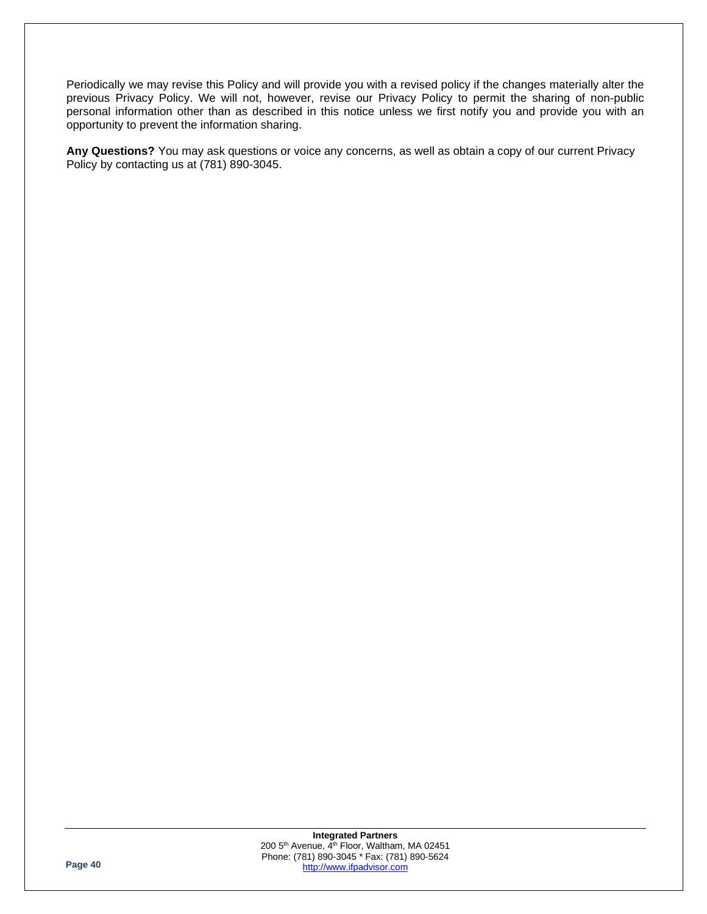Periodically we may revise this Policy and will provide you with a revised policy if the changes materially alter the previous Privacy Policy. We will not, however, revise our Privacy Policy to permit the sharing of non-public personal information other than as described in this notice unless we first notify you and provide you with an opportunity to prevent the information sharing.

**Any Questions?** You may ask questions or voice any concerns, as well as obtain a copy of our current Privacy Policy by contacting us at (781) 890-3045.